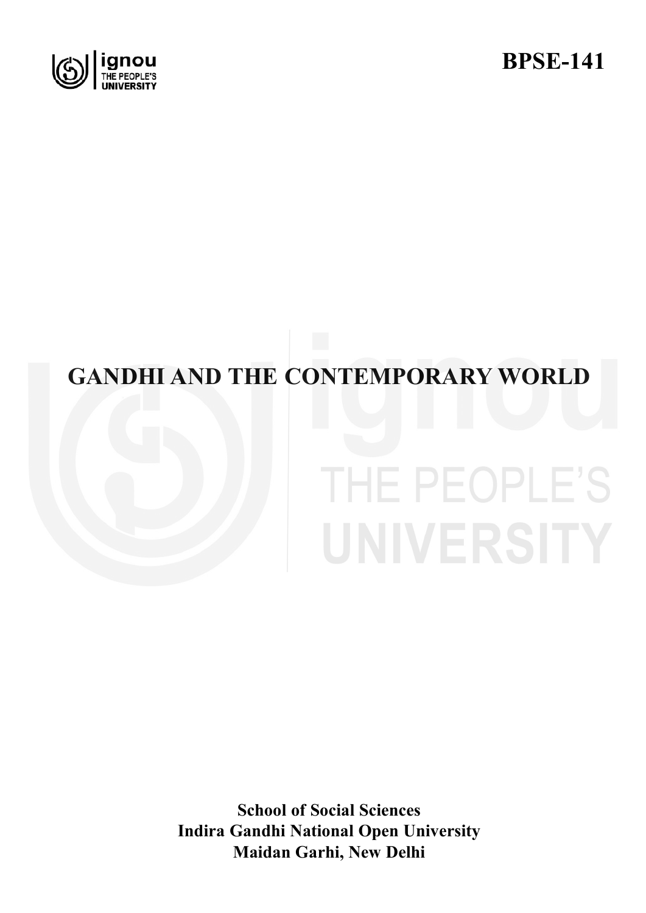**BPSE-141**

# GANDHI AND THE CONTEMPORARY WORLD

**School of Social Sciences**
**Indira Gandhi National Open University**
**Maidan Garhi, New Delhi**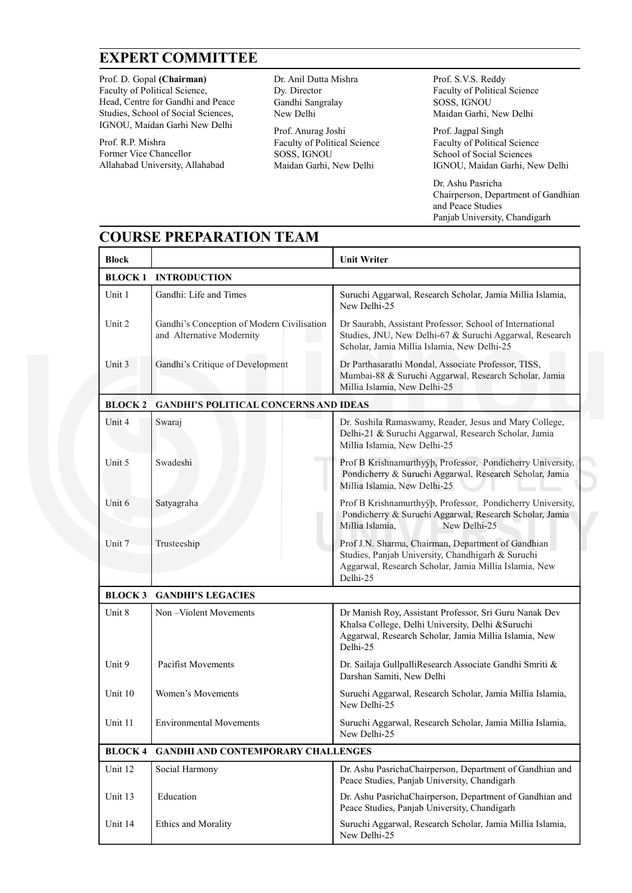## EXPERT COMMITTEE

Prof. D. Gopal **(Chairman)**
Faculty of Political Science,
Head, Centre for Gandhi and Peace Studies, School of Social Sciences, IGNOU, Maidan Garhi New Delhi

Prof. R.P. Mishra
Former Vice Chancellor
Allahabad University, Allahabad

Dr. Anil Dutta Mishra
Dy. Director
Gandhi Sangralay
New Delhi

Prof. Anurag Joshi
Faculty of Political Science
SOSS, IGNOU
Maidan Garhi, New Delhi

Prof. S.V.S. Reddy
Faculty of Political Science
SOSS, IGNOU
Maidan Garhi, New Delhi

Prof. Jagpal Singh
Faculty of Political Science
School of Social Sciences
IGNOU, Maidan Garhi, New Delhi

Dr. Ashu Pasricha
Chairperson, Department of Gandhian and Peace Studies
Panjab University, Chandigarh

## COURSE PREPARATION TEAM

| Block | | Unit Writer |
|---|---|---|
| **BLOCK 1** | **INTRODUCTION** | |
| Unit 1 | Gandhi: Life and Times | Suruchi Aggarwal, Research Scholar, Jamia Millia Islamia, New Delhi-25 |
| Unit 2 | Gandhi's Conception of Modern Civilisation and Alternative Modernity | Dr Saurabh, Assistant Professor, School of International Studies, JNU, New Delhi-67 & Suruchi Aggarwal, Research Scholar, Jamia Millia Islamia, New Delhi-25 |
| Unit 3 | Gandhi's Critique of Development | Dr Parthasarathi Mondal, Associate Professor, TISS, Mumbai-88 & Suruchi Aggarwal, Research Scholar, Jamia Millia Islamia, New Delhi-25 |
| **BLOCK 2** | **GANDHI'S POLITICAL CONCERNS AND IDEAS** | |
| Unit 4 | Swaraj | Dr. Sushila Ramaswamy, Reader, Jesus and Mary College, Delhi-21 & Suruchi Aggarwal, Research Scholar, Jamia Millia Islamia, New Delhi-25 |
| Unit 5 | Swadeshi | Prof B Krishnamurthyÿþ, Professor, Pondicherry University, Pondicherry & Suruchi Aggarwal, Research Scholar, Jamia Millia Islamia, New Delhi-25 |
| Unit 6 | Satyagraha | Prof B Krishnamurthyÿþ, Professor, Pondicherry University, Pondicherry & Suruchi Aggarwal, Research Scholar, Jamia Millia Islamia, New Delhi-25 |
| Unit 7 | Trusteeship | Prof J.N. Sharma, Chairman, Department of Gandhian Studies, Panjab University, Chandhigarh & Suruchi Aggarwal, Research Scholar, Jamia Millia Islamia, New Delhi-25 |
| **BLOCK 3** | **GANDHI'S LEGACIES** | |
| Unit 8 | Non –Violent Movements | Dr Manish Roy, Assistant Professor, Sri Guru Nanak Dev Khalsa College, Delhi University, Delhi &Suruchi Aggarwal, Research Scholar, Jamia Millia Islamia, New Delhi-25 |
| Unit 9 | Pacifist Movements | Dr. Sailaja GullpalliResearch Associate Gandhi Smriti & Darshan Samiti, New Delhi |
| Unit 10 | Women's Movements | Suruchi Aggarwal, Research Scholar, Jamia Millia Islamia, New Delhi-25 |
| Unit 11 | Environmental Movements | Suruchi Aggarwal, Research Scholar, Jamia Millia Islamia, New Delhi-25 |
| **BLOCK 4** | **GANDHI AND CONTEMPORARY CHALLENGES** | |
| Unit 12 | Social Harmony | Dr. Ashu PasrichaChairperson, Department of Gandhian and Peace Studies, Panjab University, Chandigarh |
| Unit 13 | Education | Dr. Ashu PasrichaChairperson, Department of Gandhian and Peace Studies, Panjab University, Chandigarh |
| Unit 14 | Ethics and Morality | Suruchi Aggarwal, Research Scholar, Jamia Millia Islamia, New Delhi-25 |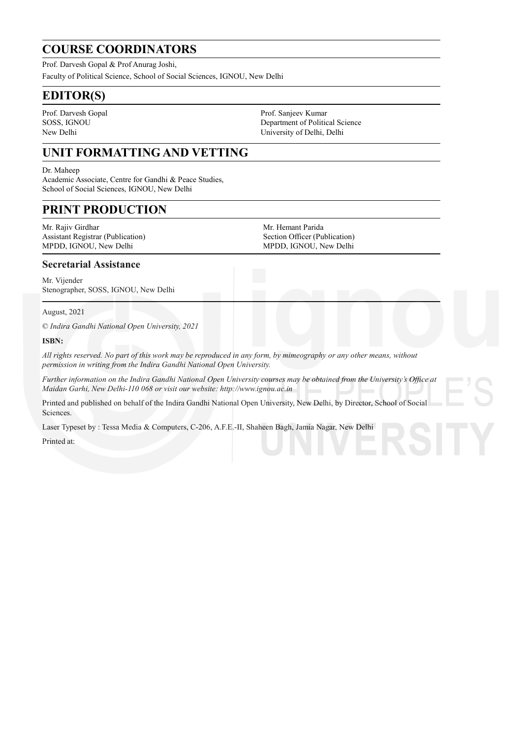## COURSE COORDINATORS

Prof. Darvesh Gopal & Prof Anurag Joshi,
Faculty of Political Science, School of Social Sciences, IGNOU, New Delhi

## EDITOR(S)

Prof. Darvesh Gopal
SOSS, IGNOU
New Delhi

Prof. Sanjeev Kumar
Department of Political Science
University of Delhi, Delhi

## UNIT FORMATTING AND VETTING

Dr. Maheep
Academic Associate, Centre for Gandhi & Peace Studies,
School of Social Sciences, IGNOU, New Delhi

## PRINT PRODUCTION

Mr. Rajiv Girdhar
Assistant Registrar (Publication)
MPDD, IGNOU, New Delhi

Mr. Hemant Parida
Section Officer (Publication)
MPDD, IGNOU, New Delhi

### Secretarial Assistance

Mr. Vijender
Stenographer, SOSS, IGNOU, New Delhi

August, 2021

*© Indira Gandhi National Open University, 2021*

**ISBN:**

*All rights reserved. No part of this work may be reproduced in any form, by mimeography or any other means, without permission in writing from the Indira Gandhi National Open University.*

*Further information on the Indira Gandhi National Open University courses may be obtained from the University's Office at Maidan Garhi, New Delhi-110 068 or visit our website: http://www.ignou.ac.in*

Printed and published on behalf of the Indira Gandhi National Open University, New Delhi, by Director, School of Social Sciences.

Laser Typeset by : Tessa Media & Computers, C-206, A.F.E.-II, Shaheen Bagh, Jamia Nagar, New Delhi

Printed at: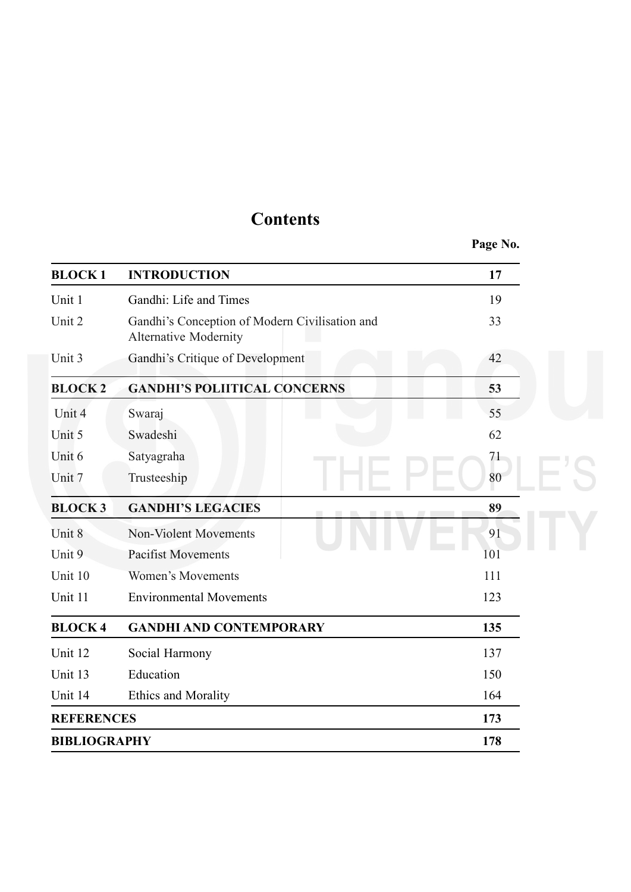# Contents

| | | Page No. |
|---|---|---|
| **BLOCK 1** | **INTRODUCTION** | **17** |
| Unit 1 | Gandhi: Life and Times | 19 |
| Unit 2 | Gandhi's Conception of Modern Civilisation and Alternative Modernity | 33 |
| Unit 3 | Gandhi's Critique of Development | 42 |
| **BLOCK 2** | **GANDHI'S POLIITICAL CONCERNS** | **53** |
| Unit 4 | Swaraj | 55 |
| Unit 5 | Swadeshi | 62 |
| Unit 6 | Satyagraha | 71 |
| Unit 7 | Trusteeship | 80 |
| **BLOCK 3** | **GANDHI'S LEGACIES** | **89** |
| Unit 8 | Non-Violent Movements | 91 |
| Unit 9 | Pacifist Movements | 101 |
| Unit 10 | Women's Movements | 111 |
| Unit 11 | Environmental Movements | 123 |
| **BLOCK 4** | **GANDHI AND CONTEMPORARY** | **135** |
| Unit 12 | Social Harmony | 137 |
| Unit 13 | Education | 150 |
| Unit 14 | Ethics and Morality | 164 |
| **REFERENCES** | | **173** |
| **BIBLIOGRAPHY** | | **178** |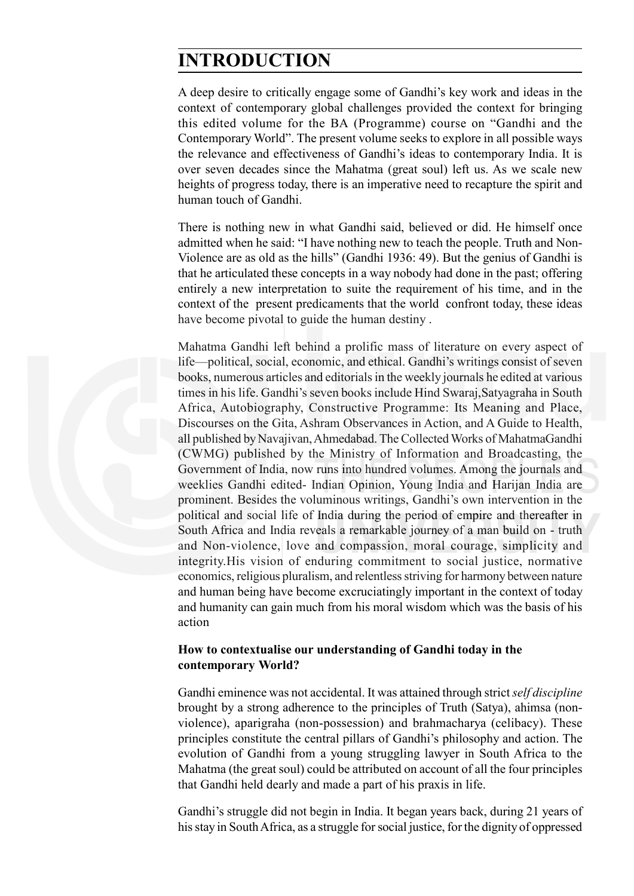# INTRODUCTION

A deep desire to critically engage some of Gandhi's key work and ideas in the context of contemporary global challenges provided the context for bringing this edited volume for the BA (Programme) course on "Gandhi and the Contemporary World". The present volume seeks to explore in all possible ways the relevance and effectiveness of Gandhi's ideas to contemporary India. It is over seven decades since the Mahatma (great soul) left us. As we scale new heights of progress today, there is an imperative need to recapture the spirit and human touch of Gandhi.

There is nothing new in what Gandhi said, believed or did. He himself once admitted when he said: "I have nothing new to teach the people. Truth and Non-Violence are as old as the hills" (Gandhi 1936: 49). But the genius of Gandhi is that he articulated these concepts in a way nobody had done in the past; offering entirely a new interpretation to suite the requirement of his time, and in the context of the present predicaments that the world confront today, these ideas have become pivotal to guide the human destiny .

Mahatma Gandhi left behind a prolific mass of literature on every aspect of life—political, social, economic, and ethical. Gandhi's writings consist of seven books, numerous articles and editorials in the weekly journals he edited at various times in his life. Gandhi's seven books include Hind Swaraj,Satyagraha in South Africa, Autobiography, Constructive Programme: Its Meaning and Place, Discourses on the Gita, Ashram Observances in Action, and A Guide to Health, all published by Navajivan, Ahmedabad. The Collected Works of MahatmaGandhi (CWMG) published by the Ministry of Information and Broadcasting, the Government of India, now runs into hundred volumes. Among the journals and weeklies Gandhi edited- Indian Opinion, Young India and Harijan India are prominent. Besides the voluminous writings, Gandhi's own intervention in the political and social life of India during the period of empire and thereafter in South Africa and India reveals a remarkable journey of a man build on - truth and Non-violence, love and compassion, moral courage, simplicity and integrity.His vision of enduring commitment to social justice, normative economics, religious pluralism, and relentless striving for harmony between nature and human being have become excruciatingly important in the context of today and humanity can gain much from his moral wisdom which was the basis of his action

**How to contextualise our understanding of Gandhi today in the contemporary World?**

Gandhi eminence was not accidental. It was attained through strict *self discipline* brought by a strong adherence to the principles of Truth (Satya), ahimsa (non-violence), aparigraha (non-possession) and brahmacharya (celibacy). These principles constitute the central pillars of Gandhi's philosophy and action. The evolution of Gandhi from a young struggling lawyer in South Africa to the Mahatma (the great soul) could be attributed on account of all the four principles that Gandhi held dearly and made a part of his praxis in life.

Gandhi's struggle did not begin in India. It began years back, during 21 years of his stay in South Africa, as a struggle for social justice, for the dignity of oppressed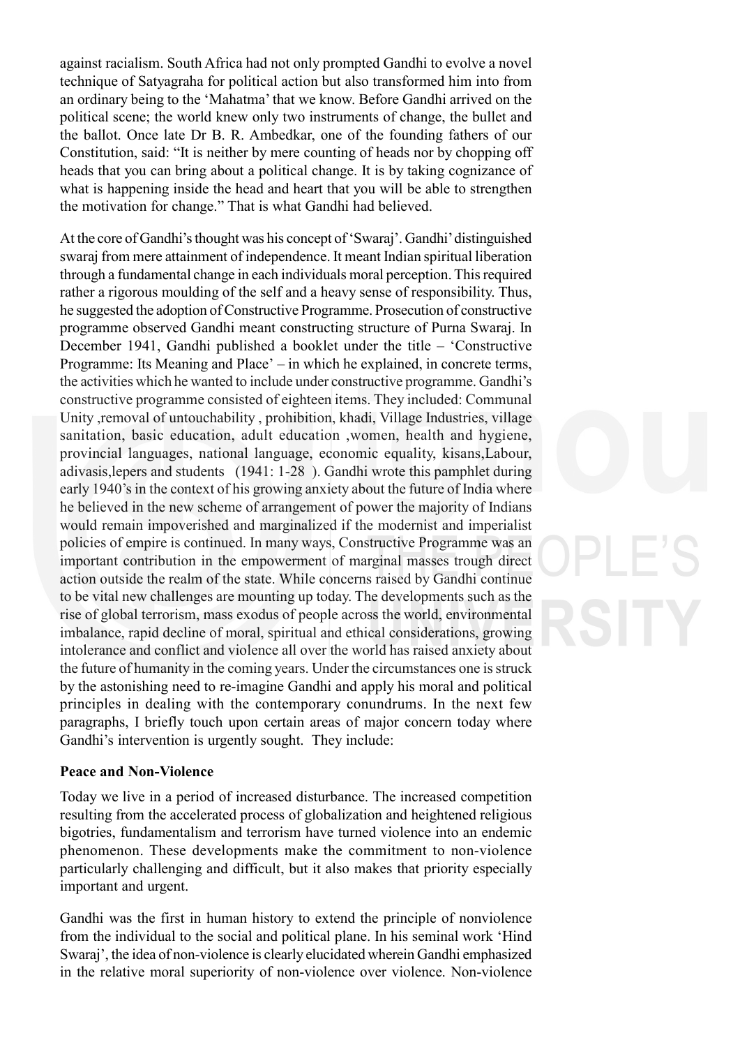against racialism. South Africa had not only prompted Gandhi to evolve a novel technique of Satyagraha for political action but also transformed him into from an ordinary being to the 'Mahatma' that we know. Before Gandhi arrived on the political scene; the world knew only two instruments of change, the bullet and the ballot. Once late Dr B. R. Ambedkar, one of the founding fathers of our Constitution, said: "It is neither by mere counting of heads nor by chopping off heads that you can bring about a political change. It is by taking cognizance of what is happening inside the head and heart that you will be able to strengthen the motivation for change." That is what Gandhi had believed.

At the core of Gandhi's thought was his concept of 'Swaraj'. Gandhi' distinguished swaraj from mere attainment of independence. It meant Indian spiritual liberation through a fundamental change in each individuals moral perception. This required rather a rigorous moulding of the self and a heavy sense of responsibility. Thus, he suggested the adoption of Constructive Programme. Prosecution of constructive programme observed Gandhi meant constructing structure of Purna Swaraj. In December 1941, Gandhi published a booklet under the title – 'Constructive Programme: Its Meaning and Place' – in which he explained, in concrete terms, the activities which he wanted to include under constructive programme. Gandhi's constructive programme consisted of eighteen items. They included: Communal Unity ,removal of untouchability , prohibition, khadi, Village Industries, village sanitation, basic education, adult education ,women, health and hygiene, provincial languages, national language, economic equality, kisans,Labour, adivasis,lepers and students (1941: 1-28 ). Gandhi wrote this pamphlet during early 1940's in the context of his growing anxiety about the future of India where he believed in the new scheme of arrangement of power the majority of Indians would remain impoverished and marginalized if the modernist and imperialist policies of empire is continued. In many ways, Constructive Programme was an important contribution in the empowerment of marginal masses trough direct action outside the realm of the state. While concerns raised by Gandhi continue to be vital new challenges are mounting up today. The developments such as the rise of global terrorism, mass exodus of people across the world, environmental imbalance, rapid decline of moral, spiritual and ethical considerations, growing intolerance and conflict and violence all over the world has raised anxiety about the future of humanity in the coming years. Under the circumstances one is struck by the astonishing need to re-imagine Gandhi and apply his moral and political principles in dealing with the contemporary conundrums. In the next few paragraphs, I briefly touch upon certain areas of major concern today where Gandhi's intervention is urgently sought. They include:

**Peace and Non-Violence**

Today we live in a period of increased disturbance. The increased competition resulting from the accelerated process of globalization and heightened religious bigotries, fundamentalism and terrorism have turned violence into an endemic phenomenon. These developments make the commitment to non-violence particularly challenging and difficult, but it also makes that priority especially important and urgent.

Gandhi was the first in human history to extend the principle of nonviolence from the individual to the social and political plane. In his seminal work 'Hind Swaraj', the idea of non-violence is clearly elucidated wherein Gandhi emphasized in the relative moral superiority of non-violence over violence. Non-violence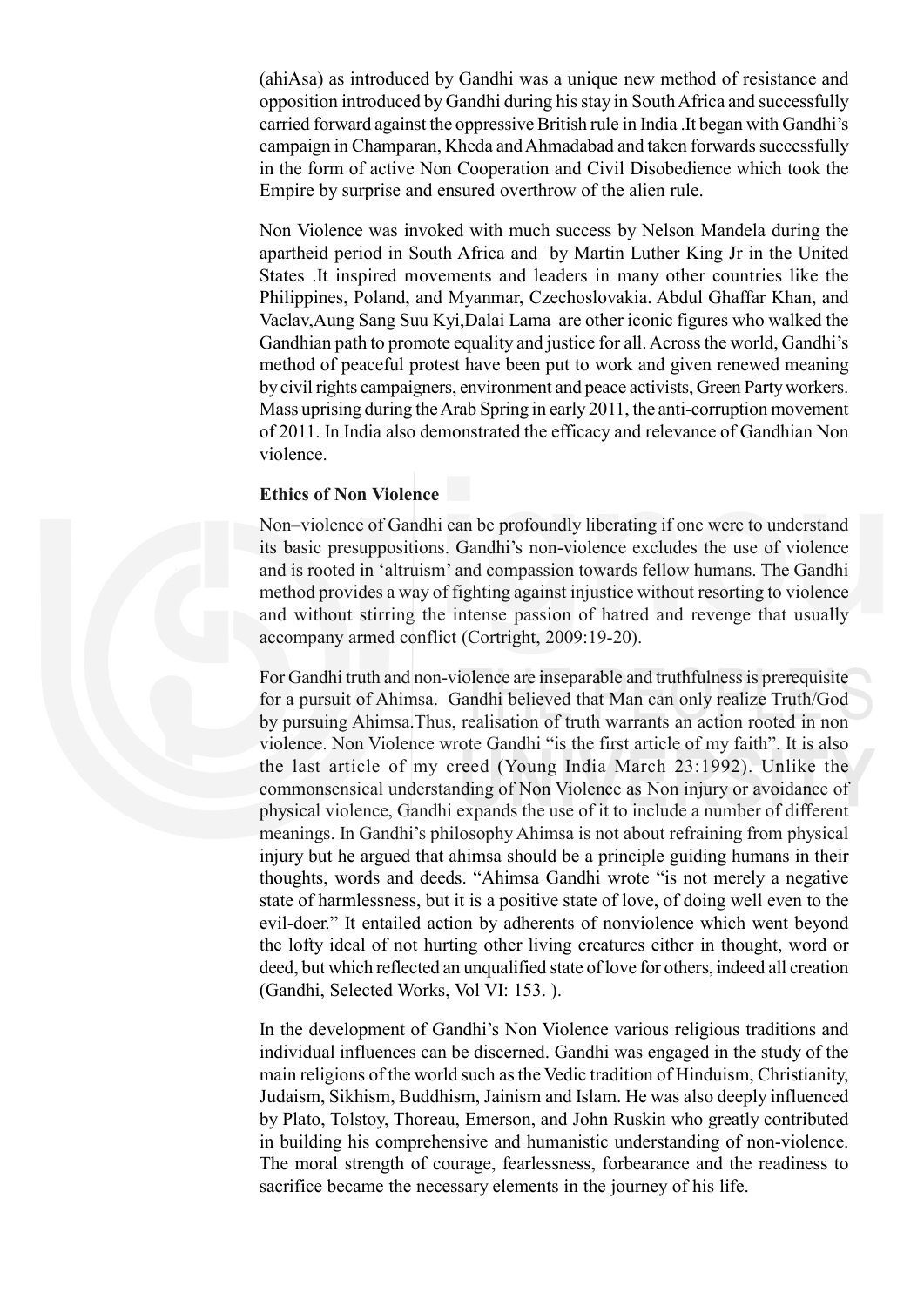(ahiAsa) as introduced by Gandhi was a unique new method of resistance and opposition introduced by Gandhi during his stay in South Africa and successfully carried forward against the oppressive British rule in India .It began with Gandhi's campaign in Champaran, Kheda and Ahmadabad and taken forwards successfully in the form of active Non Cooperation and Civil Disobedience which took the Empire by surprise and ensured overthrow of the alien rule.

Non Violence was invoked with much success by Nelson Mandela during the apartheid period in South Africa and by Martin Luther King Jr in the United States .It inspired movements and leaders in many other countries like the Philippines, Poland, and Myanmar, Czechoslovakia. Abdul Ghaffar Khan, and Vaclav,Aung Sang Suu Kyi,Dalai Lama are other iconic figures who walked the Gandhian path to promote equality and justice for all. Across the world, Gandhi's method of peaceful protest have been put to work and given renewed meaning by civil rights campaigners, environment and peace activists, Green Party workers. Mass uprising during the Arab Spring in early 2011, the anti-corruption movement of 2011. In India also demonstrated the efficacy and relevance of Gandhian Non violence.

**Ethics of Non Violence**

Non–violence of Gandhi can be profoundly liberating if one were to understand its basic presuppositions. Gandhi's non-violence excludes the use of violence and is rooted in 'altruism' and compassion towards fellow humans. The Gandhi method provides a way of fighting against injustice without resorting to violence and without stirring the intense passion of hatred and revenge that usually accompany armed conflict (Cortright, 2009:19-20).

For Gandhi truth and non-violence are inseparable and truthfulness is prerequisite for a pursuit of Ahimsa. Gandhi believed that Man can only realize Truth/God by pursuing Ahimsa.Thus, realisation of truth warrants an action rooted in non violence. Non Violence wrote Gandhi "is the first article of my faith". It is also the last article of my creed (Young India March 23:1992). Unlike the commonsensical understanding of Non Violence as Non injury or avoidance of physical violence, Gandhi expands the use of it to include a number of different meanings. In Gandhi's philosophy Ahimsa is not about refraining from physical injury but he argued that ahimsa should be a principle guiding humans in their thoughts, words and deeds. "Ahimsa Gandhi wrote "is not merely a negative state of harmlessness, but it is a positive state of love, of doing well even to the evil-doer." It entailed action by adherents of nonviolence which went beyond the lofty ideal of not hurting other living creatures either in thought, word or deed, but which reflected an unqualified state of love for others, indeed all creation (Gandhi, Selected Works, Vol VI: 153. ).

In the development of Gandhi's Non Violence various religious traditions and individual influences can be discerned. Gandhi was engaged in the study of the main religions of the world such as the Vedic tradition of Hinduism, Christianity, Judaism, Sikhism, Buddhism, Jainism and Islam. He was also deeply influenced by Plato, Tolstoy, Thoreau, Emerson, and John Ruskin who greatly contributed in building his comprehensive and humanistic understanding of non-violence. The moral strength of courage, fearlessness, forbearance and the readiness to sacrifice became the necessary elements in the journey of his life.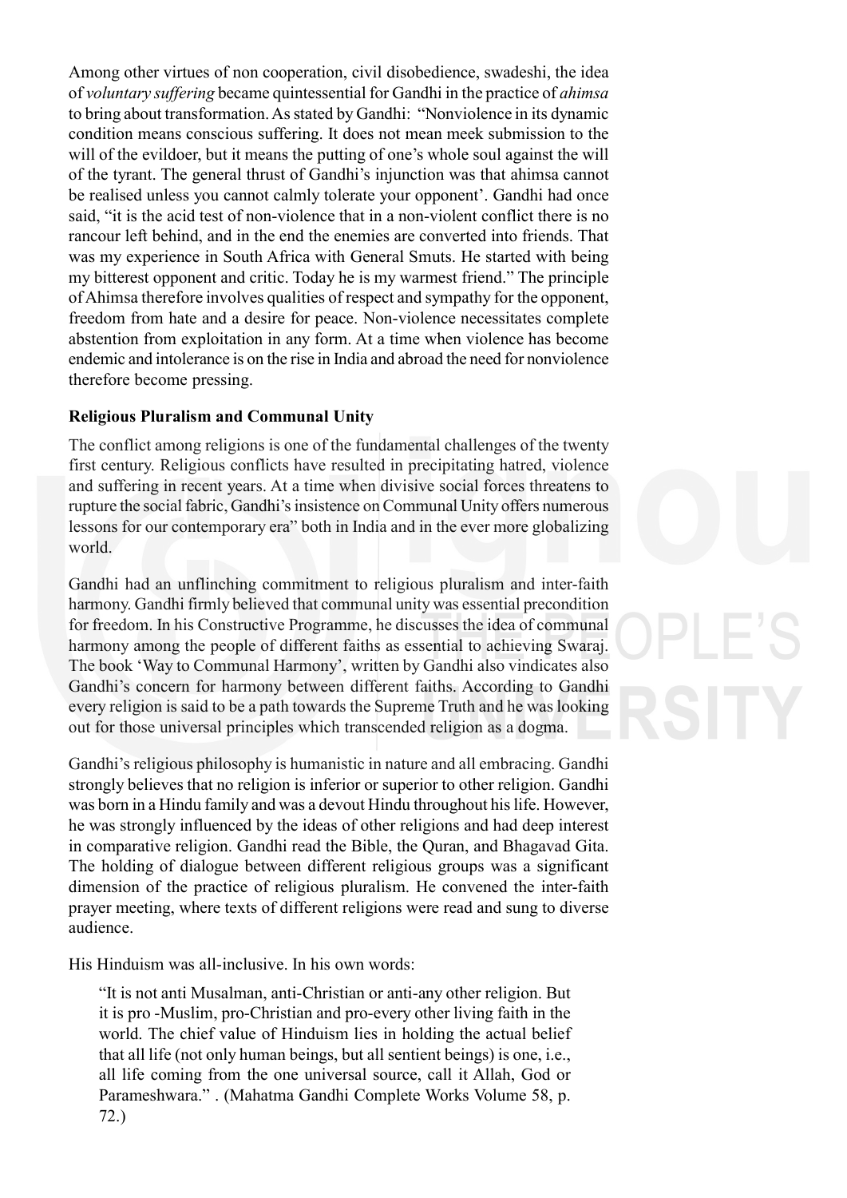Among other virtues of non cooperation, civil disobedience, swadeshi, the idea of *voluntary suffering* became quintessential for Gandhi in the practice of *ahimsa* to bring about transformation. As stated by Gandhi: "Nonviolence in its dynamic condition means conscious suffering. It does not mean meek submission to the will of the evildoer, but it means the putting of one's whole soul against the will of the tyrant. The general thrust of Gandhi's injunction was that ahimsa cannot be realised unless you cannot calmly tolerate your opponent'. Gandhi had once said, "it is the acid test of non-violence that in a non-violent conflict there is no rancour left behind, and in the end the enemies are converted into friends. That was my experience in South Africa with General Smuts. He started with being my bitterest opponent and critic. Today he is my warmest friend." The principle of Ahimsa therefore involves qualities of respect and sympathy for the opponent, freedom from hate and a desire for peace. Non-violence necessitates complete abstention from exploitation in any form. At a time when violence has become endemic and intolerance is on the rise in India and abroad the need for nonviolence therefore become pressing.

**Religious Pluralism and Communal Unity**

The conflict among religions is one of the fundamental challenges of the twenty first century. Religious conflicts have resulted in precipitating hatred, violence and suffering in recent years. At a time when divisive social forces threatens to rupture the social fabric, Gandhi's insistence on Communal Unity offers numerous lessons for our contemporary era" both in India and in the ever more globalizing world.

Gandhi had an unflinching commitment to religious pluralism and inter-faith harmony. Gandhi firmly believed that communal unity was essential precondition for freedom. In his Constructive Programme, he discusses the idea of communal harmony among the people of different faiths as essential to achieving Swaraj. The book 'Way to Communal Harmony', written by Gandhi also vindicates also Gandhi's concern for harmony between different faiths. According to Gandhi every religion is said to be a path towards the Supreme Truth and he was looking out for those universal principles which transcended religion as a dogma.

Gandhi's religious philosophy is humanistic in nature and all embracing. Gandhi strongly believes that no religion is inferior or superior to other religion. Gandhi was born in a Hindu family and was a devout Hindu throughout his life. However, he was strongly influenced by the ideas of other religions and had deep interest in comparative religion. Gandhi read the Bible, the Quran, and Bhagavad Gita. The holding of dialogue between different religious groups was a significant dimension of the practice of religious pluralism. He convened the inter-faith prayer meeting, where texts of different religions were read and sung to diverse audience.

His Hinduism was all-inclusive. In his own words:

> "It is not anti Musalman, anti-Christian or anti-any other religion. But it is pro -Muslim, pro-Christian and pro-every other living faith in the world. The chief value of Hinduism lies in holding the actual belief that all life (not only human beings, but all sentient beings) is one, i.e., all life coming from the one universal source, call it Allah, God or Parameshwara." . (Mahatma Gandhi Complete Works Volume 58, p. 72.)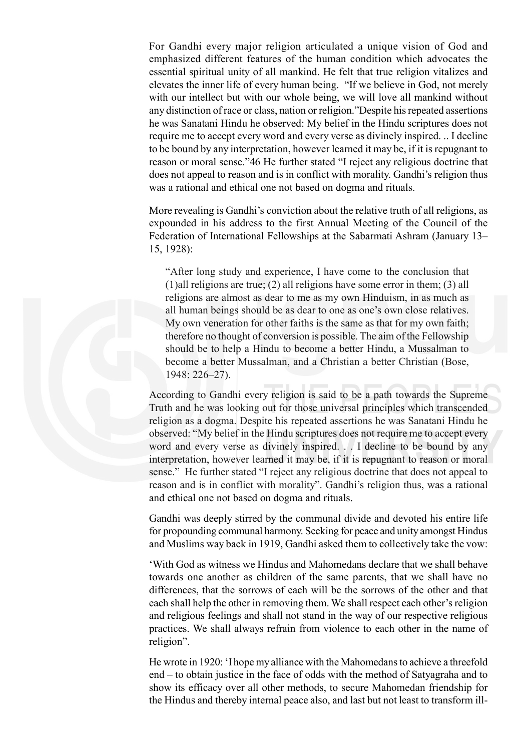For Gandhi every major religion articulated a unique vision of God and emphasized different features of the human condition which advocates the essential spiritual unity of all mankind. He felt that true religion vitalizes and elevates the inner life of every human being. "If we believe in God, not merely with our intellect but with our whole being, we will love all mankind without any distinction of race or class, nation or religion."Despite his repeated assertions he was Sanatani Hindu he observed: My belief in the Hindu scriptures does not require me to accept every word and every verse as divinely inspired. .. I decline to be bound by any interpretation, however learned it may be, if it is repugnant to reason or moral sense."46 He further stated "I reject any religious doctrine that does not appeal to reason and is in conflict with morality. Gandhi's religion thus was a rational and ethical one not based on dogma and rituals.

More revealing is Gandhi's conviction about the relative truth of all religions, as expounded in his address to the first Annual Meeting of the Council of the Federation of International Fellowships at the Sabarmati Ashram (January 13–15, 1928):

> "After long study and experience, I have come to the conclusion that (1)all religions are true; (2) all religions have some error in them; (3) all religions are almost as dear to me as my own Hinduism, in as much as all human beings should be as dear to one as one's own close relatives. My own veneration for other faiths is the same as that for my own faith; therefore no thought of conversion is possible. The aim of the Fellowship should be to help a Hindu to become a better Hindu, a Mussalman to become a better Mussalman, and a Christian a better Christian (Bose, 1948: 226–27).

According to Gandhi every religion is said to be a path towards the Supreme Truth and he was looking out for those universal principles which transcended religion as a dogma. Despite his repeated assertions he was Sanatani Hindu he observed: "My belief in the Hindu scriptures does not require me to accept every word and every verse as divinely inspired. . . I decline to be bound by any interpretation, however learned it may be, if it is repugnant to reason or moral sense." He further stated "I reject any religious doctrine that does not appeal to reason and is in conflict with morality". Gandhi's religion thus, was a rational and ethical one not based on dogma and rituals.

Gandhi was deeply stirred by the communal divide and devoted his entire life for propounding communal harmony. Seeking for peace and unity amongst Hindus and Muslims way back in 1919, Gandhi asked them to collectively take the vow:

'With God as witness we Hindus and Mahomedans declare that we shall behave towards one another as children of the same parents, that we shall have no differences, that the sorrows of each will be the sorrows of the other and that each shall help the other in removing them. We shall respect each other's religion and religious feelings and shall not stand in the way of our respective religious practices. We shall always refrain from violence to each other in the name of religion".

He wrote in 1920: 'I hope my alliance with the Mahomedans to achieve a threefold end – to obtain justice in the face of odds with the method of Satyagraha and to show its efficacy over all other methods, to secure Mahomedan friendship for the Hindus and thereby internal peace also, and last but not least to transform ill-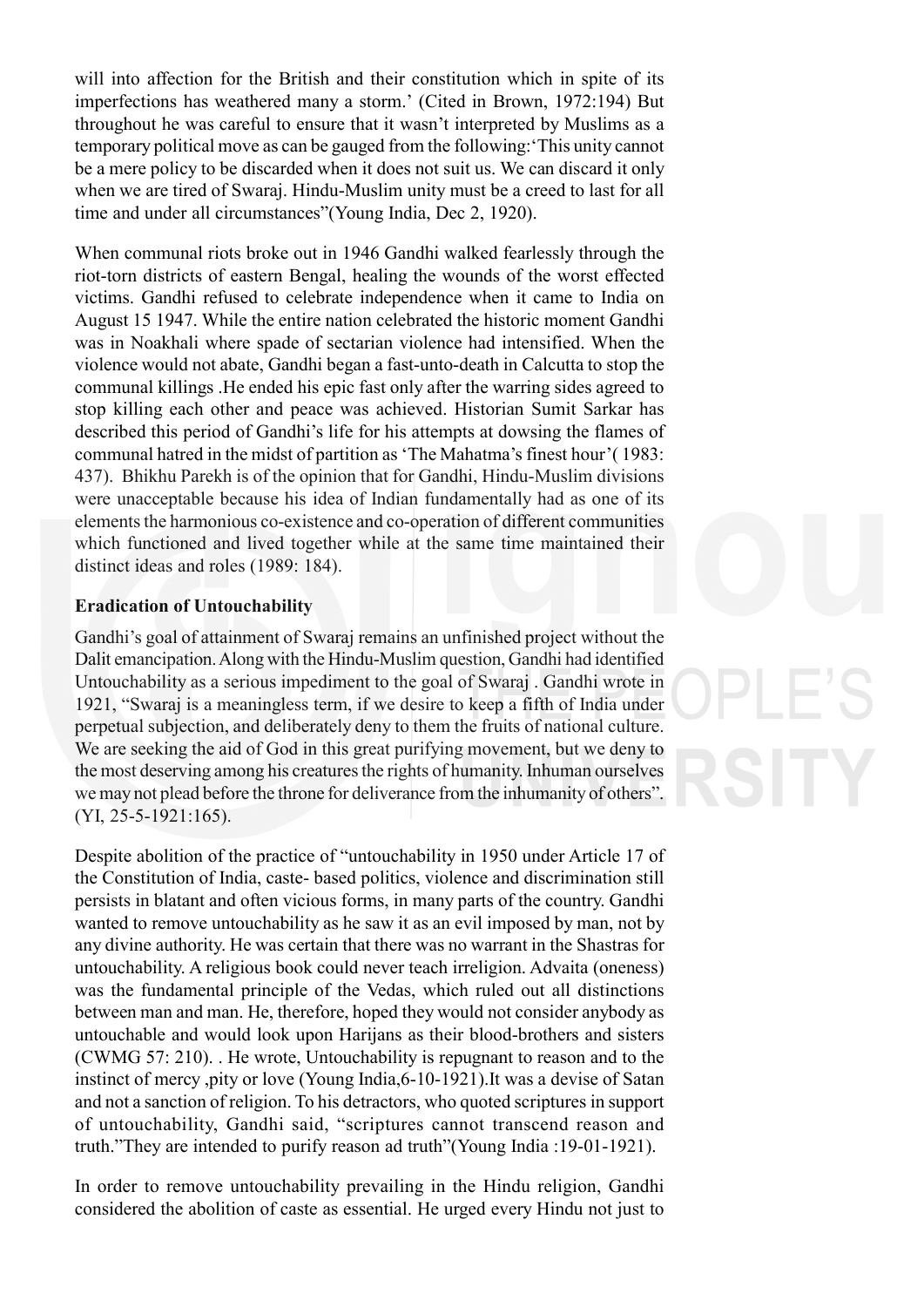will into affection for the British and their constitution which in spite of its imperfections has weathered many a storm.' (Cited in Brown, 1972:194) But throughout he was careful to ensure that it wasn't interpreted by Muslims as a temporary political move as can be gauged from the following:'This unity cannot be a mere policy to be discarded when it does not suit us. We can discard it only when we are tired of Swaraj. Hindu-Muslim unity must be a creed to last for all time and under all circumstances"(Young India, Dec 2, 1920).

When communal riots broke out in 1946 Gandhi walked fearlessly through the riot-torn districts of eastern Bengal, healing the wounds of the worst effected victims. Gandhi refused to celebrate independence when it came to India on August 15 1947. While the entire nation celebrated the historic moment Gandhi was in Noakhali where spade of sectarian violence had intensified. When the violence would not abate, Gandhi began a fast-unto-death in Calcutta to stop the communal killings .He ended his epic fast only after the warring sides agreed to stop killing each other and peace was achieved. Historian Sumit Sarkar has described this period of Gandhi's life for his attempts at dowsing the flames of communal hatred in the midst of partition as 'The Mahatma's finest hour'( 1983: 437). Bhikhu Parekh is of the opinion that for Gandhi, Hindu-Muslim divisions were unacceptable because his idea of Indian fundamentally had as one of its elements the harmonious co-existence and co-operation of different communities which functioned and lived together while at the same time maintained their distinct ideas and roles (1989: 184).

**Eradication of Untouchability**

Gandhi's goal of attainment of Swaraj remains an unfinished project without the Dalit emancipation. Along with the Hindu-Muslim question, Gandhi had identified Untouchability as a serious impediment to the goal of Swaraj . Gandhi wrote in 1921, "Swaraj is a meaningless term, if we desire to keep a fifth of India under perpetual subjection, and deliberately deny to them the fruits of national culture. We are seeking the aid of God in this great purifying movement, but we deny to the most deserving among his creatures the rights of humanity. Inhuman ourselves we may not plead before the throne for deliverance from the inhumanity of others". (YI, 25-5-1921:165).

Despite abolition of the practice of "untouchability in 1950 under Article 17 of the Constitution of India, caste- based politics, violence and discrimination still persists in blatant and often vicious forms, in many parts of the country. Gandhi wanted to remove untouchability as he saw it as an evil imposed by man, not by any divine authority. He was certain that there was no warrant in the Shastras for untouchability. A religious book could never teach irreligion. Advaita (oneness) was the fundamental principle of the Vedas, which ruled out all distinctions between man and man. He, therefore, hoped they would not consider anybody as untouchable and would look upon Harijans as their blood-brothers and sisters (CWMG 57: 210). . He wrote, Untouchability is repugnant to reason and to the instinct of mercy ,pity or love (Young India,6-10-1921).It was a devise of Satan and not a sanction of religion. To his detractors, who quoted scriptures in support of untouchability, Gandhi said, "scriptures cannot transcend reason and truth."They are intended to purify reason ad truth"(Young India :19-01-1921).

In order to remove untouchability prevailing in the Hindu religion, Gandhi considered the abolition of caste as essential. He urged every Hindu not just to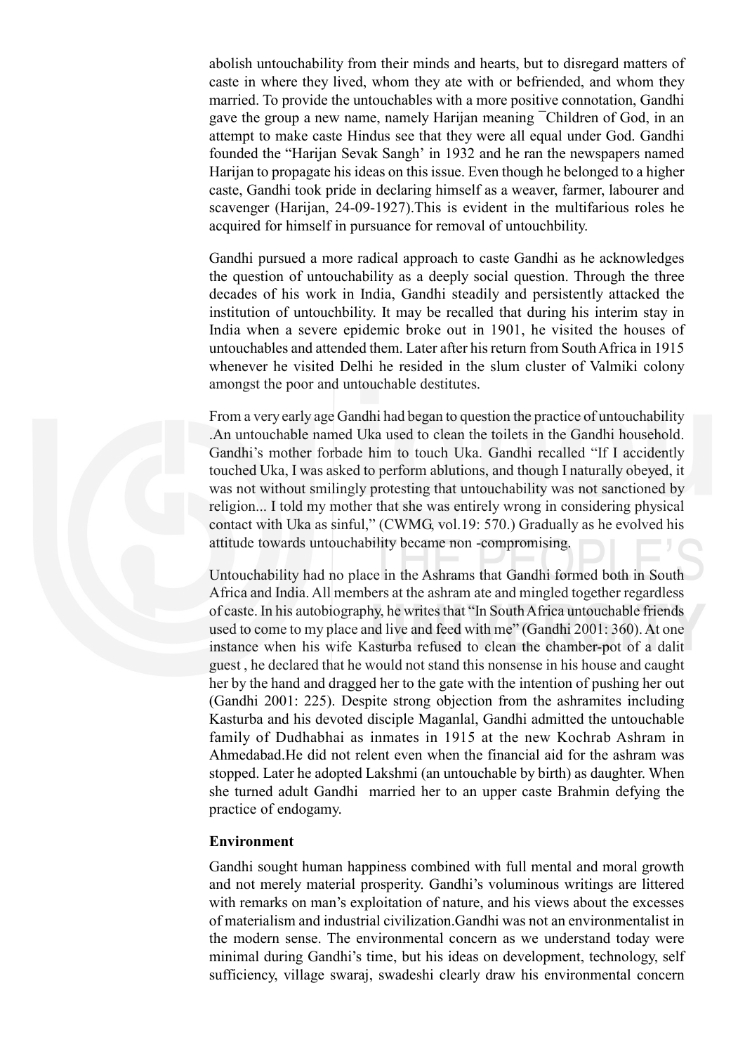abolish untouchability from their minds and hearts, but to disregard matters of caste in where they lived, whom they ate with or befriended, and whom they married. To provide the untouchables with a more positive connotation, Gandhi gave the group a new name, namely Harijan meaning ‾Children of God, in an attempt to make caste Hindus see that they were all equal under God. Gandhi founded the "Harijan Sevak Sangh' in 1932 and he ran the newspapers named Harijan to propagate his ideas on this issue. Even though he belonged to a higher caste, Gandhi took pride in declaring himself as a weaver, farmer, labourer and scavenger (Harijan, 24-09-1927).This is evident in the multifarious roles he acquired for himself in pursuance for removal of untouchbility.

Gandhi pursued a more radical approach to caste Gandhi as he acknowledges the question of untouchability as a deeply social question. Through the three decades of his work in India, Gandhi steadily and persistently attacked the institution of untouchbility. It may be recalled that during his interim stay in India when a severe epidemic broke out in 1901, he visited the houses of untouchables and attended them. Later after his return from South Africa in 1915 whenever he visited Delhi he resided in the slum cluster of Valmiki colony amongst the poor and untouchable destitutes.

From a very early age Gandhi had began to question the practice of untouchability .An untouchable named Uka used to clean the toilets in the Gandhi household. Gandhi's mother forbade him to touch Uka. Gandhi recalled "If I accidently touched Uka, I was asked to perform ablutions, and though I naturally obeyed, it was not without smilingly protesting that untouchability was not sanctioned by religion... I told my mother that she was entirely wrong in considering physical contact with Uka as sinful," (CWMG, vol.19: 570.) Gradually as he evolved his attitude towards untouchability became non -compromising.

Untouchability had no place in the Ashrams that Gandhi formed both in South Africa and India. All members at the ashram ate and mingled together regardless of caste. In his autobiography, he writes that "In South Africa untouchable friends used to come to my place and live and feed with me" (Gandhi 2001: 360). At one instance when his wife Kasturba refused to clean the chamber-pot of a dalit guest , he declared that he would not stand this nonsense in his house and caught her by the hand and dragged her to the gate with the intention of pushing her out (Gandhi 2001: 225). Despite strong objection from the ashramites including Kasturba and his devoted disciple Maganlal, Gandhi admitted the untouchable family of Dudhabhai as inmates in 1915 at the new Kochrab Ashram in Ahmedabad.He did not relent even when the financial aid for the ashram was stopped. Later he adopted Lakshmi (an untouchable by birth) as daughter. When she turned adult Gandhi married her to an upper caste Brahmin defying the practice of endogamy.

**Environment**

Gandhi sought human happiness combined with full mental and moral growth and not merely material prosperity. Gandhi's voluminous writings are littered with remarks on man's exploitation of nature, and his views about the excesses of materialism and industrial civilization.Gandhi was not an environmentalist in the modern sense. The environmental concern as we understand today were minimal during Gandhi's time, but his ideas on development, technology, self sufficiency, village swaraj, swadeshi clearly draw his environmental concern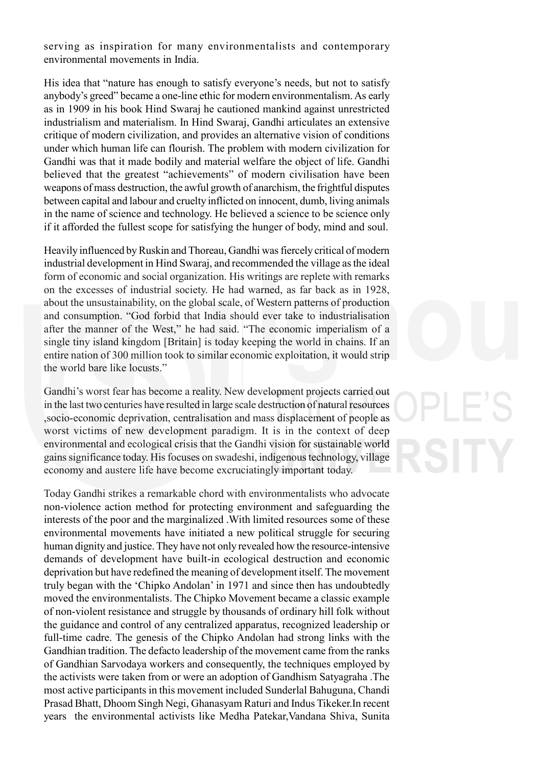serving as inspiration for many environmentalists and contemporary environmental movements in India.

His idea that "nature has enough to satisfy everyone's needs, but not to satisfy anybody's greed" became a one-line ethic for modern environmentalism. As early as in 1909 in his book Hind Swaraj he cautioned mankind against unrestricted industrialism and materialism. In Hind Swaraj, Gandhi articulates an extensive critique of modern civilization, and provides an alternative vision of conditions under which human life can flourish. The problem with modern civilization for Gandhi was that it made bodily and material welfare the object of life. Gandhi believed that the greatest "achievements" of modern civilisation have been weapons of mass destruction, the awful growth of anarchism, the frightful disputes between capital and labour and cruelty inflicted on innocent, dumb, living animals in the name of science and technology. He believed a science to be science only if it afforded the fullest scope for satisfying the hunger of body, mind and soul.

Heavily influenced by Ruskin and Thoreau, Gandhi was fiercely critical of modern industrial development in Hind Swaraj, and recommended the village as the ideal form of economic and social organization. His writings are replete with remarks on the excesses of industrial society. He had warned, as far back as in 1928, about the unsustainability, on the global scale, of Western patterns of production and consumption. "God forbid that India should ever take to industrialisation after the manner of the West," he had said. "The economic imperialism of a single tiny island kingdom [Britain] is today keeping the world in chains. If an entire nation of 300 million took to similar economic exploitation, it would strip the world bare like locusts."

Gandhi's worst fear has become a reality. New development projects carried out in the last two centuries have resulted in large scale destruction of natural resources ,socio-economic deprivation, centralisation and mass displacement of people as worst victims of new development paradigm. It is in the context of deep environmental and ecological crisis that the Gandhi vision for sustainable world gains significance today. His focuses on swadeshi, indigenous technology, village economy and austere life have become excruciatingly important today.

Today Gandhi strikes a remarkable chord with environmentalists who advocate non-violence action method for protecting environment and safeguarding the interests of the poor and the marginalized .With limited resources some of these environmental movements have initiated a new political struggle for securing human dignity and justice. They have not only revealed how the resource-intensive demands of development have built-in ecological destruction and economic deprivation but have redefined the meaning of development itself. The movement truly began with the 'Chipko Andolan' in 1971 and since then has undoubtedly moved the environmentalists. The Chipko Movement became a classic example of non-violent resistance and struggle by thousands of ordinary hill folk without the guidance and control of any centralized apparatus, recognized leadership or full-time cadre. The genesis of the Chipko Andolan had strong links with the Gandhian tradition. The defacto leadership of the movement came from the ranks of Gandhian Sarvodaya workers and consequently, the techniques employed by the activists were taken from or were an adoption of Gandhism Satyagraha .The most active participants in this movement included Sunderlal Bahuguna, Chandi Prasad Bhatt, Dhoom Singh Negi, Ghanasyam Raturi and Indus Tikeker.In recent years the environmental activists like Medha Patekar,Vandana Shiva, Sunita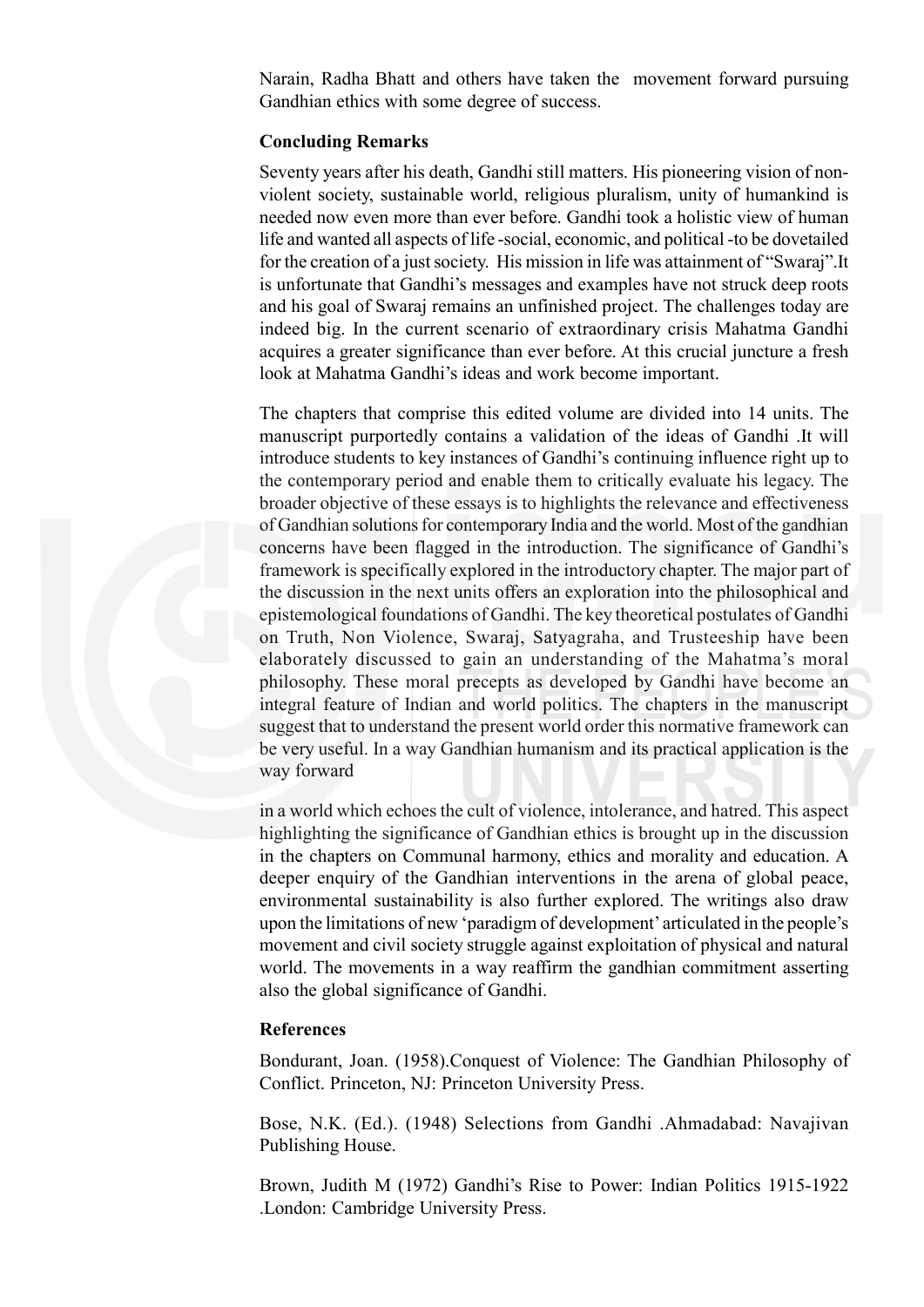Narain, Radha Bhatt and others have taken the movement forward pursuing Gandhian ethics with some degree of success.

### Concluding Remarks

Seventy years after his death, Gandhi still matters. His pioneering vision of non-violent society, sustainable world, religious pluralism, unity of humankind is needed now even more than ever before. Gandhi took a holistic view of human life and wanted all aspects of life -social, economic, and political -to be dovetailed for the creation of a just society. His mission in life was attainment of "Swaraj".It is unfortunate that Gandhi's messages and examples have not struck deep roots and his goal of Swaraj remains an unfinished project. The challenges today are indeed big. In the current scenario of extraordinary crisis Mahatma Gandhi acquires a greater significance than ever before. At this crucial juncture a fresh look at Mahatma Gandhi's ideas and work become important.

The chapters that comprise this edited volume are divided into 14 units. The manuscript purportedly contains a validation of the ideas of Gandhi .It will introduce students to key instances of Gandhi's continuing influence right up to the contemporary period and enable them to critically evaluate his legacy. The broader objective of these essays is to highlights the relevance and effectiveness of Gandhian solutions for contemporary India and the world. Most of the gandhian concerns have been flagged in the introduction. The significance of Gandhi's framework is specifically explored in the introductory chapter. The major part of the discussion in the next units offers an exploration into the philosophical and epistemological foundations of Gandhi. The key theoretical postulates of Gandhi on Truth, Non Violence, Swaraj, Satyagraha, and Trusteeship have been elaborately discussed to gain an understanding of the Mahatma's moral philosophy. These moral precepts as developed by Gandhi have become an integral feature of Indian and world politics. The chapters in the manuscript suggest that to understand the present world order this normative framework can be very useful. In a way Gandhian humanism and its practical application is the way forward in a world which echoes the cult of violence, intolerance, and hatred. This aspect highlighting the significance of Gandhian ethics is brought up in the discussion in the chapters on Communal harmony, ethics and morality and education. A deeper enquiry of the Gandhian interventions in the arena of global peace, environmental sustainability is also further explored. The writings also draw upon the limitations of new 'paradigm of development' articulated in the people's movement and civil society struggle against exploitation of physical and natural world. The movements in a way reaffirm the gandhian commitment asserting also the global significance of Gandhi.

### References

Bondurant, Joan. (1958).Conquest of Violence: The Gandhian Philosophy of Conflict. Princeton, NJ: Princeton University Press.

Bose, N.K. (Ed.). (1948) Selections from Gandhi .Ahmadabad: Navajivan Publishing House.

Brown, Judith M (1972) Gandhi's Rise to Power: Indian Politics 1915-1922 .London: Cambridge University Press.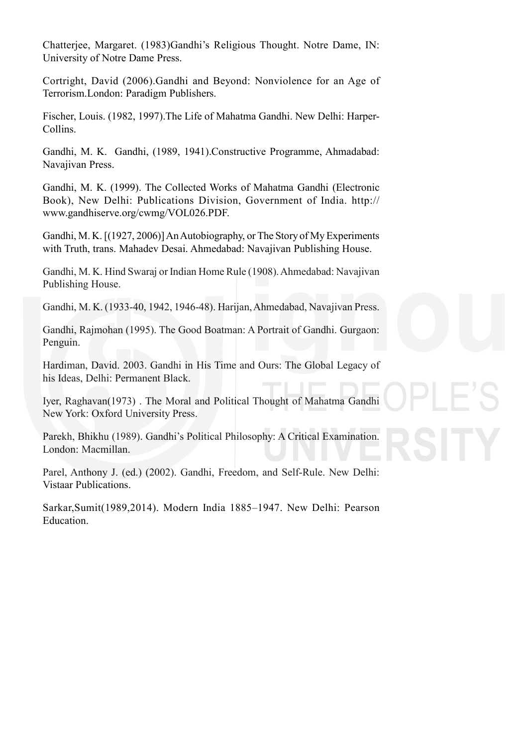Chatterjee, Margaret. (1983)Gandhi's Religious Thought. Notre Dame, IN: University of Notre Dame Press.

Cortright, David (2006).Gandhi and Beyond: Nonviolence for an Age of Terrorism.London: Paradigm Publishers.

Fischer, Louis. (1982, 1997).The Life of Mahatma Gandhi. New Delhi: Harper-Collins.

Gandhi, M. K. Gandhi, (1989, 1941).Constructive Programme, Ahmadabad: Navajivan Press.

Gandhi, M. K. (1999). The Collected Works of Mahatma Gandhi (Electronic Book), New Delhi: Publications Division, Government of India. http://www.gandhiserve.org/cwmg/VOL026.PDF.

Gandhi, M. K. [(1927, 2006)] An Autobiography, or The Story of My Experiments with Truth, trans. Mahadev Desai. Ahmedabad: Navajivan Publishing House.

Gandhi, M. K. Hind Swaraj or Indian Home Rule (1908). Ahmedabad: Navajivan Publishing House.

Gandhi, M. K. (1933-40, 1942, 1946-48). Harijan, Ahmedabad, Navajivan Press.

Gandhi, Rajmohan (1995). The Good Boatman: A Portrait of Gandhi. Gurgaon: Penguin.

Hardiman, David. 2003. Gandhi in His Time and Ours: The Global Legacy of his Ideas, Delhi: Permanent Black.

Iyer, Raghavan(1973) . The Moral and Political Thought of Mahatma Gandhi New York: Oxford University Press.

Parekh, Bhikhu (1989). Gandhi's Political Philosophy: A Critical Examination. London: Macmillan.

Parel, Anthony J. (ed.) (2002). Gandhi, Freedom, and Self-Rule. New Delhi: Vistaar Publications.

Sarkar,Sumit(1989,2014). Modern India 1885–1947. New Delhi: Pearson Education.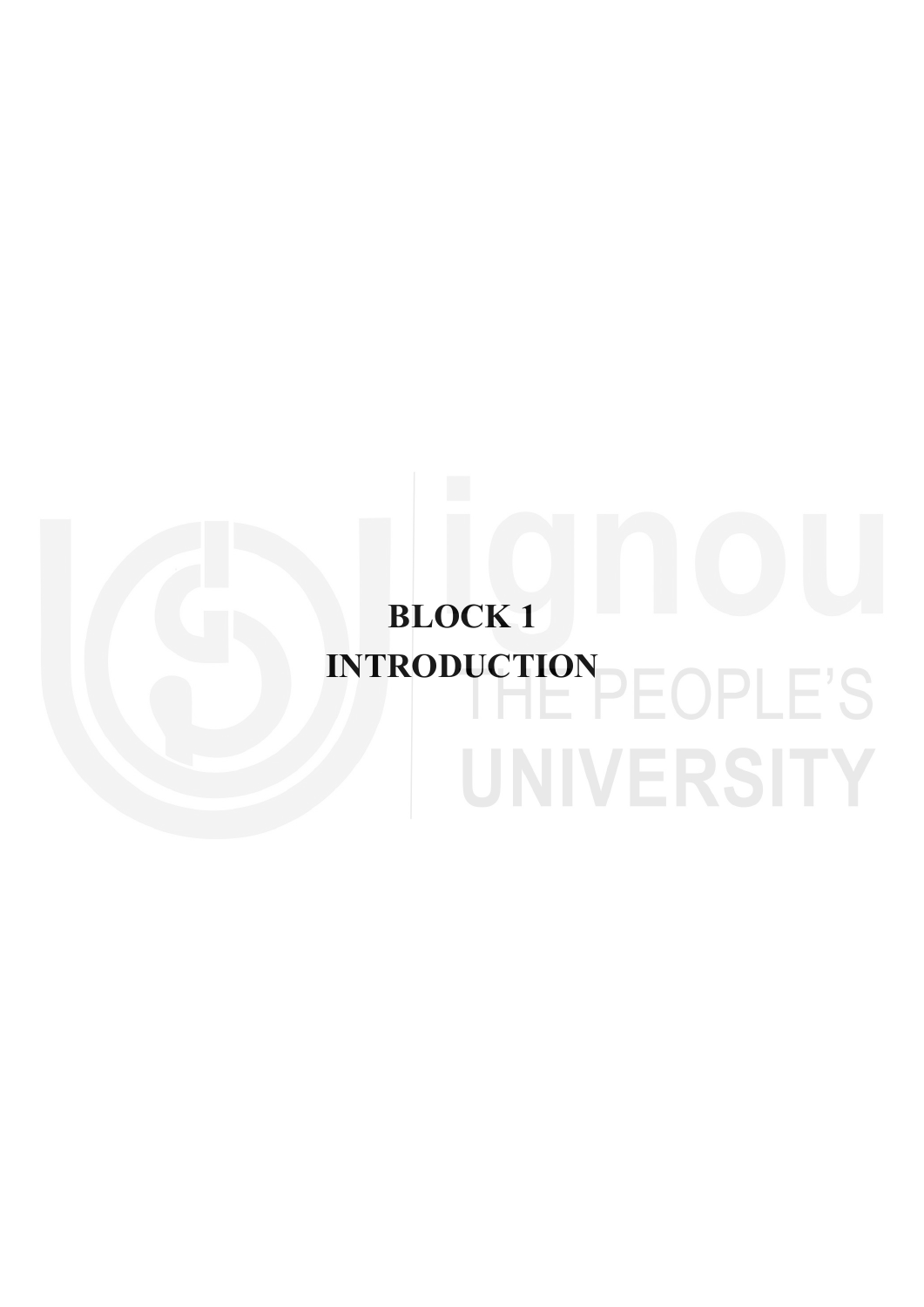# BLOCK 1
# INTRODUCTION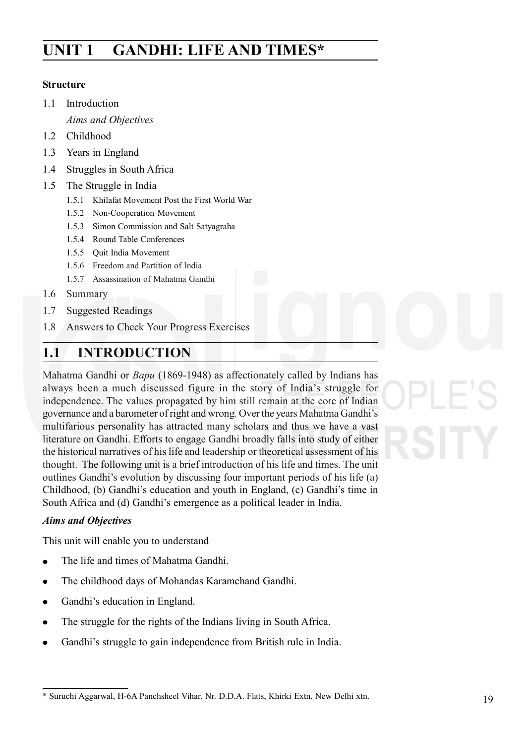# UNIT 1 GANDHI: LIFE AND TIMES*

**Structure**

1.1 Introduction

*Aims and Objectives*

1.2 Childhood

1.3 Years in England

1.4 Struggles in South Africa

1.5 The Struggle in India

- 1.5.1 Khilafat Movement Post the First World War
- 1.5.2 Non-Cooperation Movement
- 1.5.3 Simon Commission and Salt Satyagraha
- 1.5.4 Round Table Conferences
- 1.5.5 Quit India Movement
- 1.5.6 Freedom and Partition of India
- 1.5.7 Assassination of Mahatma Gandhi

1.6 Summary

1.7 Suggested Readings

1.8 Answers to Check Your Progress Exercises

## 1.1 INTRODUCTION

Mahatma Gandhi or *Bapu* (1869-1948) as affectionately called by Indians has always been a much discussed figure in the story of India's struggle for independence. The values propagated by him still remain at the core of Indian governance and a barometer of right and wrong. Over the years Mahatma Gandhi's multifarious personality has attracted many scholars and thus we have a vast literature on Gandhi. Efforts to engage Gandhi broadly falls into study of either the historical narratives of his life and leadership or theoretical assessment of his thought. The following unit is a brief introduction of his life and times. The unit outlines Gandhi's evolution by discussing four important periods of his life (a) Childhood, (b) Gandhi's education and youth in England, (c) Gandhi's time in South Africa and (d) Gandhi's emergence as a political leader in India.

***Aims and Objectives***

This unit will enable you to understand

- The life and times of Mahatma Gandhi.
- The childhood days of Mohandas Karamchand Gandhi.
- Gandhi's education in England.
- The struggle for the rights of the Indians living in South Africa.
- Gandhi's struggle to gain independence from British rule in India.

---

* Suruchi Aggarwal, H-6A Panchsheel Vihar, Nr. D.D.A. Flats, Khirki Extn. New Delhi xtn.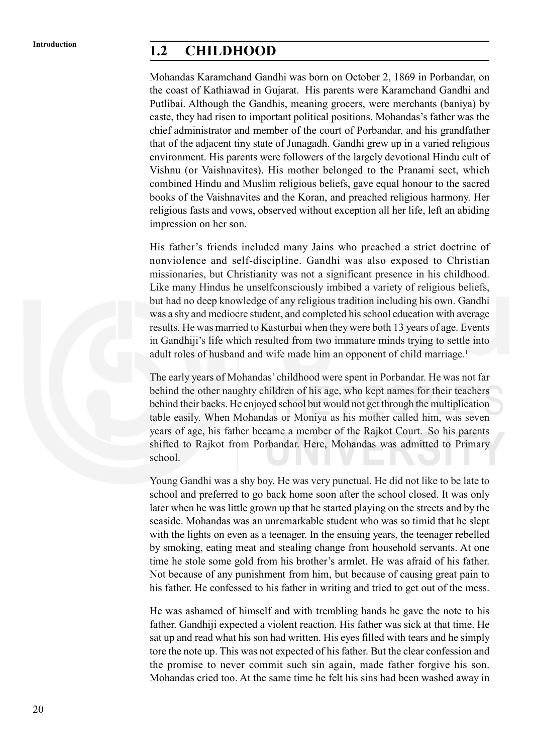## 1.2 CHILDHOOD

Mohandas Karamchand Gandhi was born on October 2, 1869 in Porbandar, on the coast of Kathiawad in Gujarat. His parents were Karamchand Gandhi and Putlibai. Although the Gandhis, meaning grocers, were merchants (baniya) by caste, they had risen to important political positions. Mohandas's father was the chief administrator and member of the court of Porbandar, and his grandfather that of the adjacent tiny state of Junagadh. Gandhi grew up in a varied religious environment. His parents were followers of the largely devotional Hindu cult of Vishnu (or Vaishnavites). His mother belonged to the Pranami sect, which combined Hindu and Muslim religious beliefs, gave equal honour to the sacred books of the Vaishnavites and the Koran, and preached religious harmony. Her religious fasts and vows, observed without exception all her life, left an abiding impression on her son.

His father's friends included many Jains who preached a strict doctrine of nonviolence and self-discipline. Gandhi was also exposed to Christian missionaries, but Christianity was not a significant presence in his childhood. Like many Hindus he unselfconsciously imbibed a variety of religious beliefs, but had no deep knowledge of any religious tradition including his own. Gandhi was a shy and mediocre student, and completed his school education with average results. He was married to Kasturbai when they were both 13 years of age. Events in Gandhiji's life which resulted from two immature minds trying to settle into adult roles of husband and wife made him an opponent of child marriage.[1]

The early years of Mohandas' childhood were spent in Porbandar. He was not far behind the other naughty children of his age, who kept names for their teachers behind their backs. He enjoyed school but would not get through the multiplication table easily. When Mohandas or Moniya as his mother called him, was seven years of age, his father became a member of the Rajkot Court. So his parents shifted to Rajkot from Porbandar. Here, Mohandas was admitted to Primary school.

Young Gandhi was a shy boy. He was very punctual. He did not like to be late to school and preferred to go back home soon after the school closed. It was only later when he was little grown up that he started playing on the streets and by the seaside. Mohandas was an unremarkable student who was so timid that he slept with the lights on even as a teenager. In the ensuing years, the teenager rebelled by smoking, eating meat and stealing change from household servants. At one time he stole some gold from his brother's armlet. He was afraid of his father. Not because of any punishment from him, but because of causing great pain to his father. He confessed to his father in writing and tried to get out of the mess.

He was ashamed of himself and with trembling hands he gave the note to his father. Gandhiji expected a violent reaction. His father was sick at that time. He sat up and read what his son had written. His eyes filled with tears and he simply tore the note up. This was not expected of his father. But the clear confession and the promise to never commit such sin again, made father forgive his son. Mohandas cried too. At the same time he felt his sins had been washed away in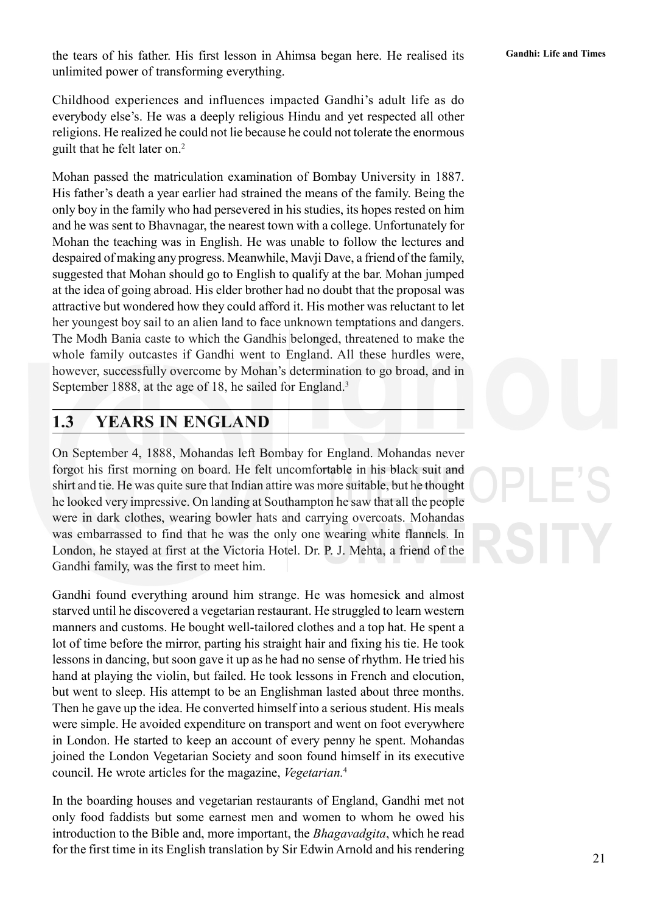the tears of his father. His first lesson in Ahimsa began here. He realised its unlimited power of transforming everything.

Childhood experiences and influences impacted Gandhi's adult life as do everybody else's. He was a deeply religious Hindu and yet respected all other religions. He realized he could not lie because he could not tolerate the enormous guilt that he felt later on.[2]

Mohan passed the matriculation examination of Bombay University in 1887. His father's death a year earlier had strained the means of the family. Being the only boy in the family who had persevered in his studies, its hopes rested on him and he was sent to Bhavnagar, the nearest town with a college. Unfortunately for Mohan the teaching was in English. He was unable to follow the lectures and despaired of making any progress. Meanwhile, Mavji Dave, a friend of the family, suggested that Mohan should go to English to qualify at the bar. Mohan jumped at the idea of going abroad. His elder brother had no doubt that the proposal was attractive but wondered how they could afford it. His mother was reluctant to let her youngest boy sail to an alien land to face unknown temptations and dangers. The Modh Bania caste to which the Gandhis belonged, threatened to make the whole family outcastes if Gandhi went to England. All these hurdles were, however, successfully overcome by Mohan's determination to go broad, and in September 1888, at the age of 18, he sailed for England.[3]

## 1.3 YEARS IN ENGLAND

On September 4, 1888, Mohandas left Bombay for England. Mohandas never forgot his first morning on board. He felt uncomfortable in his black suit and shirt and tie. He was quite sure that Indian attire was more suitable, but he thought he looked very impressive. On landing at Southampton he saw that all the people were in dark clothes, wearing bowler hats and carrying overcoats. Mohandas was embarrassed to find that he was the only one wearing white flannels. In London, he stayed at first at the Victoria Hotel. Dr. P. J. Mehta, a friend of the Gandhi family, was the first to meet him.

Gandhi found everything around him strange. He was homesick and almost starved until he discovered a vegetarian restaurant. He struggled to learn western manners and customs. He bought well-tailored clothes and a top hat. He spent a lot of time before the mirror, parting his straight hair and fixing his tie. He took lessons in dancing, but soon gave it up as he had no sense of rhythm. He tried his hand at playing the violin, but failed. He took lessons in French and elocution, but went to sleep. His attempt to be an Englishman lasted about three months. Then he gave up the idea. He converted himself into a serious student. His meals were simple. He avoided expenditure on transport and went on foot everywhere in London. He started to keep an account of every penny he spent. Mohandas joined the London Vegetarian Society and soon found himself in its executive council. He wrote articles for the magazine, *Vegetarian.*[4]

In the boarding houses and vegetarian restaurants of England, Gandhi met not only food faddists but some earnest men and women to whom he owed his introduction to the Bible and, more important, the *Bhagavadgita*, which he read for the first time in its English translation by Sir Edwin Arnold and his rendering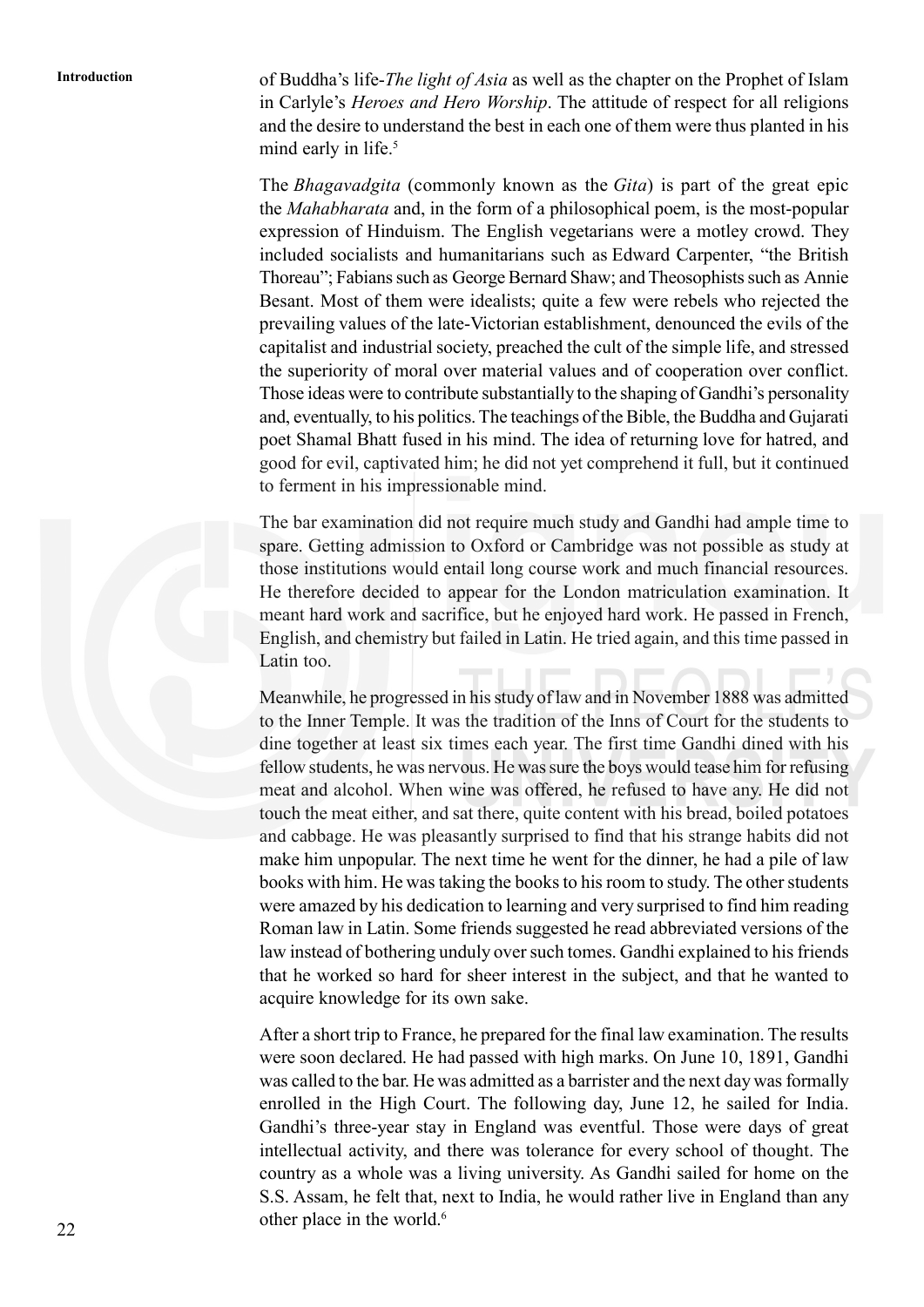of Buddha's life-*The light of Asia* as well as the chapter on the Prophet of Islam in Carlyle's *Heroes and Hero Worship*. The attitude of respect for all religions and the desire to understand the best in each one of them were thus planted in his mind early in life.[5]

The *Bhagavadgita* (commonly known as the *Gita*) is part of the great epic the *Mahabharata* and, in the form of a philosophical poem, is the most-popular expression of Hinduism. The English vegetarians were a motley crowd. They included socialists and humanitarians such as Edward Carpenter, "the British Thoreau"; Fabians such as George Bernard Shaw; and Theosophists such as Annie Besant. Most of them were idealists; quite a few were rebels who rejected the prevailing values of the late-Victorian establishment, denounced the evils of the capitalist and industrial society, preached the cult of the simple life, and stressed the superiority of moral over material values and of cooperation over conflict. Those ideas were to contribute substantially to the shaping of Gandhi's personality and, eventually, to his politics. The teachings of the Bible, the Buddha and Gujarati poet Shamal Bhatt fused in his mind. The idea of returning love for hatred, and good for evil, captivated him; he did not yet comprehend it full, but it continued to ferment in his impressionable mind.

The bar examination did not require much study and Gandhi had ample time to spare. Getting admission to Oxford or Cambridge was not possible as study at those institutions would entail long course work and much financial resources. He therefore decided to appear for the London matriculation examination. It meant hard work and sacrifice, but he enjoyed hard work. He passed in French, English, and chemistry but failed in Latin. He tried again, and this time passed in Latin too.

Meanwhile, he progressed in his study of law and in November 1888 was admitted to the Inner Temple. It was the tradition of the Inns of Court for the students to dine together at least six times each year. The first time Gandhi dined with his fellow students, he was nervous. He was sure the boys would tease him for refusing meat and alcohol. When wine was offered, he refused to have any. He did not touch the meat either, and sat there, quite content with his bread, boiled potatoes and cabbage. He was pleasantly surprised to find that his strange habits did not make him unpopular. The next time he went for the dinner, he had a pile of law books with him. He was taking the books to his room to study. The other students were amazed by his dedication to learning and very surprised to find him reading Roman law in Latin. Some friends suggested he read abbreviated versions of the law instead of bothering unduly over such tomes. Gandhi explained to his friends that he worked so hard for sheer interest in the subject, and that he wanted to acquire knowledge for its own sake.

After a short trip to France, he prepared for the final law examination. The results were soon declared. He had passed with high marks. On June 10, 1891, Gandhi was called to the bar. He was admitted as a barrister and the next day was formally enrolled in the High Court. The following day, June 12, he sailed for India. Gandhi's three-year stay in England was eventful. Those were days of great intellectual activity, and there was tolerance for every school of thought. The country as a whole was a living university. As Gandhi sailed for home on the S.S. Assam, he felt that, next to India, he would rather live in England than any other place in the world.[6]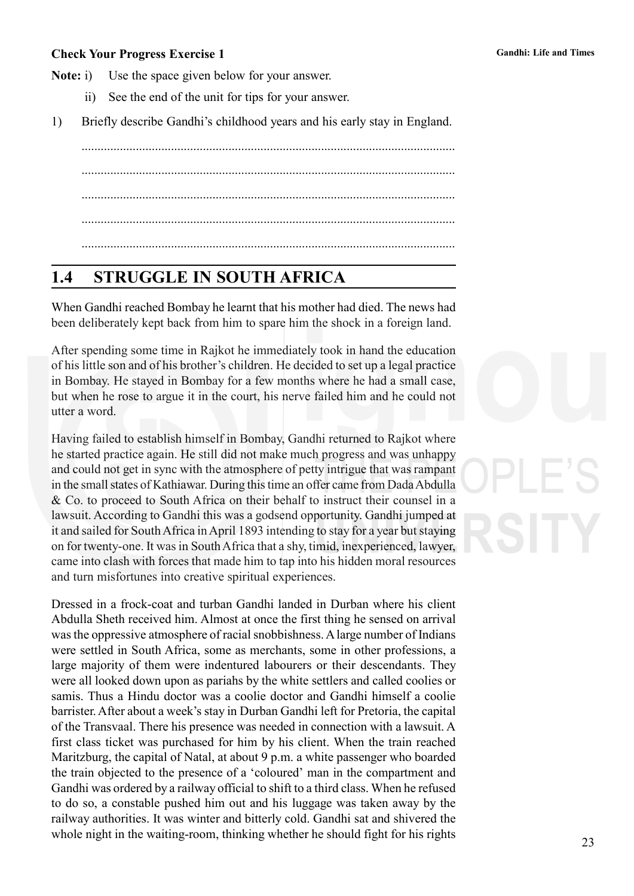**Check Your Progress Exercise 1**

**Note:** i) Use the space given below for your answer.

ii) See the end of the unit for tips for your answer.

1) Briefly describe Gandhi's childhood years and his early stay in England.

....................................................................................................................

....................................................................................................................

....................................................................................................................

....................................................................................................................

....................................................................................................................

## 1.4 STRUGGLE IN SOUTH AFRICA

When Gandhi reached Bombay he learnt that his mother had died. The news had been deliberately kept back from him to spare him the shock in a foreign land.

After spending some time in Rajkot he immediately took in hand the education of his little son and of his brother's children. He decided to set up a legal practice in Bombay. He stayed in Bombay for a few months where he had a small case, but when he rose to argue it in the court, his nerve failed him and he could not utter a word.

Having failed to establish himself in Bombay, Gandhi returned to Rajkot where he started practice again. He still did not make much progress and was unhappy and could not get in sync with the atmosphere of petty intrigue that was rampant in the small states of Kathiawar. During this time an offer came from Dada Abdulla & Co. to proceed to South Africa on their behalf to instruct their counsel in a lawsuit. According to Gandhi this was a godsend opportunity. Gandhi jumped at it and sailed for South Africa in April 1893 intending to stay for a year but staying on for twenty-one. It was in South Africa that a shy, timid, inexperienced, lawyer, came into clash with forces that made him to tap into his hidden moral resources and turn misfortunes into creative spiritual experiences.

Dressed in a frock-coat and turban Gandhi landed in Durban where his client Abdulla Sheth received him. Almost at once the first thing he sensed on arrival was the oppressive atmosphere of racial snobbishness. A large number of Indians were settled in South Africa, some as merchants, some in other professions, a large majority of them were indentured labourers or their descendants. They were all looked down upon as pariahs by the white settlers and called coolies or samis. Thus a Hindu doctor was a coolie doctor and Gandhi himself a coolie barrister. After about a week's stay in Durban Gandhi left for Pretoria, the capital of the Transvaal. There his presence was needed in connection with a lawsuit. A first class ticket was purchased for him by his client. When the train reached Maritzburg, the capital of Natal, at about 9 p.m. a white passenger who boarded the train objected to the presence of a 'coloured' man in the compartment and Gandhi was ordered by a railway official to shift to a third class. When he refused to do so, a constable pushed him out and his luggage was taken away by the railway authorities. It was winter and bitterly cold. Gandhi sat and shivered the whole night in the waiting-room, thinking whether he should fight for his rights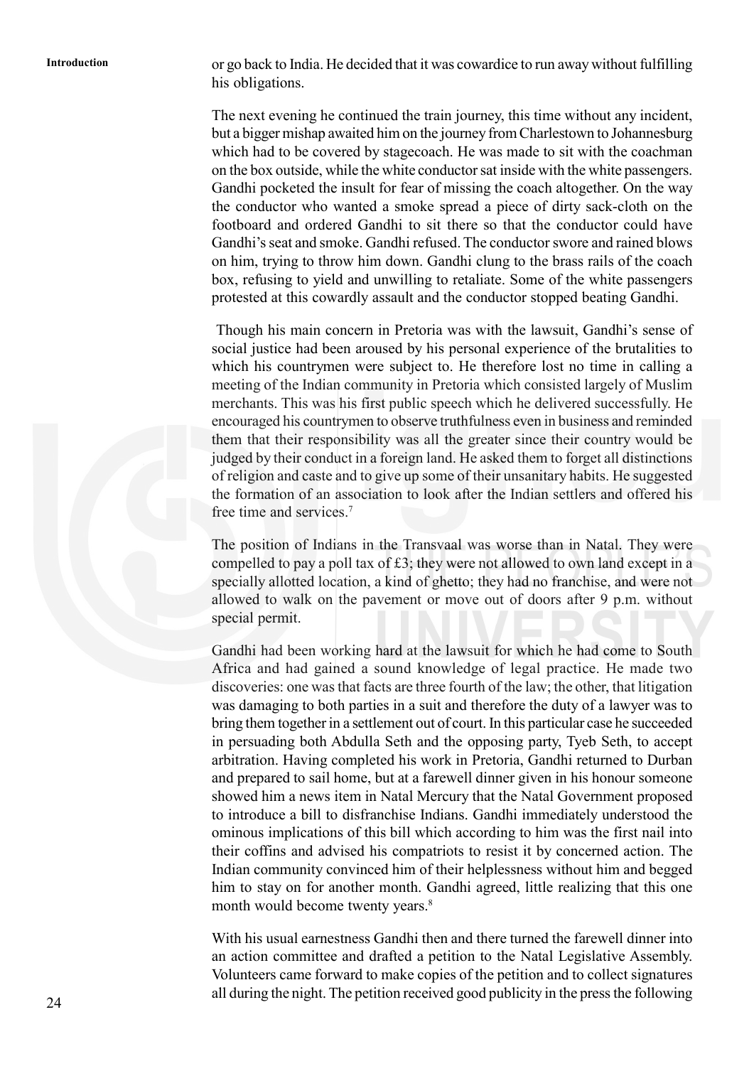or go back to India. He decided that it was cowardice to run away without fulfilling his obligations.

The next evening he continued the train journey, this time without any incident, but a bigger mishap awaited him on the journey from Charlestown to Johannesburg which had to be covered by stagecoach. He was made to sit with the coachman on the box outside, while the white conductor sat inside with the white passengers. Gandhi pocketed the insult for fear of missing the coach altogether. On the way the conductor who wanted a smoke spread a piece of dirty sack-cloth on the footboard and ordered Gandhi to sit there so that the conductor could have Gandhi's seat and smoke. Gandhi refused. The conductor swore and rained blows on him, trying to throw him down. Gandhi clung to the brass rails of the coach box, refusing to yield and unwilling to retaliate. Some of the white passengers protested at this cowardly assault and the conductor stopped beating Gandhi.

Though his main concern in Pretoria was with the lawsuit, Gandhi's sense of social justice had been aroused by his personal experience of the brutalities to which his countrymen were subject to. He therefore lost no time in calling a meeting of the Indian community in Pretoria which consisted largely of Muslim merchants. This was his first public speech which he delivered successfully. He encouraged his countrymen to observe truthfulness even in business and reminded them that their responsibility was all the greater since their country would be judged by their conduct in a foreign land. He asked them to forget all distinctions of religion and caste and to give up some of their unsanitary habits. He suggested the formation of an association to look after the Indian settlers and offered his free time and services.[7]

The position of Indians in the Transvaal was worse than in Natal. They were compelled to pay a poll tax of £3; they were not allowed to own land except in a specially allotted location, a kind of ghetto; they had no franchise, and were not allowed to walk on the pavement or move out of doors after 9 p.m. without special permit.

Gandhi had been working hard at the lawsuit for which he had come to South Africa and had gained a sound knowledge of legal practice. He made two discoveries: one was that facts are three fourth of the law; the other, that litigation was damaging to both parties in a suit and therefore the duty of a lawyer was to bring them together in a settlement out of court. In this particular case he succeeded in persuading both Abdulla Seth and the opposing party, Tyeb Seth, to accept arbitration. Having completed his work in Pretoria, Gandhi returned to Durban and prepared to sail home, but at a farewell dinner given in his honour someone showed him a news item in Natal Mercury that the Natal Government proposed to introduce a bill to disfranchise Indians. Gandhi immediately understood the ominous implications of this bill which according to him was the first nail into their coffins and advised his compatriots to resist it by concerned action. The Indian community convinced him of their helplessness without him and begged him to stay on for another month. Gandhi agreed, little realizing that this one month would become twenty years.[8]

With his usual earnestness Gandhi then and there turned the farewell dinner into an action committee and drafted a petition to the Natal Legislative Assembly. Volunteers came forward to make copies of the petition and to collect signatures all during the night. The petition received good publicity in the press the following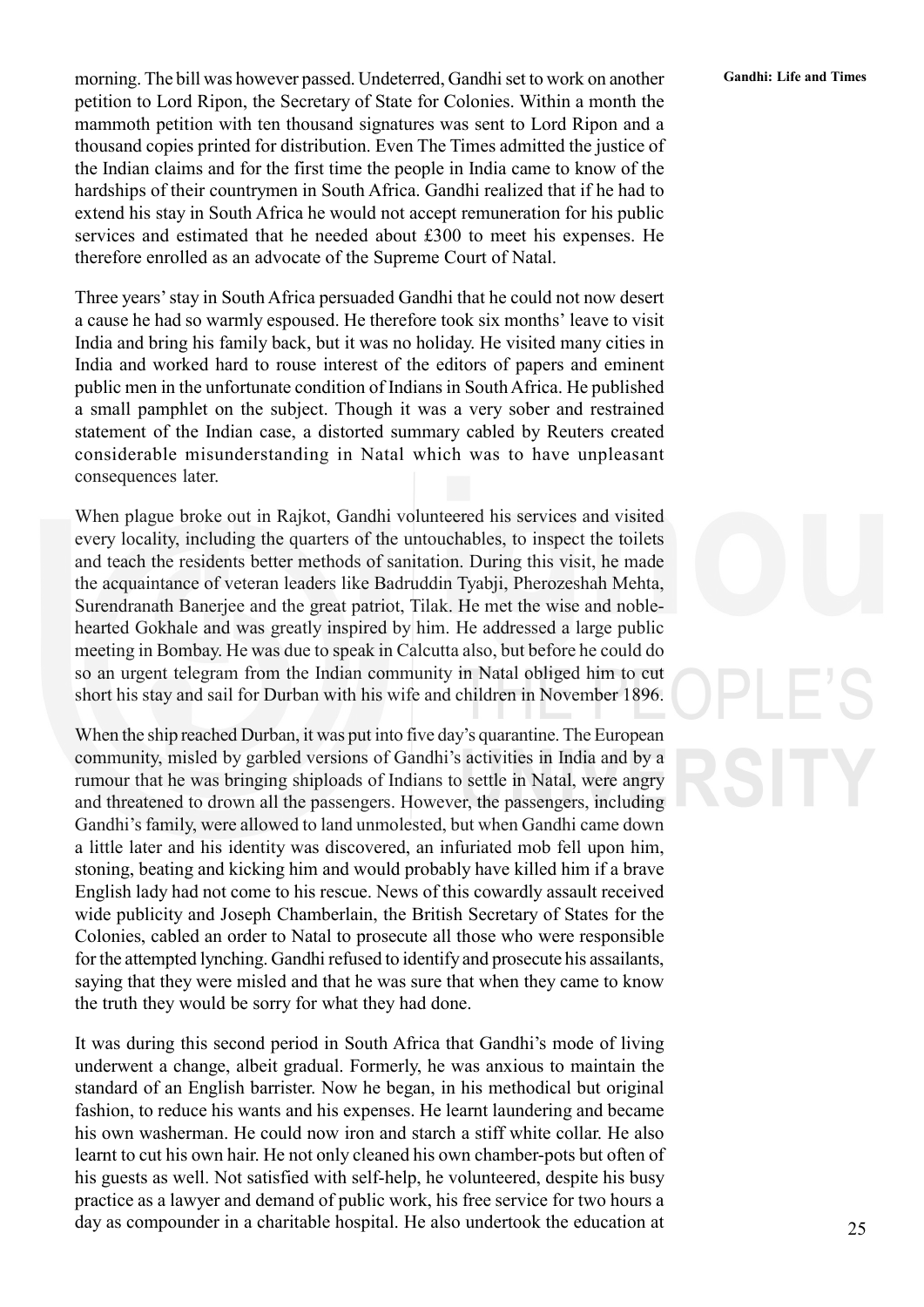morning. The bill was however passed. Undeterred, Gandhi set to work on another petition to Lord Ripon, the Secretary of State for Colonies. Within a month the mammoth petition with ten thousand signatures was sent to Lord Ripon and a thousand copies printed for distribution. Even The Times admitted the justice of the Indian claims and for the first time the people in India came to know of the hardships of their countrymen in South Africa. Gandhi realized that if he had to extend his stay in South Africa he would not accept remuneration for his public services and estimated that he needed about £300 to meet his expenses. He therefore enrolled as an advocate of the Supreme Court of Natal.

Three years' stay in South Africa persuaded Gandhi that he could not now desert a cause he had so warmly espoused. He therefore took six months' leave to visit India and bring his family back, but it was no holiday. He visited many cities in India and worked hard to rouse interest of the editors of papers and eminent public men in the unfortunate condition of Indians in South Africa. He published a small pamphlet on the subject. Though it was a very sober and restrained statement of the Indian case, a distorted summary cabled by Reuters created considerable misunderstanding in Natal which was to have unpleasant consequences later.

When plague broke out in Rajkot, Gandhi volunteered his services and visited every locality, including the quarters of the untouchables, to inspect the toilets and teach the residents better methods of sanitation. During this visit, he made the acquaintance of veteran leaders like Badruddin Tyabji, Pherozeshah Mehta, Surendranath Banerjee and the great patriot, Tilak. He met the wise and noble-hearted Gokhale and was greatly inspired by him. He addressed a large public meeting in Bombay. He was due to speak in Calcutta also, but before he could do so an urgent telegram from the Indian community in Natal obliged him to cut short his stay and sail for Durban with his wife and children in November 1896.

When the ship reached Durban, it was put into five day's quarantine. The European community, misled by garbled versions of Gandhi's activities in India and by a rumour that he was bringing shiploads of Indians to settle in Natal, were angry and threatened to drown all the passengers. However, the passengers, including Gandhi's family, were allowed to land unmolested, but when Gandhi came down a little later and his identity was discovered, an infuriated mob fell upon him, stoning, beating and kicking him and would probably have killed him if a brave English lady had not come to his rescue. News of this cowardly assault received wide publicity and Joseph Chamberlain, the British Secretary of States for the Colonies, cabled an order to Natal to prosecute all those who were responsible for the attempted lynching. Gandhi refused to identify and prosecute his assailants, saying that they were misled and that he was sure that when they came to know the truth they would be sorry for what they had done.

It was during this second period in South Africa that Gandhi's mode of living underwent a change, albeit gradual. Formerly, he was anxious to maintain the standard of an English barrister. Now he began, in his methodical but original fashion, to reduce his wants and his expenses. He learnt laundering and became his own washerman. He could now iron and starch a stiff white collar. He also learnt to cut his own hair. He not only cleaned his own chamber-pots but often of his guests as well. Not satisfied with self-help, he volunteered, despite his busy practice as a lawyer and demand of public work, his free service for two hours a day as compounder in a charitable hospital. He also undertook the education at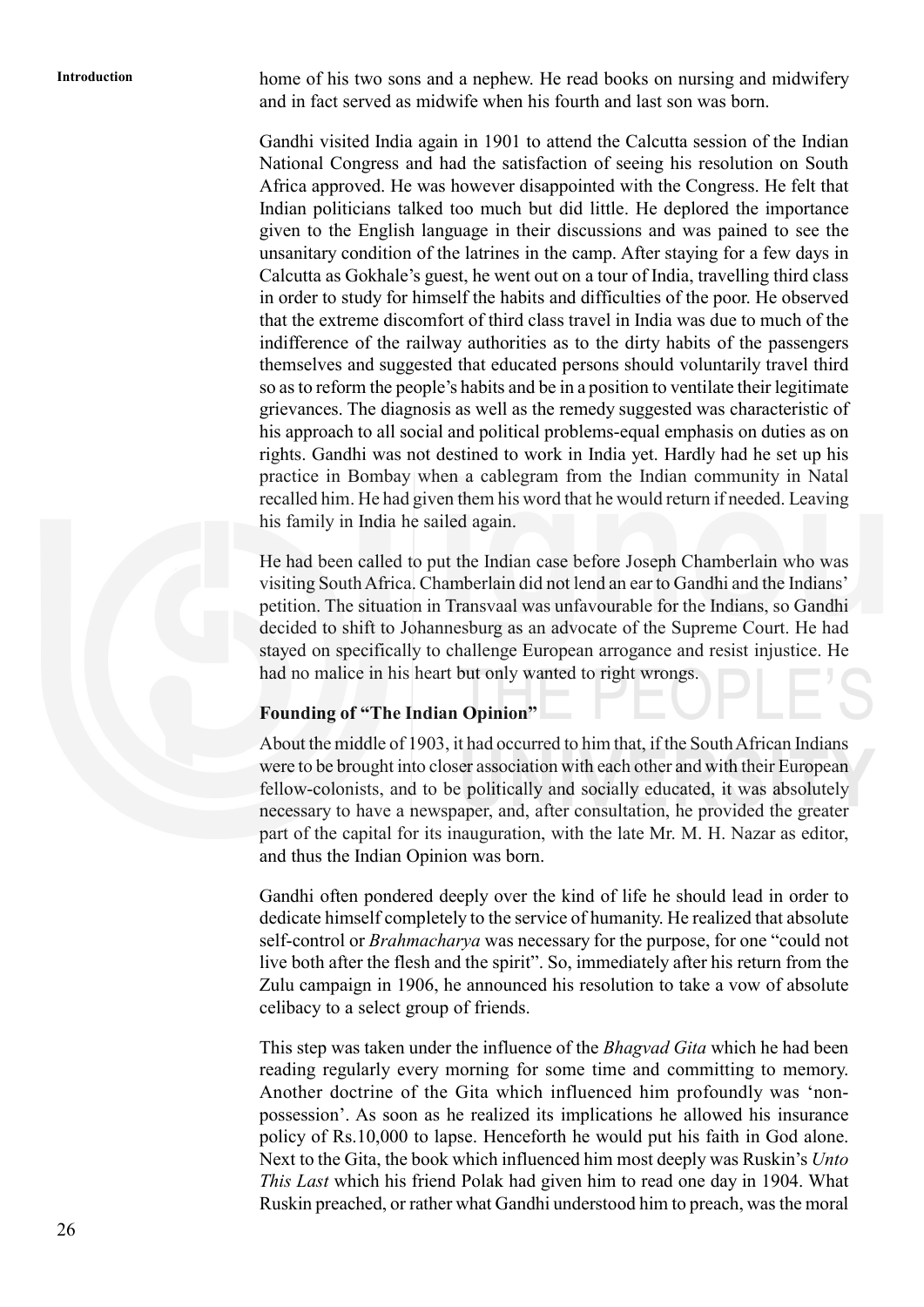home of his two sons and a nephew. He read books on nursing and midwifery and in fact served as midwife when his fourth and last son was born.

Gandhi visited India again in 1901 to attend the Calcutta session of the Indian National Congress and had the satisfaction of seeing his resolution on South Africa approved. He was however disappointed with the Congress. He felt that Indian politicians talked too much but did little. He deplored the importance given to the English language in their discussions and was pained to see the unsanitary condition of the latrines in the camp. After staying for a few days in Calcutta as Gokhale's guest, he went out on a tour of India, travelling third class in order to study for himself the habits and difficulties of the poor. He observed that the extreme discomfort of third class travel in India was due to much of the indifference of the railway authorities as to the dirty habits of the passengers themselves and suggested that educated persons should voluntarily travel third so as to reform the people's habits and be in a position to ventilate their legitimate grievances. The diagnosis as well as the remedy suggested was characteristic of his approach to all social and political problems-equal emphasis on duties as on rights. Gandhi was not destined to work in India yet. Hardly had he set up his practice in Bombay when a cablegram from the Indian community in Natal recalled him. He had given them his word that he would return if needed. Leaving his family in India he sailed again.

He had been called to put the Indian case before Joseph Chamberlain who was visiting South Africa. Chamberlain did not lend an ear to Gandhi and the Indians' petition. The situation in Transvaal was unfavourable for the Indians, so Gandhi decided to shift to Johannesburg as an advocate of the Supreme Court. He had stayed on specifically to challenge European arrogance and resist injustice. He had no malice in his heart but only wanted to right wrongs.

**Founding of "The Indian Opinion"**

About the middle of 1903, it had occurred to him that, if the South African Indians were to be brought into closer association with each other and with their European fellow-colonists, and to be politically and socially educated, it was absolutely necessary to have a newspaper, and, after consultation, he provided the greater part of the capital for its inauguration, with the late Mr. M. H. Nazar as editor, and thus the Indian Opinion was born.

Gandhi often pondered deeply over the kind of life he should lead in order to dedicate himself completely to the service of humanity. He realized that absolute self-control or *Brahmacharya* was necessary for the purpose, for one "could not live both after the flesh and the spirit". So, immediately after his return from the Zulu campaign in 1906, he announced his resolution to take a vow of absolute celibacy to a select group of friends.

This step was taken under the influence of the *Bhagvad Gita* which he had been reading regularly every morning for some time and committing to memory. Another doctrine of the Gita which influenced him profoundly was 'non-possession'. As soon as he realized its implications he allowed his insurance policy of Rs.10,000 to lapse. Henceforth he would put his faith in God alone. Next to the Gita, the book which influenced him most deeply was Ruskin's *Unto This Last* which his friend Polak had given him to read one day in 1904. What Ruskin preached, or rather what Gandhi understood him to preach, was the moral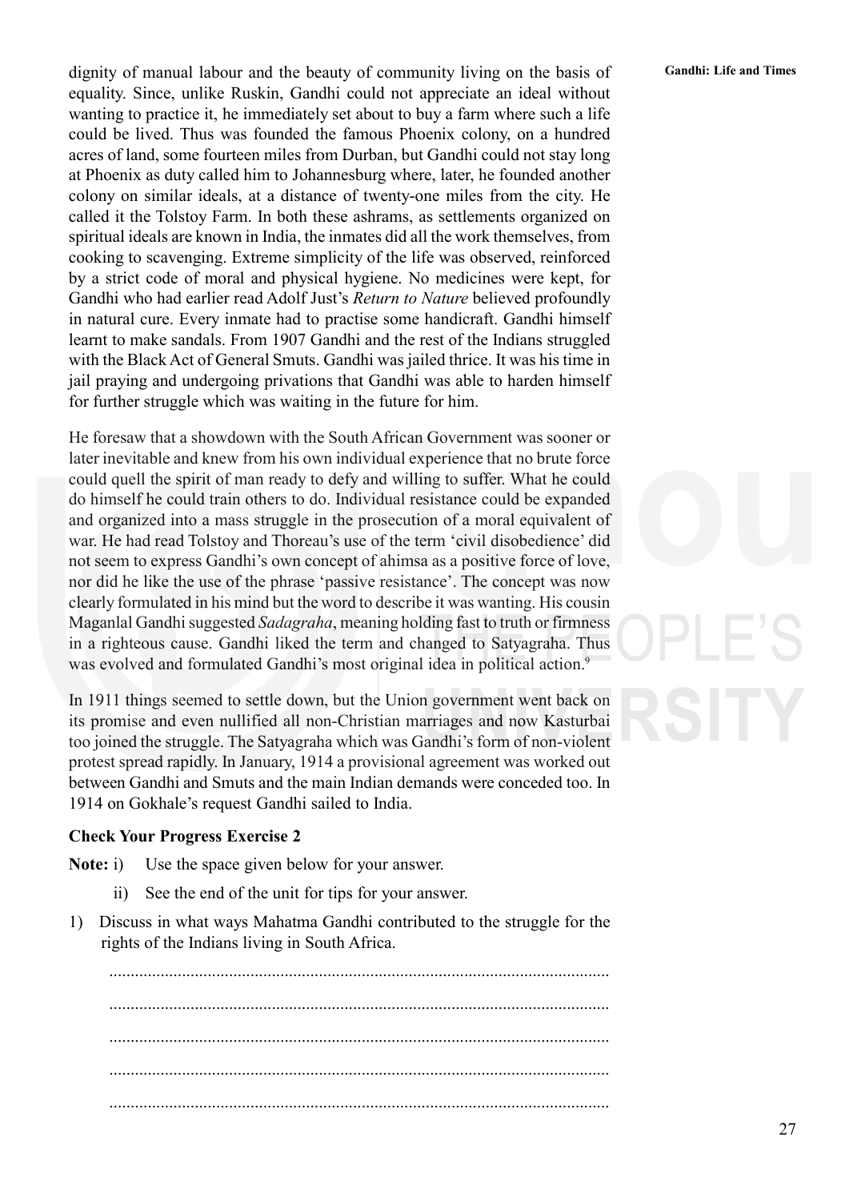dignity of manual labour and the beauty of community living on the basis of equality. Since, unlike Ruskin, Gandhi could not appreciate an ideal without wanting to practice it, he immediately set about to buy a farm where such a life could be lived. Thus was founded the famous Phoenix colony, on a hundred acres of land, some fourteen miles from Durban, but Gandhi could not stay long at Phoenix as duty called him to Johannesburg where, later, he founded another colony on similar ideals, at a distance of twenty-one miles from the city. He called it the Tolstoy Farm. In both these ashrams, as settlements organized on spiritual ideals are known in India, the inmates did all the work themselves, from cooking to scavenging. Extreme simplicity of the life was observed, reinforced by a strict code of moral and physical hygiene. No medicines were kept, for Gandhi who had earlier read Adolf Just's *Return to Nature* believed profoundly in natural cure. Every inmate had to practise some handicraft. Gandhi himself learnt to make sandals. From 1907 Gandhi and the rest of the Indians struggled with the Black Act of General Smuts. Gandhi was jailed thrice. It was his time in jail praying and undergoing privations that Gandhi was able to harden himself for further struggle which was waiting in the future for him.

He foresaw that a showdown with the South African Government was sooner or later inevitable and knew from his own individual experience that no brute force could quell the spirit of man ready to defy and willing to suffer. What he could do himself he could train others to do. Individual resistance could be expanded and organized into a mass struggle in the prosecution of a moral equivalent of war. He had read Tolstoy and Thoreau's use of the term 'civil disobedience' did not seem to express Gandhi's own concept of ahimsa as a positive force of love, nor did he like the use of the phrase 'passive resistance'. The concept was now clearly formulated in his mind but the word to describe it was wanting. His cousin Maganlal Gandhi suggested *Sadagraha*, meaning holding fast to truth or firmness in a righteous cause. Gandhi liked the term and changed to Satyagraha. Thus was evolved and formulated Gandhi's most original idea in political action.[9]

In 1911 things seemed to settle down, but the Union government went back on its promise and even nullified all non-Christian marriages and now Kasturbai too joined the struggle. The Satyagraha which was Gandhi's form of non-violent protest spread rapidly. In January, 1914 a provisional agreement was worked out between Gandhi and Smuts and the main Indian demands were conceded too. In 1914 on Gokhale's request Gandhi sailed to India.

**Check Your Progress Exercise 2**

**Note:** i) Use the space given below for your answer.

ii) See the end of the unit for tips for your answer.

1) Discuss in what ways Mahatma Gandhi contributed to the struggle for the rights of the Indians living in South Africa.

.....................................................................................................................

.....................................................................................................................

.....................................................................................................................

.....................................................................................................................

.....................................................................................................................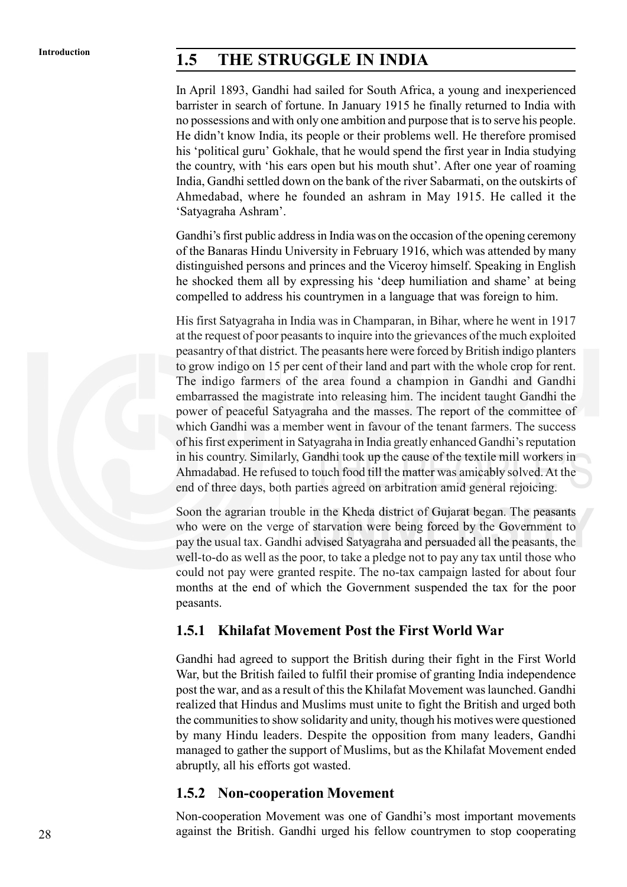## 1.5 THE STRUGGLE IN INDIA

In April 1893, Gandhi had sailed for South Africa, a young and inexperienced barrister in search of fortune. In January 1915 he finally returned to India with no possessions and with only one ambition and purpose that is to serve his people. He didn't know India, its people or their problems well. He therefore promised his 'political guru' Gokhale, that he would spend the first year in India studying the country, with 'his ears open but his mouth shut'. After one year of roaming India, Gandhi settled down on the bank of the river Sabarmati, on the outskirts of Ahmedabad, where he founded an ashram in May 1915. He called it the 'Satyagraha Ashram'.

Gandhi's first public address in India was on the occasion of the opening ceremony of the Banaras Hindu University in February 1916, which was attended by many distinguished persons and princes and the Viceroy himself. Speaking in English he shocked them all by expressing his 'deep humiliation and shame' at being compelled to address his countrymen in a language that was foreign to him.

His first Satyagraha in India was in Champaran, in Bihar, where he went in 1917 at the request of poor peasants to inquire into the grievances of the much exploited peasantry of that district. The peasants here were forced by British indigo planters to grow indigo on 15 per cent of their land and part with the whole crop for rent. The indigo farmers of the area found a champion in Gandhi and Gandhi embarrassed the magistrate into releasing him. The incident taught Gandhi the power of peaceful Satyagraha and the masses. The report of the committee of which Gandhi was a member went in favour of the tenant farmers. The success of his first experiment in Satyagraha in India greatly enhanced Gandhi's reputation in his country. Similarly, Gandhi took up the cause of the textile mill workers in Ahmadabad. He refused to touch food till the matter was amicably solved. At the end of three days, both parties agreed on arbitration amid general rejoicing.

Soon the agrarian trouble in the Kheda district of Gujarat began. The peasants who were on the verge of starvation were being forced by the Government to pay the usual tax. Gandhi advised Satyagraha and persuaded all the peasants, the well-to-do as well as the poor, to take a pledge not to pay any tax until those who could not pay were granted respite. The no-tax campaign lasted for about four months at the end of which the Government suspended the tax for the poor peasants.

### 1.5.1 Khilafat Movement Post the First World War

Gandhi had agreed to support the British during their fight in the First World War, but the British failed to fulfil their promise of granting India independence post the war, and as a result of this the Khilafat Movement was launched. Gandhi realized that Hindus and Muslims must unite to fight the British and urged both the communities to show solidarity and unity, though his motives were questioned by many Hindu leaders. Despite the opposition from many leaders, Gandhi managed to gather the support of Muslims, but as the Khilafat Movement ended abruptly, all his efforts got wasted.

### 1.5.2 Non-cooperation Movement

Non-cooperation Movement was one of Gandhi's most important movements against the British. Gandhi urged his fellow countrymen to stop cooperating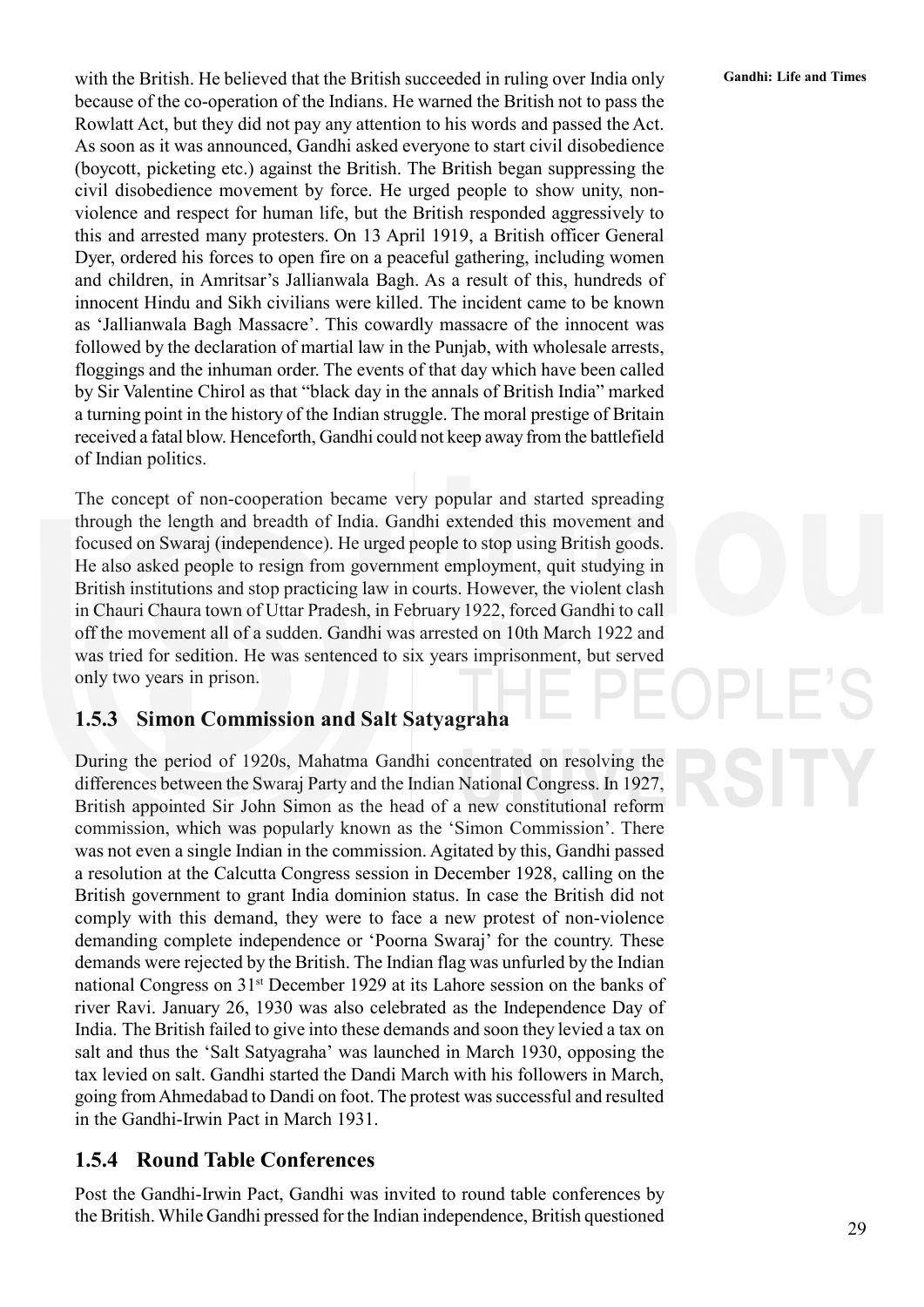with the British. He believed that the British succeeded in ruling over India only because of the co-operation of the Indians. He warned the British not to pass the Rowlatt Act, but they did not pay any attention to his words and passed the Act. As soon as it was announced, Gandhi asked everyone to start civil disobedience (boycott, picketing etc.) against the British. The British began suppressing the civil disobedience movement by force. He urged people to show unity, non-violence and respect for human life, but the British responded aggressively to this and arrested many protesters. On 13 April 1919, a British officer General Dyer, ordered his forces to open fire on a peaceful gathering, including women and children, in Amritsar's Jallianwala Bagh. As a result of this, hundreds of innocent Hindu and Sikh civilians were killed. The incident came to be known as 'Jallianwala Bagh Massacre'. This cowardly massacre of the innocent was followed by the declaration of martial law in the Punjab, with wholesale arrests, floggings and the inhuman order. The events of that day which have been called by Sir Valentine Chirol as that "black day in the annals of British India" marked a turning point in the history of the Indian struggle. The moral prestige of Britain received a fatal blow. Henceforth, Gandhi could not keep away from the battlefield of Indian politics.

The concept of non-cooperation became very popular and started spreading through the length and breadth of India. Gandhi extended this movement and focused on Swaraj (independence). He urged people to stop using British goods. He also asked people to resign from government employment, quit studying in British institutions and stop practicing law in courts. However, the violent clash in Chauri Chaura town of Uttar Pradesh, in February 1922, forced Gandhi to call off the movement all of a sudden. Gandhi was arrested on 10th March 1922 and was tried for sedition. He was sentenced to six years imprisonment, but served only two years in prison.

### 1.5.3 Simon Commission and Salt Satyagraha

During the period of 1920s, Mahatma Gandhi concentrated on resolving the differences between the Swaraj Party and the Indian National Congress. In 1927, British appointed Sir John Simon as the head of a new constitutional reform commission, which was popularly known as the 'Simon Commission'. There was not even a single Indian in the commission. Agitated by this, Gandhi passed a resolution at the Calcutta Congress session in December 1928, calling on the British government to grant India dominion status. In case the British did not comply with this demand, they were to face a new protest of non-violence demanding complete independence or 'Poorna Swaraj' for the country. These demands were rejected by the British. The Indian flag was unfurled by the Indian national Congress on 31st December 1929 at its Lahore session on the banks of river Ravi. January 26, 1930 was also celebrated as the Independence Day of India. The British failed to give into these demands and soon they levied a tax on salt and thus the 'Salt Satyagraha' was launched in March 1930, opposing the tax levied on salt. Gandhi started the Dandi March with his followers in March, going from Ahmedabad to Dandi on foot. The protest was successful and resulted in the Gandhi-Irwin Pact in March 1931.

### 1.5.4 Round Table Conferences

Post the Gandhi-Irwin Pact, Gandhi was invited to round table conferences by the British. While Gandhi pressed for the Indian independence, British questioned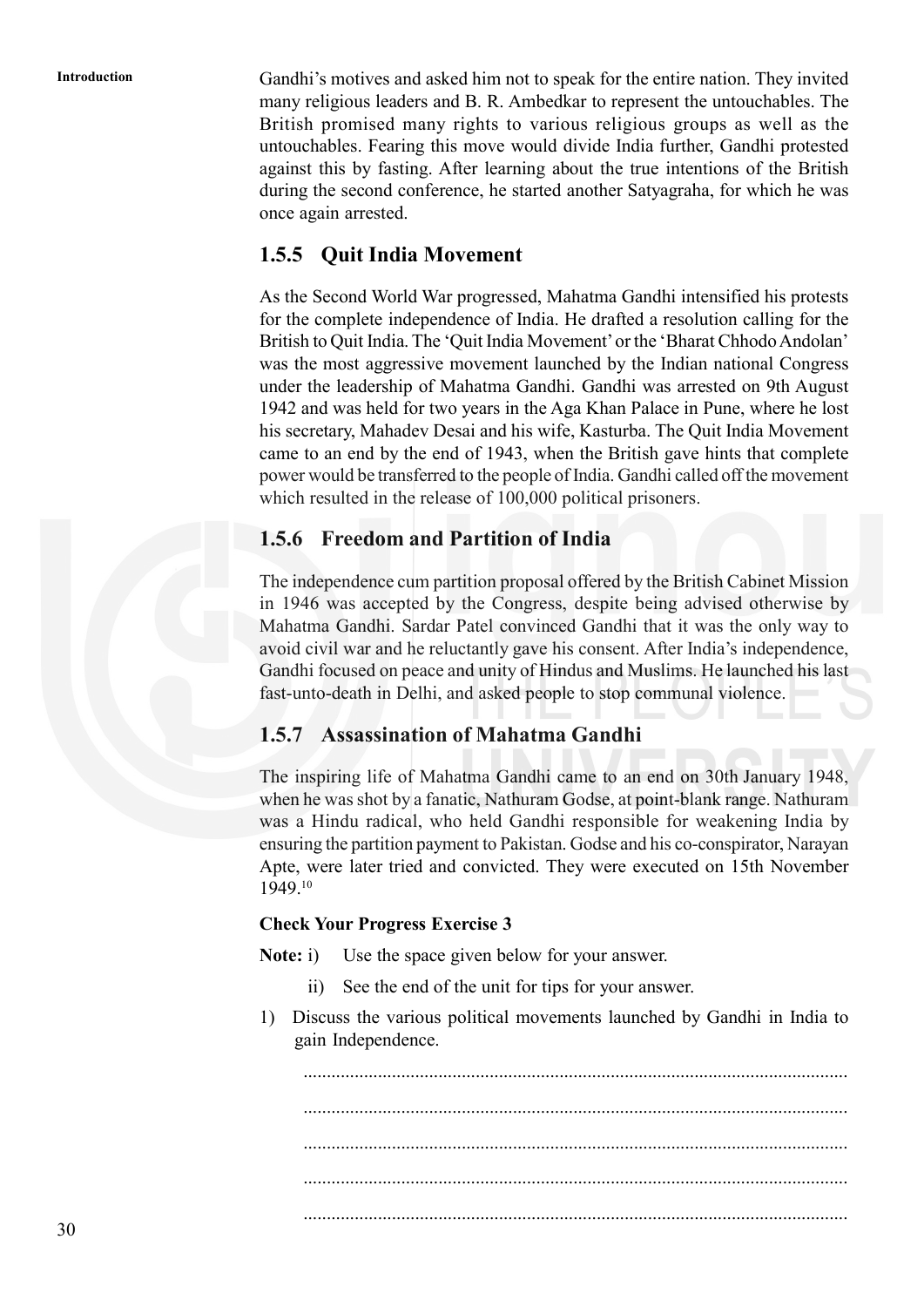Gandhi's motives and asked him not to speak for the entire nation. They invited many religious leaders and B. R. Ambedkar to represent the untouchables. The British promised many rights to various religious groups as well as the untouchables. Fearing this move would divide India further, Gandhi protested against this by fasting. After learning about the true intentions of the British during the second conference, he started another Satyagraha, for which he was once again arrested.

### 1.5.5 Quit India Movement

As the Second World War progressed, Mahatma Gandhi intensified his protests for the complete independence of India. He drafted a resolution calling for the British to Quit India. The 'Quit India Movement' or the 'Bharat Chhodo Andolan' was the most aggressive movement launched by the Indian national Congress under the leadership of Mahatma Gandhi. Gandhi was arrested on 9th August 1942 and was held for two years in the Aga Khan Palace in Pune, where he lost his secretary, Mahadev Desai and his wife, Kasturba. The Quit India Movement came to an end by the end of 1943, when the British gave hints that complete power would be transferred to the people of India. Gandhi called off the movement which resulted in the release of 100,000 political prisoners.

### 1.5.6 Freedom and Partition of India

The independence cum partition proposal offered by the British Cabinet Mission in 1946 was accepted by the Congress, despite being advised otherwise by Mahatma Gandhi. Sardar Patel convinced Gandhi that it was the only way to avoid civil war and he reluctantly gave his consent. After India's independence, Gandhi focused on peace and unity of Hindus and Muslims. He launched his last fast-unto-death in Delhi, and asked people to stop communal violence.

### 1.5.7 Assassination of Mahatma Gandhi

The inspiring life of Mahatma Gandhi came to an end on 30th January 1948, when he was shot by a fanatic, Nathuram Godse, at point-blank range. Nathuram was a Hindu radical, who held Gandhi responsible for weakening India by ensuring the partition payment to Pakistan. Godse and his co-conspirator, Narayan Apte, were later tried and convicted. They were executed on 15th November 1949.[10]

**Check Your Progress Exercise 3**

**Note:** i) Use the space given below for your answer.

ii) See the end of the unit for tips for your answer.

1) Discuss the various political movements launched by Gandhi in India to gain Independence.

....................................................................................................................

....................................................................................................................

....................................................................................................................

....................................................................................................................

....................................................................................................................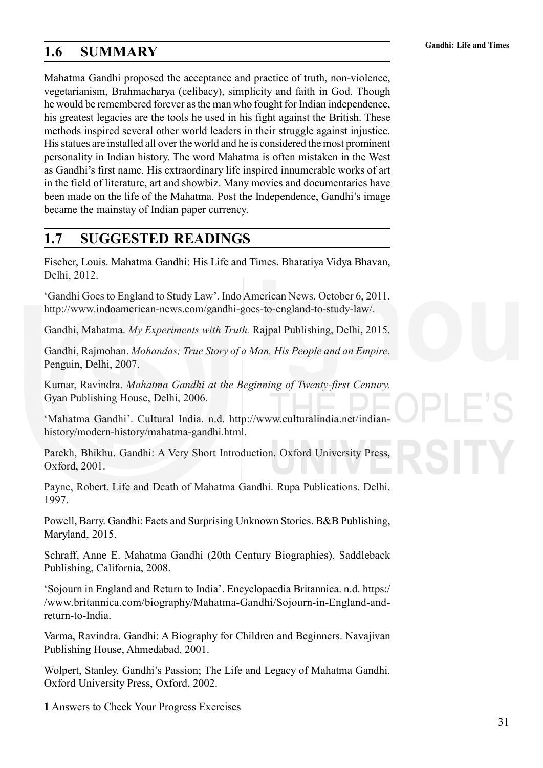## 1.6 SUMMARY

Mahatma Gandhi proposed the acceptance and practice of truth, non-violence, vegetarianism, Brahmacharya (celibacy), simplicity and faith in God. Though he would be remembered forever as the man who fought for Indian independence, his greatest legacies are the tools he used in his fight against the British. These methods inspired several other world leaders in their struggle against injustice. His statues are installed all over the world and he is considered the most prominent personality in Indian history. The word Mahatma is often mistaken in the West as Gandhi's first name. His extraordinary life inspired innumerable works of art in the field of literature, art and showbiz. Many movies and documentaries have been made on the life of the Mahatma. Post the Independence, Gandhi's image became the mainstay of Indian paper currency.

## 1.7 SUGGESTED READINGS

Fischer, Louis. Mahatma Gandhi: His Life and Times. Bharatiya Vidya Bhavan, Delhi, 2012.

'Gandhi Goes to England to Study Law'. Indo American News. October 6, 2011. http://www.indoamerican-news.com/gandhi-goes-to-england-to-study-law/.

Gandhi, Mahatma. *My Experiments with Truth.* Rajpal Publishing, Delhi, 2015.

Gandhi, Rajmohan. *Mohandas; True Story of a Man, His People and an Empire.* Penguin, Delhi, 2007.

Kumar, Ravindra. *Mahatma Gandhi at the Beginning of Twenty-first Century.* Gyan Publishing House, Delhi, 2006.

'Mahatma Gandhi'. Cultural India. n.d. http://www.culturalindia.net/indian-history/modern-history/mahatma-gandhi.html.

Parekh, Bhikhu. Gandhi: A Very Short Introduction. Oxford University Press, Oxford, 2001.

Payne, Robert. Life and Death of Mahatma Gandhi. Rupa Publications, Delhi, 1997.

Powell, Barry. Gandhi: Facts and Surprising Unknown Stories. B&B Publishing, Maryland, 2015.

Schraff, Anne E. Mahatma Gandhi (20th Century Biographies). Saddleback Publishing, California, 2008.

'Sojourn in England and Return to India'. Encyclopaedia Britannica. n.d. https://www.britannica.com/biography/Mahatma-Gandhi/Sojourn-in-England-and-return-to-India.

Varma, Ravindra. Gandhi: A Biography for Children and Beginners. Navajivan Publishing House, Ahmedabad, 2001.

Wolpert, Stanley. Gandhi's Passion; The Life and Legacy of Mahatma Gandhi. Oxford University Press, Oxford, 2002.

**1** Answers to Check Your Progress Exercises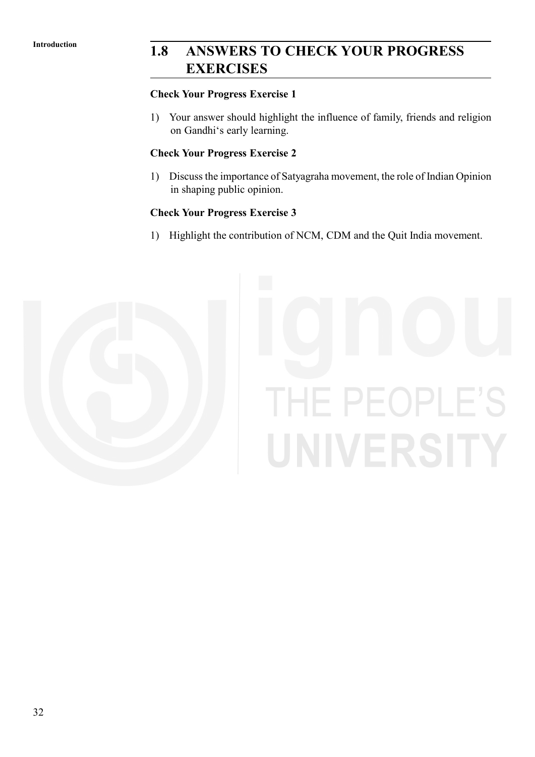## 1.8 ANSWERS TO CHECK YOUR PROGRESS EXERCISES

**Check Your Progress Exercise 1**

1) Your answer should highlight the influence of family, friends and religion on Gandhi's early learning.

**Check Your Progress Exercise 2**

1) Discuss the importance of Satyagraha movement, the role of Indian Opinion in shaping public opinion.

**Check Your Progress Exercise 3**

1) Highlight the contribution of NCM, CDM and the Quit India movement.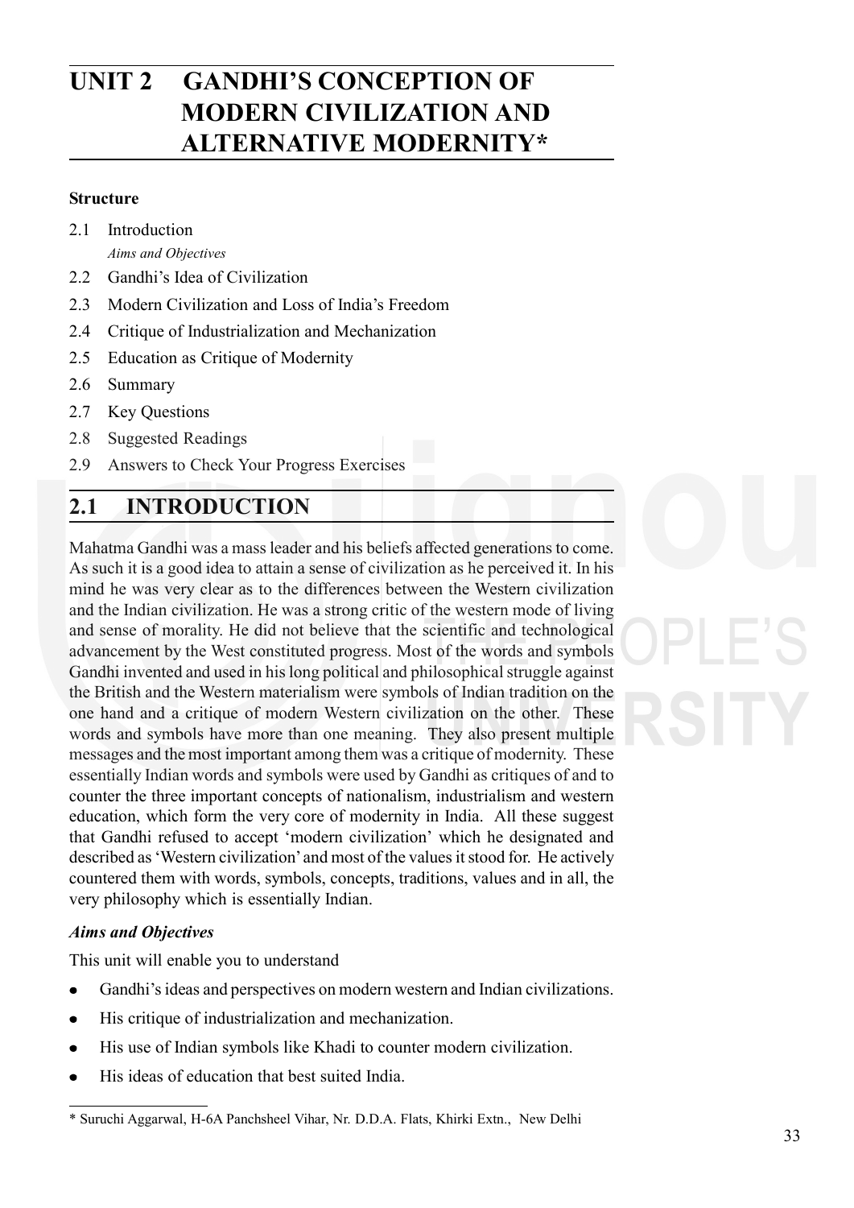# UNIT 2 GANDHI'S CONCEPTION OF MODERN CIVILIZATION AND ALTERNATIVE MODERNITY*

**Structure**

2.1 Introduction
*Aims and Objectives*

2.2 Gandhi's Idea of Civilization

2.3 Modern Civilization and Loss of India's Freedom

2.4 Critique of Industrialization and Mechanization

2.5 Education as Critique of Modernity

2.6 Summary

2.7 Key Questions

2.8 Suggested Readings

2.9 Answers to Check Your Progress Exercises

## 2.1 INTRODUCTION

Mahatma Gandhi was a mass leader and his beliefs affected generations to come. As such it is a good idea to attain a sense of civilization as he perceived it. In his mind he was very clear as to the differences between the Western civilization and the Indian civilization. He was a strong critic of the western mode of living and sense of morality. He did not believe that the scientific and technological advancement by the West constituted progress. Most of the words and symbols Gandhi invented and used in his long political and philosophical struggle against the British and the Western materialism were symbols of Indian tradition on the one hand and a critique of modern Western civilization on the other. These words and symbols have more than one meaning. They also present multiple messages and the most important among them was a critique of modernity. These essentially Indian words and symbols were used by Gandhi as critiques of and to counter the three important concepts of nationalism, industrialism and western education, which form the very core of modernity in India. All these suggest that Gandhi refused to accept 'modern civilization' which he designated and described as 'Western civilization' and most of the values it stood for. He actively countered them with words, symbols, concepts, traditions, values and in all, the very philosophy which is essentially Indian.

### *Aims and Objectives*

This unit will enable you to understand

- Gandhi's ideas and perspectives on modern western and Indian civilizations.
- His critique of industrialization and mechanization.
- His use of Indian symbols like Khadi to counter modern civilization.
- His ideas of education that best suited India.

---

\* Suruchi Aggarwal, H-6A Panchsheel Vihar, Nr. D.D.A. Flats, Khirki Extn., New Delhi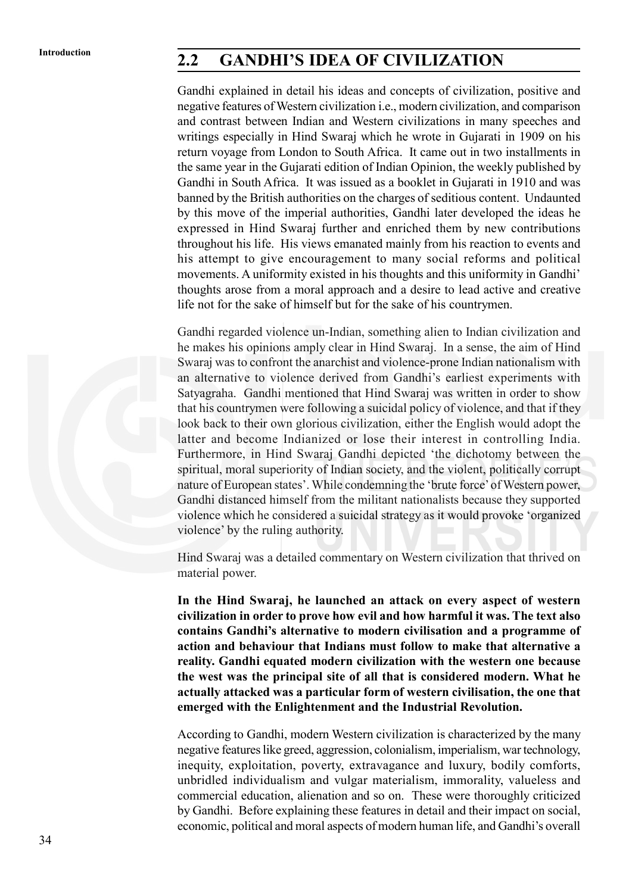## 2.2 GANDHI'S IDEA OF CIVILIZATION

Gandhi explained in detail his ideas and concepts of civilization, positive and negative features of Western civilization i.e., modern civilization, and comparison and contrast between Indian and Western civilizations in many speeches and writings especially in Hind Swaraj which he wrote in Gujarati in 1909 on his return voyage from London to South Africa. It came out in two installments in the same year in the Gujarati edition of Indian Opinion, the weekly published by Gandhi in South Africa. It was issued as a booklet in Gujarati in 1910 and was banned by the British authorities on the charges of seditious content. Undaunted by this move of the imperial authorities, Gandhi later developed the ideas he expressed in Hind Swaraj further and enriched them by new contributions throughout his life. His views emanated mainly from his reaction to events and his attempt to give encouragement to many social reforms and political movements. A uniformity existed in his thoughts and this uniformity in Gandhi' thoughts arose from a moral approach and a desire to lead active and creative life not for the sake of himself but for the sake of his countrymen.

Gandhi regarded violence un-Indian, something alien to Indian civilization and he makes his opinions amply clear in Hind Swaraj. In a sense, the aim of Hind Swaraj was to confront the anarchist and violence-prone Indian nationalism with an alternative to violence derived from Gandhi's earliest experiments with Satyagraha. Gandhi mentioned that Hind Swaraj was written in order to show that his countrymen were following a suicidal policy of violence, and that if they look back to their own glorious civilization, either the English would adopt the latter and become Indianized or lose their interest in controlling India. Furthermore, in Hind Swaraj Gandhi depicted 'the dichotomy between the spiritual, moral superiority of Indian society, and the violent, politically corrupt nature of European states'. While condemning the 'brute force' of Western power, Gandhi distanced himself from the militant nationalists because they supported violence which he considered a suicidal strategy as it would provoke 'organized violence' by the ruling authority.

Hind Swaraj was a detailed commentary on Western civilization that thrived on material power.

**In the Hind Swaraj, he launched an attack on every aspect of western civilization in order to prove how evil and how harmful it was. The text also contains Gandhi's alternative to modern civilisation and a programme of action and behaviour that Indians must follow to make that alternative a reality. Gandhi equated modern civilization with the western one because the west was the principal site of all that is considered modern. What he actually attacked was a particular form of western civilisation, the one that emerged with the Enlightenment and the Industrial Revolution.**

According to Gandhi, modern Western civilization is characterized by the many negative features like greed, aggression, colonialism, imperialism, war technology, inequity, exploitation, poverty, extravagance and luxury, bodily comforts, unbridled individualism and vulgar materialism, immorality, valueless and commercial education, alienation and so on. These were thoroughly criticized by Gandhi. Before explaining these features in detail and their impact on social, economic, political and moral aspects of modern human life, and Gandhi's overall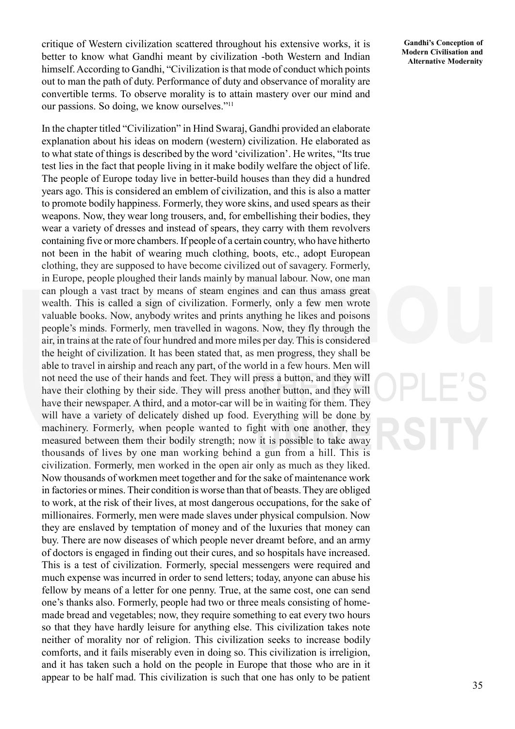critique of Western civilization scattered throughout his extensive works, it is better to know what Gandhi meant by civilization -both Western and Indian himself. According to Gandhi, "Civilization is that mode of conduct which points out to man the path of duty. Performance of duty and observance of morality are convertible terms. To observe morality is to attain mastery over our mind and our passions. So doing, we know ourselves."[11]

In the chapter titled "Civilization" in Hind Swaraj, Gandhi provided an elaborate explanation about his ideas on modern (western) civilization. He elaborated as to what state of things is described by the word 'civilization'. He writes, "Its true test lies in the fact that people living in it make bodily welfare the object of life. The people of Europe today live in better-build houses than they did a hundred years ago. This is considered an emblem of civilization, and this is also a matter to promote bodily happiness. Formerly, they wore skins, and used spears as their weapons. Now, they wear long trousers, and, for embellishing their bodies, they wear a variety of dresses and instead of spears, they carry with them revolvers containing five or more chambers. If people of a certain country, who have hitherto not been in the habit of wearing much clothing, boots, etc., adopt European clothing, they are supposed to have become civilized out of savagery. Formerly, in Europe, people ploughed their lands mainly by manual labour. Now, one man can plough a vast tract by means of steam engines and can thus amass great wealth. This is called a sign of civilization. Formerly, only a few men wrote valuable books. Now, anybody writes and prints anything he likes and poisons people's minds. Formerly, men travelled in wagons. Now, they fly through the air, in trains at the rate of four hundred and more miles per day. This is considered the height of civilization. It has been stated that, as men progress, they shall be able to travel in airship and reach any part, of the world in a few hours. Men will not need the use of their hands and feet. They will press a button, and they will have their clothing by their side. They will press another button, and they will have their newspaper. A third, and a motor-car will be in waiting for them. They will have a variety of delicately dished up food. Everything will be done by machinery. Formerly, when people wanted to fight with one another, they measured between them their bodily strength; now it is possible to take away thousands of lives by one man working behind a gun from a hill. This is civilization. Formerly, men worked in the open air only as much as they liked. Now thousands of workmen meet together and for the sake of maintenance work in factories or mines. Their condition is worse than that of beasts. They are obliged to work, at the risk of their lives, at most dangerous occupations, for the sake of millionaires. Formerly, men were made slaves under physical compulsion. Now they are enslaved by temptation of money and of the luxuries that money can buy. There are now diseases of which people never dreamt before, and an army of doctors is engaged in finding out their cures, and so hospitals have increased. This is a test of civilization. Formerly, special messengers were required and much expense was incurred in order to send letters; today, anyone can abuse his fellow by means of a letter for one penny. True, at the same cost, one can send one's thanks also. Formerly, people had two or three meals consisting of home-made bread and vegetables; now, they require something to eat every two hours so that they have hardly leisure for anything else. This civilization takes note neither of morality nor of religion. This civilization seeks to increase bodily comforts, and it fails miserably even in doing so. This civilization is irreligion, and it has taken such a hold on the people in Europe that those who are in it appear to be half mad. This civilization is such that one has only to be patient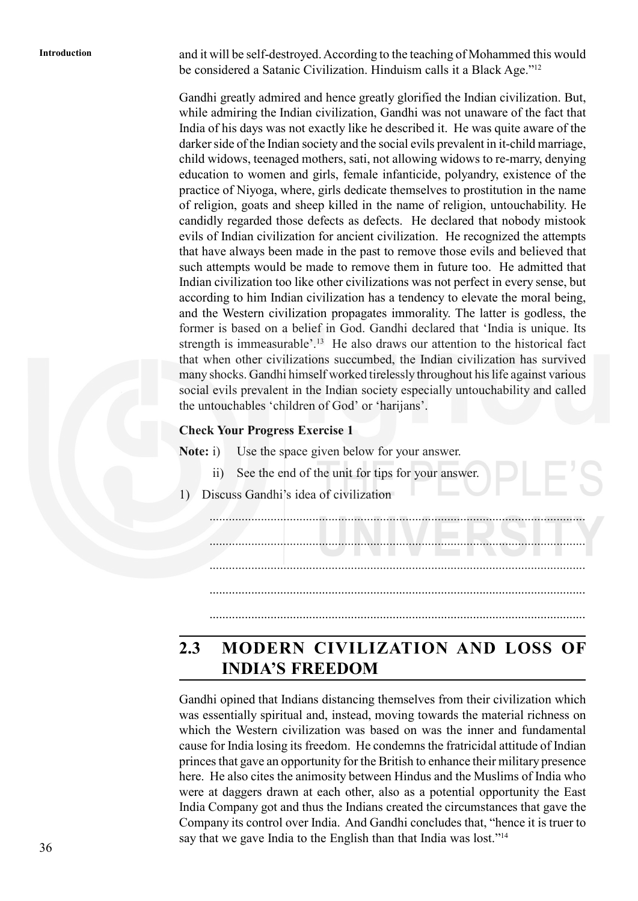and it will be self-destroyed. According to the teaching of Mohammed this would be considered a Satanic Civilization. Hinduism calls it a Black Age."[12]

Gandhi greatly admired and hence greatly glorified the Indian civilization. But, while admiring the Indian civilization, Gandhi was not unaware of the fact that India of his days was not exactly like he described it. He was quite aware of the darker side of the Indian society and the social evils prevalent in it-child marriage, child widows, teenaged mothers, sati, not allowing widows to re-marry, denying education to women and girls, female infanticide, polyandry, existence of the practice of Niyoga, where, girls dedicate themselves to prostitution in the name of religion, goats and sheep killed in the name of religion, untouchability. He candidly regarded those defects as defects. He declared that nobody mistook evils of Indian civilization for ancient civilization. He recognized the attempts that have always been made in the past to remove those evils and believed that such attempts would be made to remove them in future too. He admitted that Indian civilization too like other civilizations was not perfect in every sense, but according to him Indian civilization has a tendency to elevate the moral being, and the Western civilization propagates immorality. The latter is godless, the former is based on a belief in God. Gandhi declared that 'India is unique. Its strength is immeasurable'.[13] He also draws our attention to the historical fact that when other civilizations succumbed, the Indian civilization has survived many shocks. Gandhi himself worked tirelessly throughout his life against various social evils prevalent in the Indian society especially untouchability and called the untouchables 'children of God' or 'harijans'.

**Check Your Progress Exercise 1**

**Note:** i) Use the space given below for your answer.

ii) See the end of the unit for tips for your answer.

1) Discuss Gandhi's idea of civilization

.....................................................................................................................

.....................................................................................................................

.....................................................................................................................

.....................................................................................................................

.....................................................................................................................

## 2.3 MODERN CIVILIZATION AND LOSS OF INDIA'S FREEDOM

Gandhi opined that Indians distancing themselves from their civilization which was essentially spiritual and, instead, moving towards the material richness on which the Western civilization was based on was the inner and fundamental cause for India losing its freedom. He condemns the fratricidal attitude of Indian princes that gave an opportunity for the British to enhance their military presence here. He also cites the animosity between Hindus and the Muslims of India who were at daggers drawn at each other, also as a potential opportunity the East India Company got and thus the Indians created the circumstances that gave the Company its control over India. And Gandhi concludes that, "hence it is truer to say that we gave India to the English than that India was lost."[14]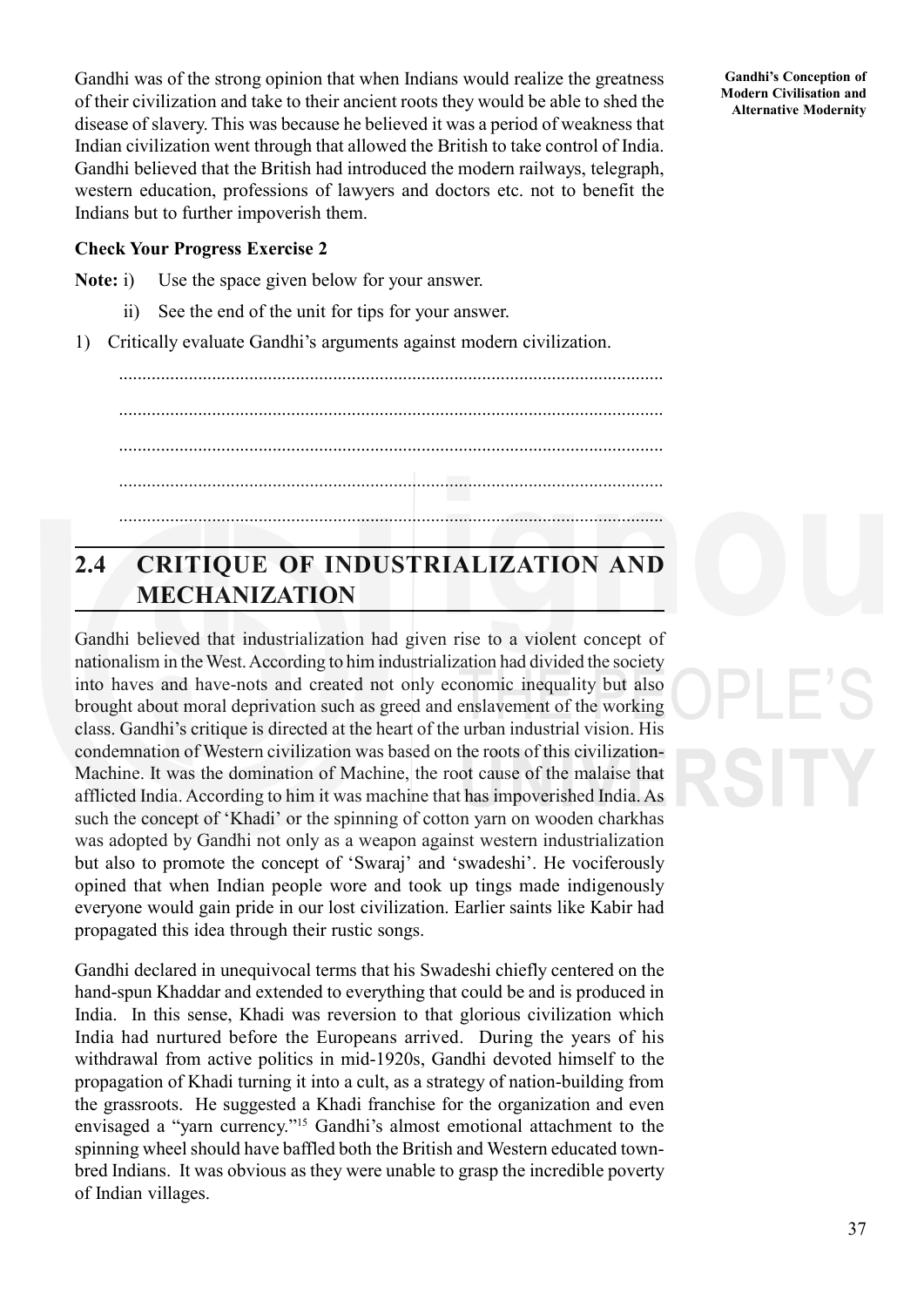Gandhi was of the strong opinion that when Indians would realize the greatness of their civilization and take to their ancient roots they would be able to shed the disease of slavery. This was because he believed it was a period of weakness that Indian civilization went through that allowed the British to take control of India. Gandhi believed that the British had introduced the modern railways, telegraph, western education, professions of lawyers and doctors etc. not to benefit the Indians but to further impoverish them.

**Check Your Progress Exercise 2**

**Note:** i) Use the space given below for your answer.

ii) See the end of the unit for tips for your answer.

1) Critically evaluate Gandhi's arguments against modern civilization.

.....................................................................................................................

.....................................................................................................................

.....................................................................................................................

.....................................................................................................................

.....................................................................................................................

## 2.4 CRITIQUE OF INDUSTRIALIZATION AND MECHANIZATION

Gandhi believed that industrialization had given rise to a violent concept of nationalism in the West. According to him industrialization had divided the society into haves and have-nots and created not only economic inequality but also brought about moral deprivation such as greed and enslavement of the working class. Gandhi's critique is directed at the heart of the urban industrial vision. His condemnation of Western civilization was based on the roots of this civilization-Machine. It was the domination of Machine, the root cause of the malaise that afflicted India. According to him it was machine that has impoverished India. As such the concept of 'Khadi' or the spinning of cotton yarn on wooden charkhas was adopted by Gandhi not only as a weapon against western industrialization but also to promote the concept of 'Swaraj' and 'swadeshi'. He vociferously opined that when Indian people wore and took up tings made indigenously everyone would gain pride in our lost civilization. Earlier saints like Kabir had propagated this idea through their rustic songs.

Gandhi declared in unequivocal terms that his Swadeshi chiefly centered on the hand-spun Khaddar and extended to everything that could be and is produced in India. In this sense, Khadi was reversion to that glorious civilization which India had nurtured before the Europeans arrived. During the years of his withdrawal from active politics in mid-1920s, Gandhi devoted himself to the propagation of Khadi turning it into a cult, as a strategy of nation-building from the grassroots. He suggested a Khadi franchise for the organization and even envisaged a "yarn currency."[15] Gandhi's almost emotional attachment to the spinning wheel should have baffled both the British and Western educated town-bred Indians. It was obvious as they were unable to grasp the incredible poverty of Indian villages.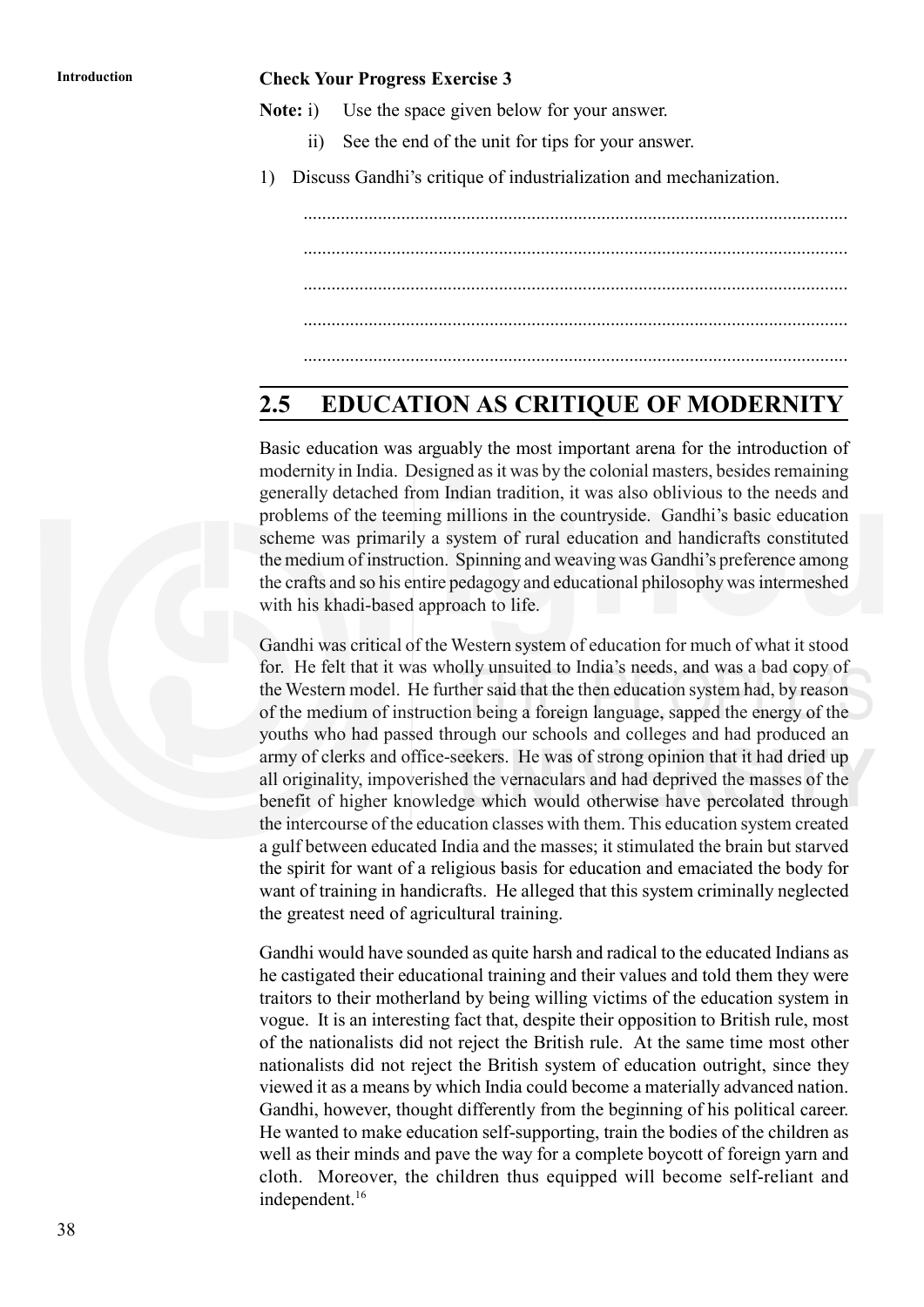**Check Your Progress Exercise 3**

**Note:** i) Use the space given below for your answer.

ii) See the end of the unit for tips for your answer.

1) Discuss Gandhi's critique of industrialization and mechanization.

....................................................................................................................

....................................................................................................................

....................................................................................................................

....................................................................................................................

....................................................................................................................

## 2.5 EDUCATION AS CRITIQUE OF MODERNITY

Basic education was arguably the most important arena for the introduction of modernity in India. Designed as it was by the colonial masters, besides remaining generally detached from Indian tradition, it was also oblivious to the needs and problems of the teeming millions in the countryside. Gandhi's basic education scheme was primarily a system of rural education and handicrafts constituted the medium of instruction. Spinning and weaving was Gandhi's preference among the crafts and so his entire pedagogy and educational philosophy was intermeshed with his khadi-based approach to life.

Gandhi was critical of the Western system of education for much of what it stood for. He felt that it was wholly unsuited to India's needs, and was a bad copy of the Western model. He further said that the then education system had, by reason of the medium of instruction being a foreign language, sapped the energy of the youths who had passed through our schools and colleges and had produced an army of clerks and office-seekers. He was of strong opinion that it had dried up all originality, impoverished the vernaculars and had deprived the masses of the benefit of higher knowledge which would otherwise have percolated through the intercourse of the education classes with them. This education system created a gulf between educated India and the masses; it stimulated the brain but starved the spirit for want of a religious basis for education and emaciated the body for want of training in handicrafts. He alleged that this system criminally neglected the greatest need of agricultural training.

Gandhi would have sounded as quite harsh and radical to the educated Indians as he castigated their educational training and their values and told them they were traitors to their motherland by being willing victims of the education system in vogue. It is an interesting fact that, despite their opposition to British rule, most of the nationalists did not reject the British rule. At the same time most other nationalists did not reject the British system of education outright, since they viewed it as a means by which India could become a materially advanced nation. Gandhi, however, thought differently from the beginning of his political career. He wanted to make education self-supporting, train the bodies of the children as well as their minds and pave the way for a complete boycott of foreign yarn and cloth. Moreover, the children thus equipped will become self-reliant and independent.[16]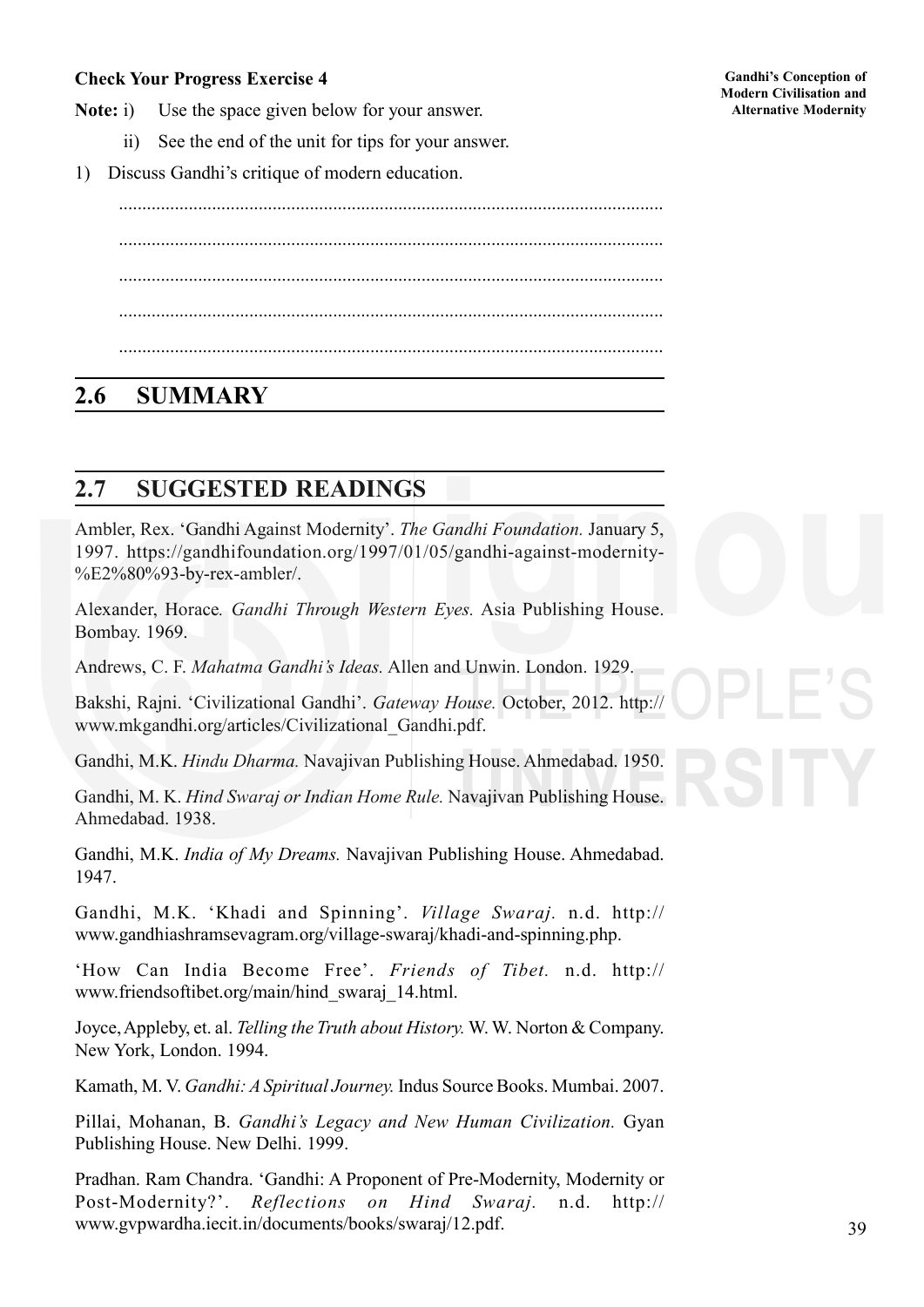**Check Your Progress Exercise 4**

**Note:** i) Use the space given below for your answer.

ii) See the end of the unit for tips for your answer.

1) Discuss Gandhi's critique of modern education.

.....................................................................................................................

.....................................................................................................................

.....................................................................................................................

.....................................................................................................................

.....................................................................................................................

## 2.6 SUMMARY

## 2.7 SUGGESTED READINGS

Ambler, Rex. 'Gandhi Against Modernity'. *The Gandhi Foundation.* January 5, 1997. https://gandhifoundation.org/1997/01/05/gandhi-against-modernity-%E2%80%93-by-rex-ambler/.

Alexander, Horace*. Gandhi Through Western Eyes.* Asia Publishing House. Bombay. 1969.

Andrews, C. F. *Mahatma Gandhi's Ideas.* Allen and Unwin. London. 1929.

Bakshi, Rajni. 'Civilizational Gandhi'. *Gateway House.* October, 2012. http://www.mkgandhi.org/articles/Civilizational_Gandhi.pdf.

Gandhi, M.K. *Hindu Dharma.* Navajivan Publishing House. Ahmedabad. 1950.

Gandhi, M. K. *Hind Swaraj or Indian Home Rule.* Navajivan Publishing House. Ahmedabad. 1938.

Gandhi, M.K. *India of My Dreams.* Navajivan Publishing House. Ahmedabad. 1947.

Gandhi, M.K. 'Khadi and Spinning'. *Village Swaraj.* n.d. http://www.gandhiashramsevagram.org/village-swaraj/khadi-and-spinning.php.

'How Can India Become Free'. *Friends of Tibet.* n.d. http://www.friendsoftibet.org/main/hind_swaraj_14.html.

Joyce, Appleby, et. al. *Telling the Truth about History.* W. W. Norton & Company. New York, London. 1994.

Kamath, M. V. *Gandhi: A Spiritual Journey.* Indus Source Books. Mumbai. 2007.

Pillai, Mohanan, B. *Gandhi's Legacy and New Human Civilization.* Gyan Publishing House. New Delhi. 1999.

Pradhan. Ram Chandra. 'Gandhi: A Proponent of Pre-Modernity, Modernity or Post-Modernity?'. *Reflections on Hind Swaraj.* n.d. http://www.gvpwardha.iecit.in/documents/books/swaraj/12.pdf.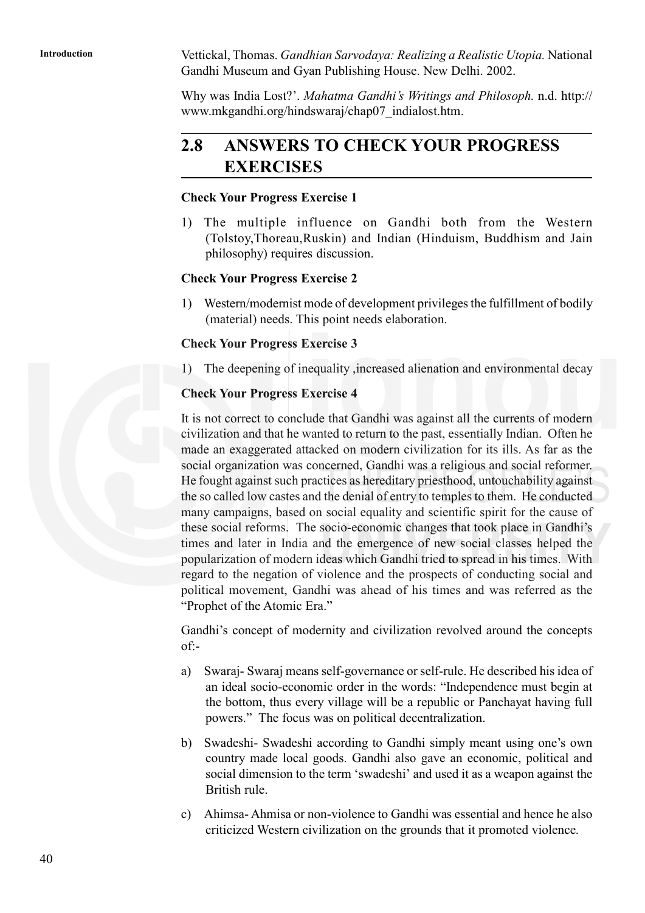Vettickal, Thomas. *Gandhian Sarvodaya: Realizing a Realistic Utopia.* National Gandhi Museum and Gyan Publishing House. New Delhi. 2002.

Why was India Lost?'. *Mahatma Gandhi's Writings and Philosoph.* n.d. http://www.mkgandhi.org/hindswaraj/chap07_indialost.htm.

## 2.8 ANSWERS TO CHECK YOUR PROGRESS EXERCISES

**Check Your Progress Exercise 1**

1) The multiple influence on Gandhi both from the Western (Tolstoy,Thoreau,Ruskin) and Indian (Hinduism, Buddhism and Jain philosophy) requires discussion.

**Check Your Progress Exercise 2**

1) Western/modernist mode of development privileges the fulfillment of bodily (material) needs. This point needs elaboration.

**Check Your Progress Exercise 3**

1) The deepening of inequality ,increased alienation and environmental decay

**Check Your Progress Exercise 4**

It is not correct to conclude that Gandhi was against all the currents of modern civilization and that he wanted to return to the past, essentially Indian. Often he made an exaggerated attacked on modern civilization for its ills. As far as the social organization was concerned, Gandhi was a religious and social reformer. He fought against such practices as hereditary priesthood, untouchability against the so called low castes and the denial of entry to temples to them. He conducted many campaigns, based on social equality and scientific spirit for the cause of these social reforms. The socio-economic changes that took place in Gandhi's times and later in India and the emergence of new social classes helped the popularization of modern ideas which Gandhi tried to spread in his times. With regard to the negation of violence and the prospects of conducting social and political movement, Gandhi was ahead of his times and was referred as the "Prophet of the Atomic Era."

Gandhi's concept of modernity and civilization revolved around the concepts of:-

a) Swaraj- Swaraj means self-governance or self-rule. He described his idea of an ideal socio-economic order in the words: "Independence must begin at the bottom, thus every village will be a republic or Panchayat having full powers." The focus was on political decentralization.

b) Swadeshi- Swadeshi according to Gandhi simply meant using one's own country made local goods. Gandhi also gave an economic, political and social dimension to the term 'swadeshi' and used it as a weapon against the British rule.

c) Ahimsa- Ahmisa or non-violence to Gandhi was essential and hence he also criticized Western civilization on the grounds that it promoted violence.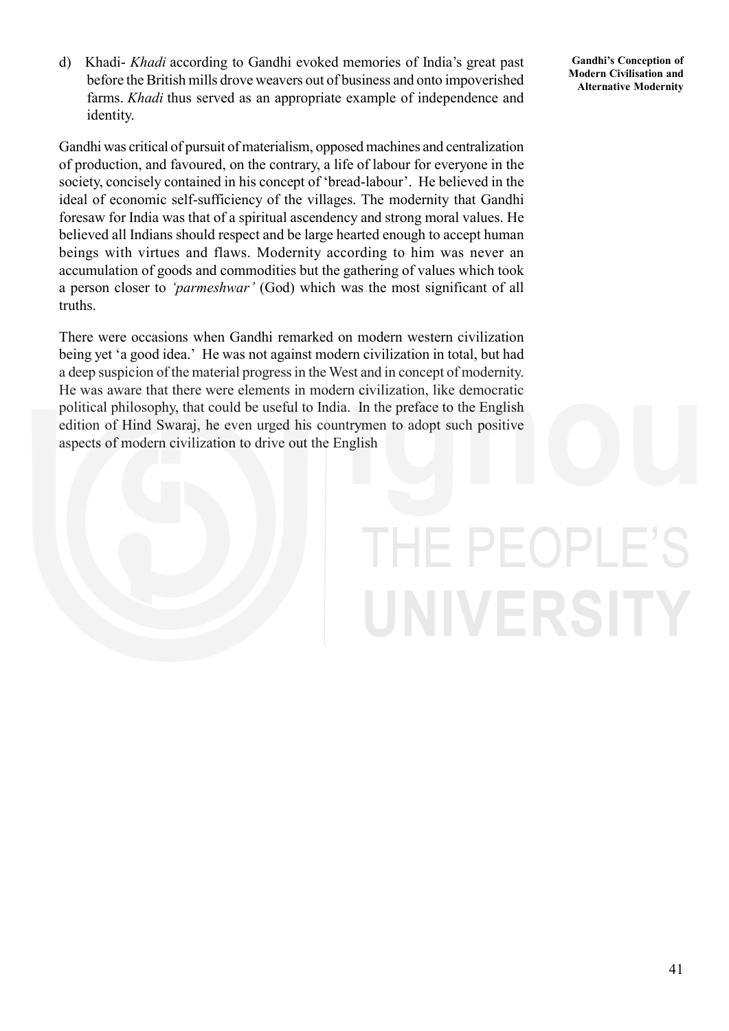d) Khadi- *Khadi* according to Gandhi evoked memories of India's great past before the British mills drove weavers out of business and onto impoverished farms. *Khadi* thus served as an appropriate example of independence and identity.

Gandhi was critical of pursuit of materialism, opposed machines and centralization of production, and favoured, on the contrary, a life of labour for everyone in the society, concisely contained in his concept of 'bread-labour'. He believed in the ideal of economic self-sufficiency of the villages. The modernity that Gandhi foresaw for India was that of a spiritual ascendency and strong moral values. He believed all Indians should respect and be large hearted enough to accept human beings with virtues and flaws. Modernity according to him was never an accumulation of goods and commodities but the gathering of values which took a person closer to *'parmeshwar'* (God) which was the most significant of all truths.

There were occasions when Gandhi remarked on modern western civilization being yet 'a good idea.' He was not against modern civilization in total, but had a deep suspicion of the material progress in the West and in concept of modernity. He was aware that there were elements in modern civilization, like democratic political philosophy, that could be useful to India. In the preface to the English edition of Hind Swaraj, he even urged his countrymen to adopt such positive aspects of modern civilization to drive out the English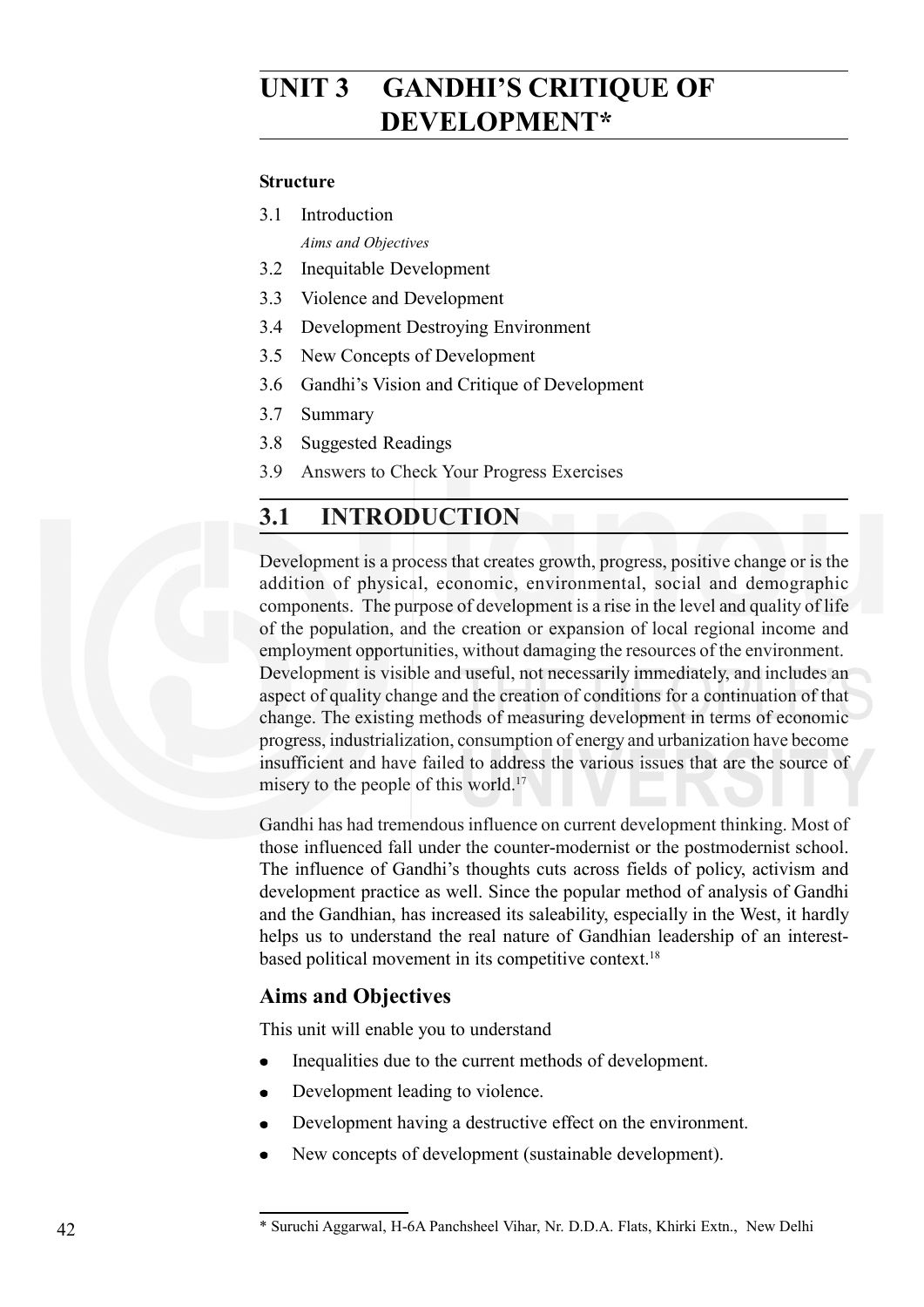# UNIT 3 GANDHI'S CRITIQUE OF DEVELOPMENT*

**Structure**

3.1 Introduction

*Aims and Objectives*

3.2 Inequitable Development

3.3 Violence and Development

3.4 Development Destroying Environment

3.5 New Concepts of Development

3.6 Gandhi's Vision and Critique of Development

3.7 Summary

3.8 Suggested Readings

3.9 Answers to Check Your Progress Exercises

## 3.1 INTRODUCTION

Development is a process that creates growth, progress, positive change or is the addition of physical, economic, environmental, social and demographic components. The purpose of development is a rise in the level and quality of life of the population, and the creation or expansion of local regional income and employment opportunities, without damaging the resources of the environment. Development is visible and useful, not necessarily immediately, and includes an aspect of quality change and the creation of conditions for a continuation of that change. The existing methods of measuring development in terms of economic progress, industrialization, consumption of energy and urbanization have become insufficient and have failed to address the various issues that are the source of misery to the people of this world.[17]

Gandhi has had tremendous influence on current development thinking. Most of those influenced fall under the counter-modernist or the postmodernist school. The influence of Gandhi's thoughts cuts across fields of policy, activism and development practice as well. Since the popular method of analysis of Gandhi and the Gandhian, has increased its saleability, especially in the West, it hardly helps us to understand the real nature of Gandhian leadership of an interest-based political movement in its competitive context.[18]

### Aims and Objectives

This unit will enable you to understand

- Inequalities due to the current methods of development.
- Development leading to violence.
- Development having a destructive effect on the environment.
- New concepts of development (sustainable development).

---

* Suruchi Aggarwal, H-6A Panchsheel Vihar, Nr. D.D.A. Flats, Khirki Extn., New Delhi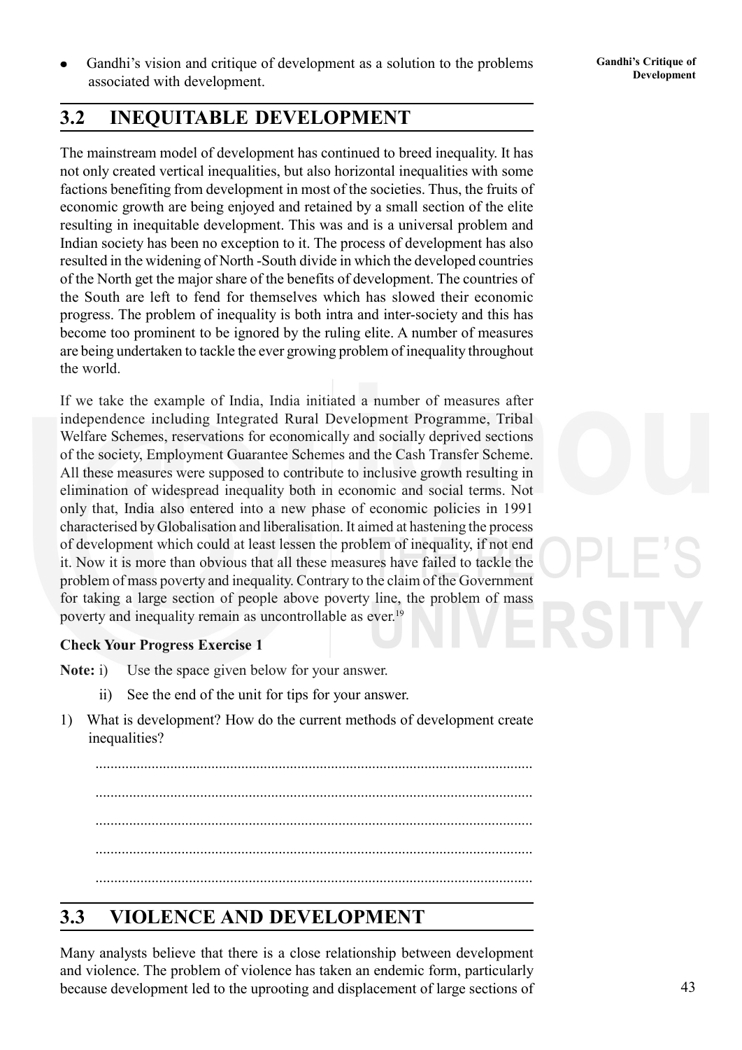- Gandhi's vision and critique of development as a solution to the problems associated with development.

## 3.2 INEQUITABLE DEVELOPMENT

The mainstream model of development has continued to breed inequality. It has not only created vertical inequalities, but also horizontal inequalities with some factions benefiting from development in most of the societies. Thus, the fruits of economic growth are being enjoyed and retained by a small section of the elite resulting in inequitable development. This was and is a universal problem and Indian society has been no exception to it. The process of development has also resulted in the widening of North -South divide in which the developed countries of the North get the major share of the benefits of development. The countries of the South are left to fend for themselves which has slowed their economic progress. The problem of inequality is both intra and inter-society and this has become too prominent to be ignored by the ruling elite. A number of measures are being undertaken to tackle the ever growing problem of inequality throughout the world.

If we take the example of India, India initiated a number of measures after independence including Integrated Rural Development Programme, Tribal Welfare Schemes, reservations for economically and socially deprived sections of the society, Employment Guarantee Schemes and the Cash Transfer Scheme. All these measures were supposed to contribute to inclusive growth resulting in elimination of widespread inequality both in economic and social terms. Not only that, India also entered into a new phase of economic policies in 1991 characterised by Globalisation and liberalisation. It aimed at hastening the process of development which could at least lessen the problem of inequality, if not end it. Now it is more than obvious that all these measures have failed to tackle the problem of mass poverty and inequality. Contrary to the claim of the Government for taking a large section of people above poverty line, the problem of mass poverty and inequality remain as uncontrollable as ever.[19]

**Check Your Progress Exercise 1**

**Note:** i) Use the space given below for your answer.

ii) See the end of the unit for tips for your answer.

1) What is development? How do the current methods of development create inequalities?

..................................................................................................................

..................................................................................................................

..................................................................................................................

..................................................................................................................

..................................................................................................................

## 3.3 VIOLENCE AND DEVELOPMENT

Many analysts believe that there is a close relationship between development and violence. The problem of violence has taken an endemic form, particularly because development led to the uprooting and displacement of large sections of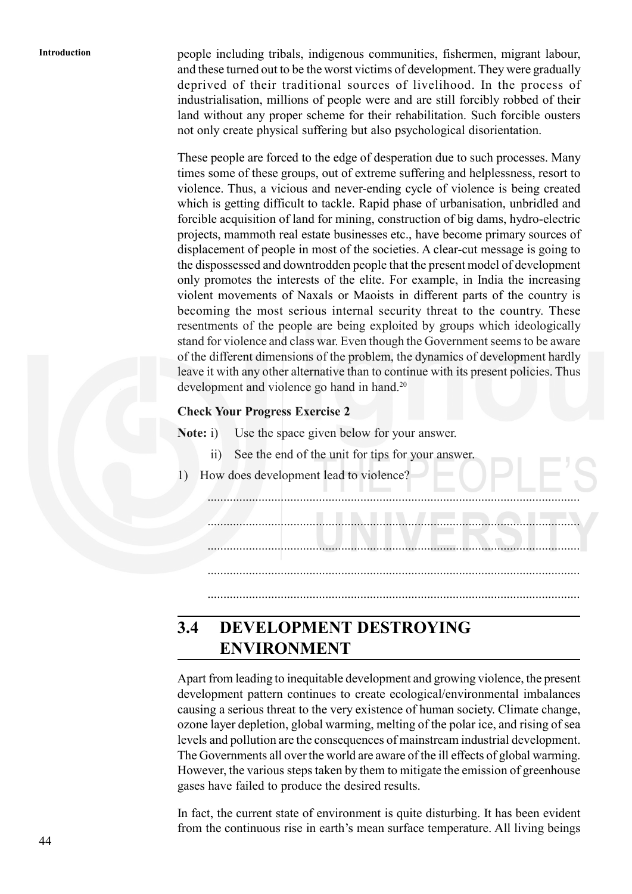people including tribals, indigenous communities, fishermen, migrant labour, and these turned out to be the worst victims of development. They were gradually deprived of their traditional sources of livelihood. In the process of industrialisation, millions of people were and are still forcibly robbed of their land without any proper scheme for their rehabilitation. Such forcible ousters not only create physical suffering but also psychological disorientation.

These people are forced to the edge of desperation due to such processes. Many times some of these groups, out of extreme suffering and helplessness, resort to violence. Thus, a vicious and never-ending cycle of violence is being created which is getting difficult to tackle. Rapid phase of urbanisation, unbridled and forcible acquisition of land for mining, construction of big dams, hydro-electric projects, mammoth real estate businesses etc., have become primary sources of displacement of people in most of the societies. A clear-cut message is going to the dispossessed and downtrodden people that the present model of development only promotes the interests of the elite. For example, in India the increasing violent movements of Naxals or Maoists in different parts of the country is becoming the most serious internal security threat to the country. These resentments of the people are being exploited by groups which ideologically stand for violence and class war. Even though the Government seems to be aware of the different dimensions of the problem, the dynamics of development hardly leave it with any other alternative than to continue with its present policies. Thus development and violence go hand in hand.[20]

**Check Your Progress Exercise 2**

**Note:** i) Use the space given below for your answer.

ii) See the end of the unit for tips for your answer.

1) How does development lead to violence?

.....................................................................................................................

.....................................................................................................................

.....................................................................................................................

.....................................................................................................................

.....................................................................................................................

## 3.4 DEVELOPMENT DESTROYING ENVIRONMENT

Apart from leading to inequitable development and growing violence, the present development pattern continues to create ecological/environmental imbalances causing a serious threat to the very existence of human society. Climate change, ozone layer depletion, global warming, melting of the polar ice, and rising of sea levels and pollution are the consequences of mainstream industrial development. The Governments all over the world are aware of the ill effects of global warming. However, the various steps taken by them to mitigate the emission of greenhouse gases have failed to produce the desired results.

In fact, the current state of environment is quite disturbing. It has been evident from the continuous rise in earth's mean surface temperature. All living beings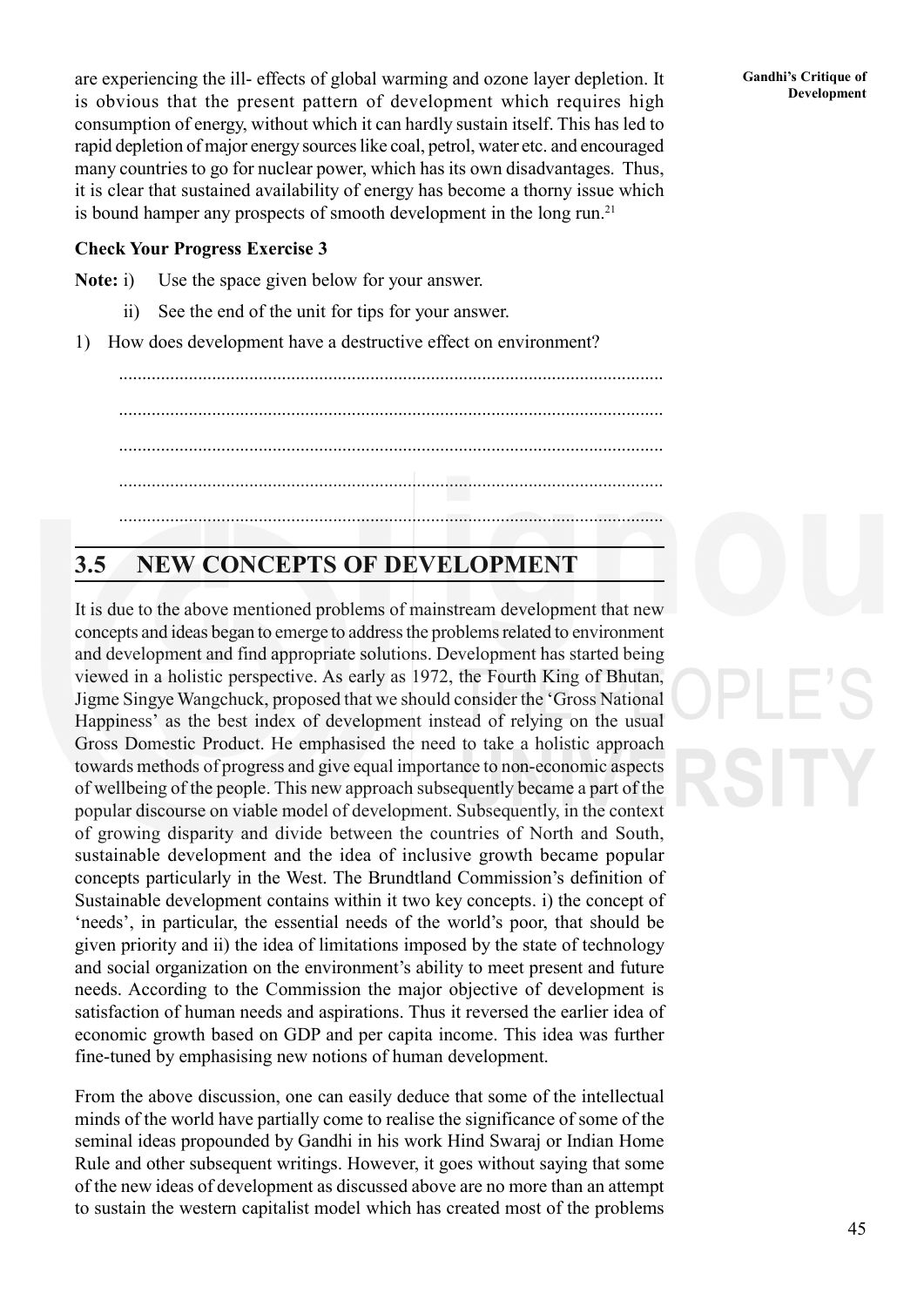are experiencing the ill- effects of global warming and ozone layer depletion. It is obvious that the present pattern of development which requires high consumption of energy, without which it can hardly sustain itself. This has led to rapid depletion of major energy sources like coal, petrol, water etc. and encouraged many countries to go for nuclear power, which has its own disadvantages. Thus, it is clear that sustained availability of energy has become a thorny issue which is bound hamper any prospects of smooth development in the long run.[21]

**Check Your Progress Exercise 3**

**Note:** i) Use the space given below for your answer.

ii) See the end of the unit for tips for your answer.

1) How does development have a destructive effect on environment?

.....................................................................................................................

.....................................................................................................................

.....................................................................................................................

.....................................................................................................................

.....................................................................................................................

## 3.5 NEW CONCEPTS OF DEVELOPMENT

It is due to the above mentioned problems of mainstream development that new concepts and ideas began to emerge to address the problems related to environment and development and find appropriate solutions. Development has started being viewed in a holistic perspective. As early as 1972, the Fourth King of Bhutan, Jigme Singye Wangchuck, proposed that we should consider the 'Gross National Happiness' as the best index of development instead of relying on the usual Gross Domestic Product. He emphasised the need to take a holistic approach towards methods of progress and give equal importance to non-economic aspects of wellbeing of the people. This new approach subsequently became a part of the popular discourse on viable model of development. Subsequently, in the context of growing disparity and divide between the countries of North and South, sustainable development and the idea of inclusive growth became popular concepts particularly in the West. The Brundtland Commission's definition of Sustainable development contains within it two key concepts. i) the concept of 'needs', in particular, the essential needs of the world's poor, that should be given priority and ii) the idea of limitations imposed by the state of technology and social organization on the environment's ability to meet present and future needs. According to the Commission the major objective of development is satisfaction of human needs and aspirations. Thus it reversed the earlier idea of economic growth based on GDP and per capita income. This idea was further fine-tuned by emphasising new notions of human development.

From the above discussion, one can easily deduce that some of the intellectual minds of the world have partially come to realise the significance of some of the seminal ideas propounded by Gandhi in his work Hind Swaraj or Indian Home Rule and other subsequent writings. However, it goes without saying that some of the new ideas of development as discussed above are no more than an attempt to sustain the western capitalist model which has created most of the problems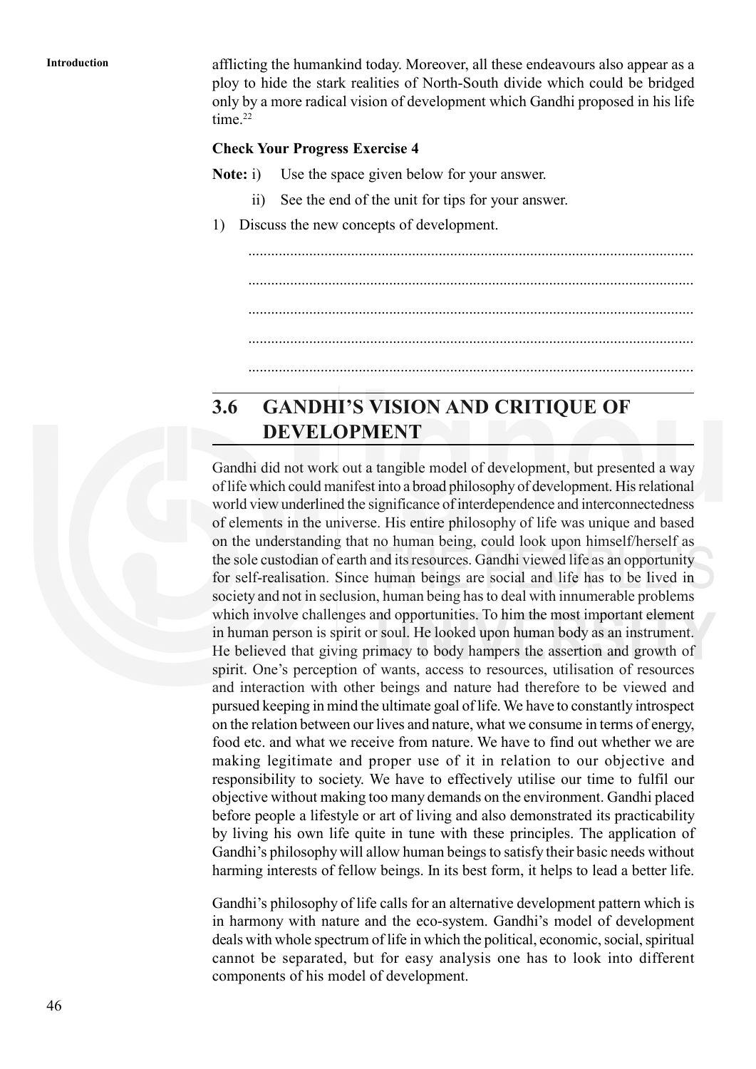afflicting the humankind today. Moreover, all these endeavours also appear as a ploy to hide the stark realities of North-South divide which could be bridged only by a more radical vision of development which Gandhi proposed in his life time.[22]

**Check Your Progress Exercise 4**

**Note:** i) Use the space given below for your answer.

ii) See the end of the unit for tips for your answer.

1) Discuss the new concepts of development.

.....................................................................................................................

.....................................................................................................................

.....................................................................................................................

.....................................................................................................................

.....................................................................................................................

## 3.6 GANDHI'S VISION AND CRITIQUE OF DEVELOPMENT

Gandhi did not work out a tangible model of development, but presented a way of life which could manifest into a broad philosophy of development. His relational world view underlined the significance of interdependence and interconnectedness of elements in the universe. His entire philosophy of life was unique and based on the understanding that no human being, could look upon himself/herself as the sole custodian of earth and its resources. Gandhi viewed life as an opportunity for self-realisation. Since human beings are social and life has to be lived in society and not in seclusion, human being has to deal with innumerable problems which involve challenges and opportunities. To him the most important element in human person is spirit or soul. He looked upon human body as an instrument. He believed that giving primacy to body hampers the assertion and growth of spirit. One's perception of wants, access to resources, utilisation of resources and interaction with other beings and nature had therefore to be viewed and pursued keeping in mind the ultimate goal of life. We have to constantly introspect on the relation between our lives and nature, what we consume in terms of energy, food etc. and what we receive from nature. We have to find out whether we are making legitimate and proper use of it in relation to our objective and responsibility to society. We have to effectively utilise our time to fulfil our objective without making too many demands on the environment. Gandhi placed before people a lifestyle or art of living and also demonstrated its practicability by living his own life quite in tune with these principles. The application of Gandhi's philosophy will allow human beings to satisfy their basic needs without harming interests of fellow beings. In its best form, it helps to lead a better life.

Gandhi's philosophy of life calls for an alternative development pattern which is in harmony with nature and the eco-system. Gandhi's model of development deals with whole spectrum of life in which the political, economic, social, spiritual cannot be separated, but for easy analysis one has to look into different components of his model of development.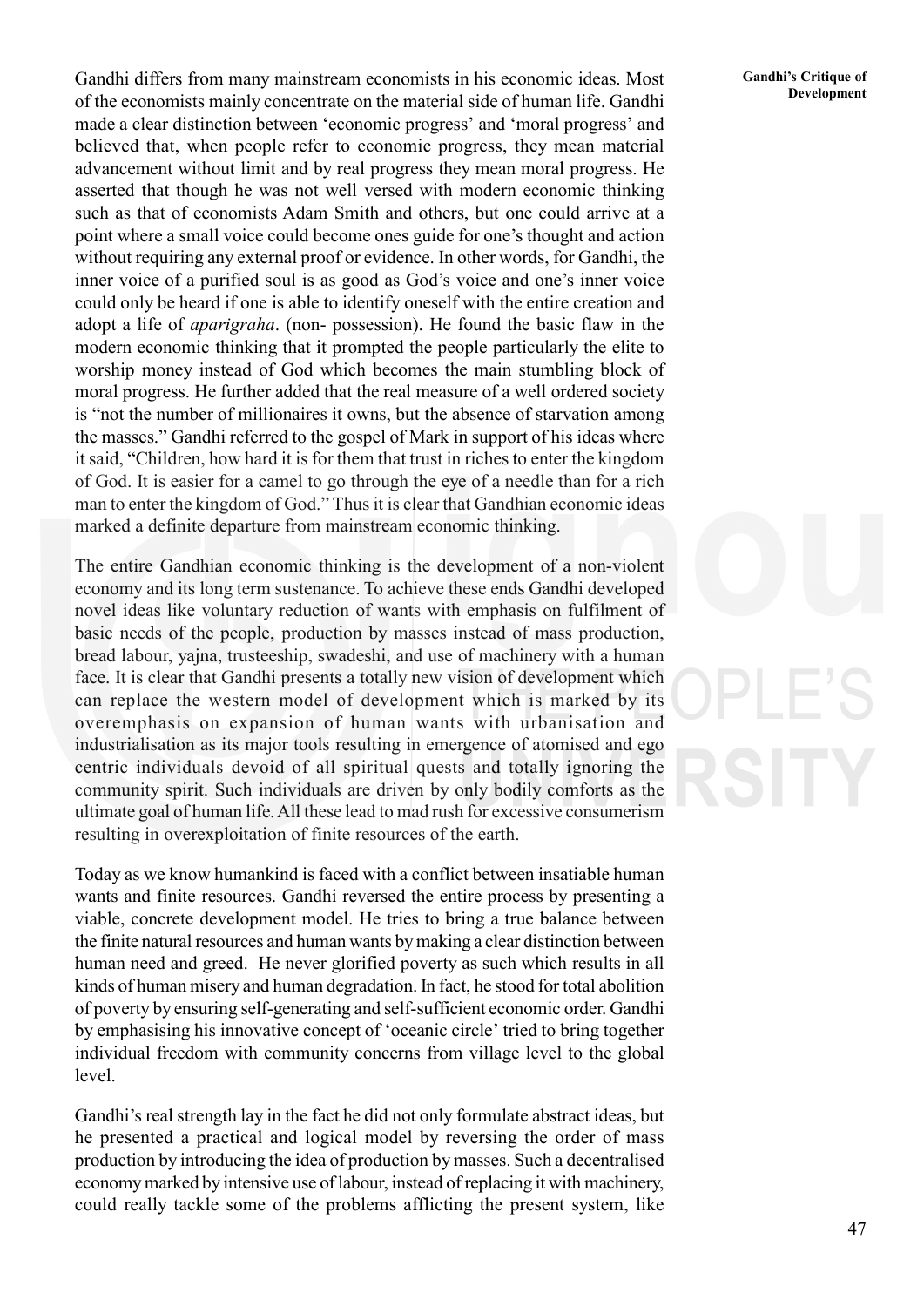Gandhi differs from many mainstream economists in his economic ideas. Most of the economists mainly concentrate on the material side of human life. Gandhi made a clear distinction between 'economic progress' and 'moral progress' and believed that, when people refer to economic progress, they mean material advancement without limit and by real progress they mean moral progress. He asserted that though he was not well versed with modern economic thinking such as that of economists Adam Smith and others, but one could arrive at a point where a small voice could become ones guide for one's thought and action without requiring any external proof or evidence. In other words, for Gandhi, the inner voice of a purified soul is as good as God's voice and one's inner voice could only be heard if one is able to identify oneself with the entire creation and adopt a life of *aparigraha*. (non- possession). He found the basic flaw in the modern economic thinking that it prompted the people particularly the elite to worship money instead of God which becomes the main stumbling block of moral progress. He further added that the real measure of a well ordered society is "not the number of millionaires it owns, but the absence of starvation among the masses." Gandhi referred to the gospel of Mark in support of his ideas where it said, "Children, how hard it is for them that trust in riches to enter the kingdom of God. It is easier for a camel to go through the eye of a needle than for a rich man to enter the kingdom of God." Thus it is clear that Gandhian economic ideas marked a definite departure from mainstream economic thinking.

The entire Gandhian economic thinking is the development of a non-violent economy and its long term sustenance. To achieve these ends Gandhi developed novel ideas like voluntary reduction of wants with emphasis on fulfilment of basic needs of the people, production by masses instead of mass production, bread labour, yajna, trusteeship, swadeshi, and use of machinery with a human face. It is clear that Gandhi presents a totally new vision of development which can replace the western model of development which is marked by its overemphasis on expansion of human wants with urbanisation and industrialisation as its major tools resulting in emergence of atomised and ego centric individuals devoid of all spiritual quests and totally ignoring the community spirit. Such individuals are driven by only bodily comforts as the ultimate goal of human life. All these lead to mad rush for excessive consumerism resulting in overexploitation of finite resources of the earth.

Today as we know humankind is faced with a conflict between insatiable human wants and finite resources. Gandhi reversed the entire process by presenting a viable, concrete development model. He tries to bring a true balance between the finite natural resources and human wants by making a clear distinction between human need and greed. He never glorified poverty as such which results in all kinds of human misery and human degradation. In fact, he stood for total abolition of poverty by ensuring self-generating and self-sufficient economic order. Gandhi by emphasising his innovative concept of 'oceanic circle' tried to bring together individual freedom with community concerns from village level to the global level.

Gandhi's real strength lay in the fact he did not only formulate abstract ideas, but he presented a practical and logical model by reversing the order of mass production by introducing the idea of production by masses. Such a decentralised economy marked by intensive use of labour, instead of replacing it with machinery, could really tackle some of the problems afflicting the present system, like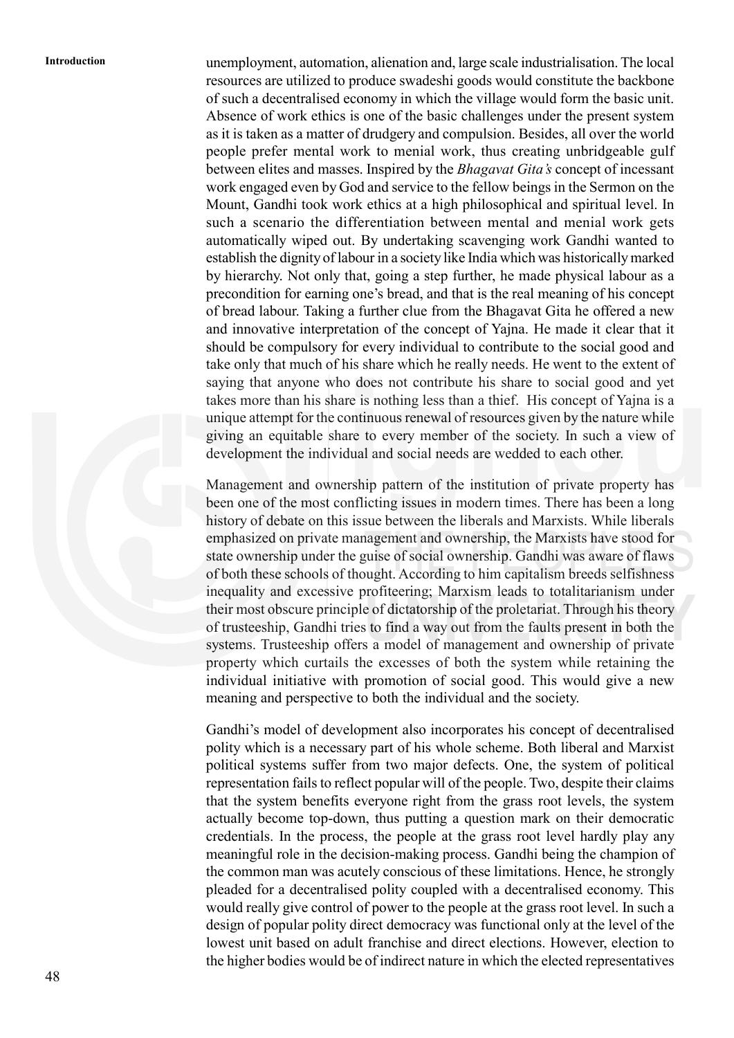unemployment, automation, alienation and, large scale industrialisation. The local resources are utilized to produce swadeshi goods would constitute the backbone of such a decentralised economy in which the village would form the basic unit. Absence of work ethics is one of the basic challenges under the present system as it is taken as a matter of drudgery and compulsion. Besides, all over the world people prefer mental work to menial work, thus creating unbridgeable gulf between elites and masses. Inspired by the *Bhagavat Gita's* concept of incessant work engaged even by God and service to the fellow beings in the Sermon on the Mount, Gandhi took work ethics at a high philosophical and spiritual level. In such a scenario the differentiation between mental and menial work gets automatically wiped out. By undertaking scavenging work Gandhi wanted to establish the dignity of labour in a society like India which was historically marked by hierarchy. Not only that, going a step further, he made physical labour as a precondition for earning one's bread, and that is the real meaning of his concept of bread labour. Taking a further clue from the Bhagavat Gita he offered a new and innovative interpretation of the concept of Yajna. He made it clear that it should be compulsory for every individual to contribute to the social good and take only that much of his share which he really needs. He went to the extent of saying that anyone who does not contribute his share to social good and yet takes more than his share is nothing less than a thief. His concept of Yajna is a unique attempt for the continuous renewal of resources given by the nature while giving an equitable share to every member of the society. In such a view of development the individual and social needs are wedded to each other.

Management and ownership pattern of the institution of private property has been one of the most conflicting issues in modern times. There has been a long history of debate on this issue between the liberals and Marxists. While liberals emphasized on private management and ownership, the Marxists have stood for state ownership under the guise of social ownership. Gandhi was aware of flaws of both these schools of thought. According to him capitalism breeds selfishness inequality and excessive profiteering; Marxism leads to totalitarianism under their most obscure principle of dictatorship of the proletariat. Through his theory of trusteeship, Gandhi tries to find a way out from the faults present in both the systems. Trusteeship offers a model of management and ownership of private property which curtails the excesses of both the system while retaining the individual initiative with promotion of social good. This would give a new meaning and perspective to both the individual and the society.

Gandhi's model of development also incorporates his concept of decentralised polity which is a necessary part of his whole scheme. Both liberal and Marxist political systems suffer from two major defects. One, the system of political representation fails to reflect popular will of the people. Two, despite their claims that the system benefits everyone right from the grass root levels, the system actually become top-down, thus putting a question mark on their democratic credentials. In the process, the people at the grass root level hardly play any meaningful role in the decision-making process. Gandhi being the champion of the common man was acutely conscious of these limitations. Hence, he strongly pleaded for a decentralised polity coupled with a decentralised economy. This would really give control of power to the people at the grass root level. In such a design of popular polity direct democracy was functional only at the level of the lowest unit based on adult franchise and direct elections. However, election to the higher bodies would be of indirect nature in which the elected representatives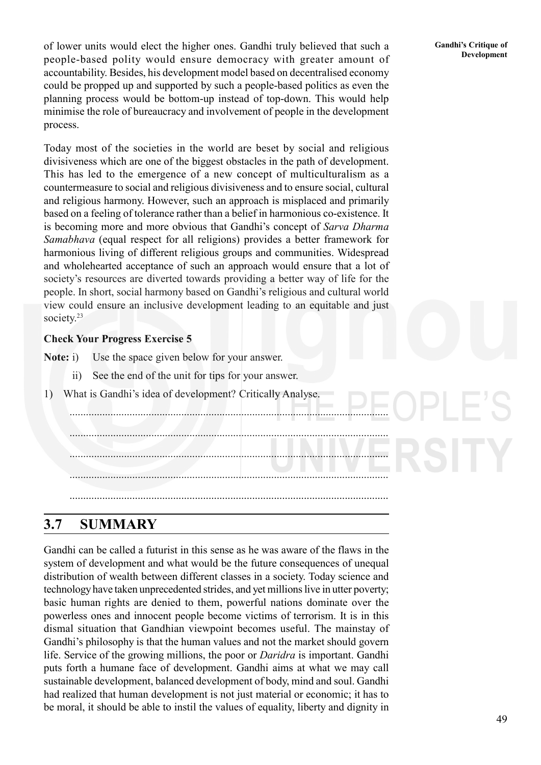of lower units would elect the higher ones. Gandhi truly believed that such a people-based polity would ensure democracy with greater amount of accountability. Besides, his development model based on decentralised economy could be propped up and supported by such a people-based politics as even the planning process would be bottom-up instead of top-down. This would help minimise the role of bureaucracy and involvement of people in the development process.

Today most of the societies in the world are beset by social and religious divisiveness which are one of the biggest obstacles in the path of development. This has led to the emergence of a new concept of multiculturalism as a countermeasure to social and religious divisiveness and to ensure social, cultural and religious harmony. However, such an approach is misplaced and primarily based on a feeling of tolerance rather than a belief in harmonious co-existence. It is becoming more and more obvious that Gandhi's concept of *Sarva Dharma Samabhava* (equal respect for all religions) provides a better framework for harmonious living of different religious groups and communities. Widespread and wholehearted acceptance of such an approach would ensure that a lot of society's resources are diverted towards providing a better way of life for the people. In short, social harmony based on Gandhi's religious and cultural world view could ensure an inclusive development leading to an equitable and just society.[23]

**Check Your Progress Exercise 5**

**Note:** i) Use the space given below for your answer.

ii) See the end of the unit for tips for your answer.

1) What is Gandhi's idea of development? Critically Analyse.

.....................................................................................................................

.....................................................................................................................

.....................................................................................................................

.....................................................................................................................

.....................................................................................................................

## 3.7 SUMMARY

Gandhi can be called a futurist in this sense as he was aware of the flaws in the system of development and what would be the future consequences of unequal distribution of wealth between different classes in a society. Today science and technology have taken unprecedented strides, and yet millions live in utter poverty; basic human rights are denied to them, powerful nations dominate over the powerless ones and innocent people become victims of terrorism. It is in this dismal situation that Gandhian viewpoint becomes useful. The mainstay of Gandhi's philosophy is that the human values and not the market should govern life. Service of the growing millions, the poor or *Daridra* is important. Gandhi puts forth a humane face of development. Gandhi aims at what we may call sustainable development, balanced development of body, mind and soul. Gandhi had realized that human development is not just material or economic; it has to be moral, it should be able to instil the values of equality, liberty and dignity in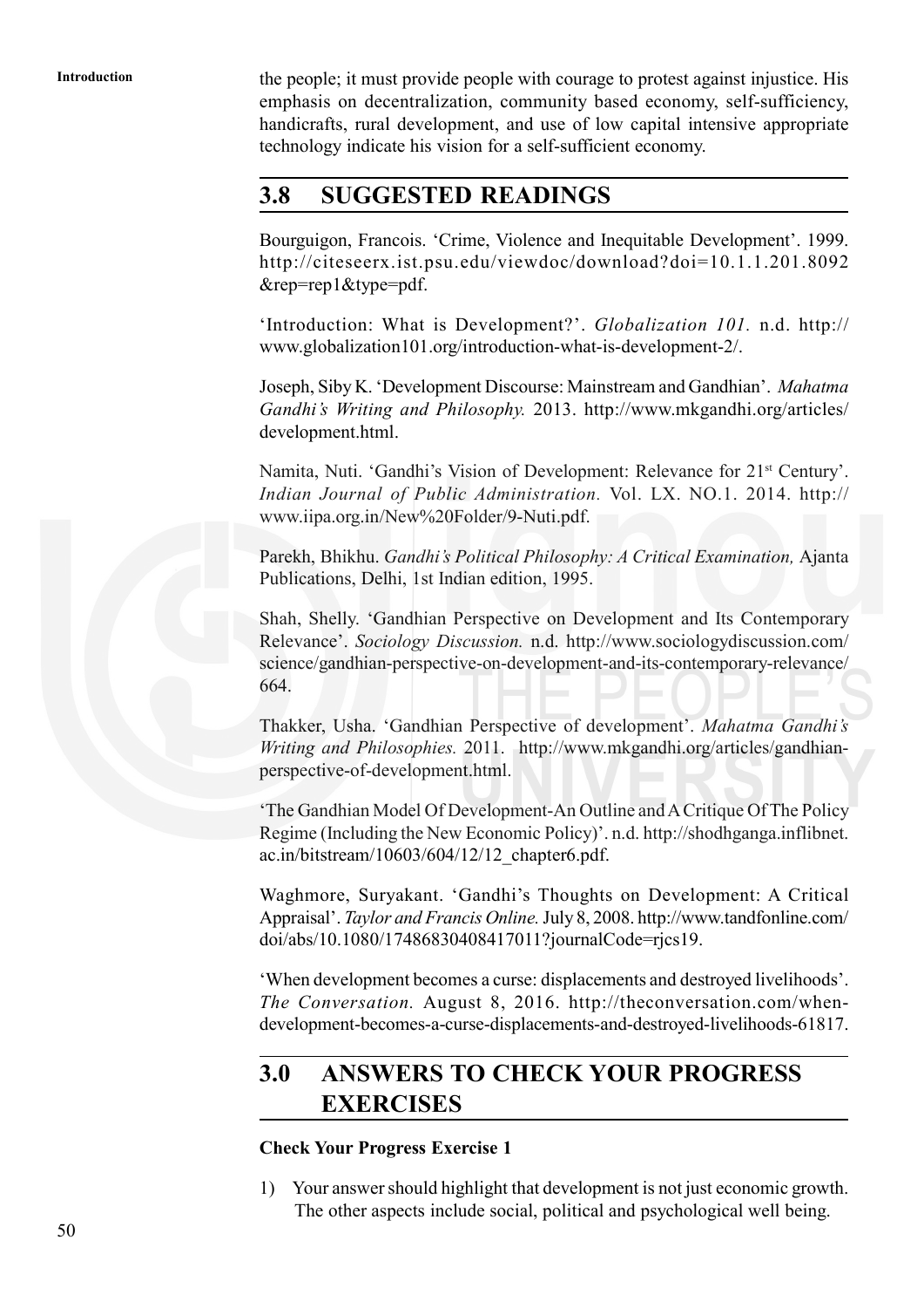the people; it must provide people with courage to protest against injustice. His emphasis on decentralization, community based economy, self-sufficiency, handicrafts, rural development, and use of low capital intensive appropriate technology indicate his vision for a self-sufficient economy.

## 3.8 SUGGESTED READINGS

Bourguigon, Francois. 'Crime, Violence and Inequitable Development'. 1999. http://citeseerx.ist.psu.edu/viewdoc/download?doi=10.1.1.201.8092&rep=rep1&type=pdf.

'Introduction: What is Development?'. *Globalization 101.* n.d. http://www.globalization101.org/introduction-what-is-development-2/.

Joseph, Siby K. 'Development Discourse: Mainstream and Gandhian'. *Mahatma Gandhi's Writing and Philosophy.* 2013. http://www.mkgandhi.org/articles/development.html.

Namita, Nuti. 'Gandhi's Vision of Development: Relevance for 21st Century'. *Indian Journal of Public Administration.* Vol. LX. NO.1. 2014. http://www.iipa.org.in/New%20Folder/9-Nuti.pdf.

Parekh, Bhikhu. *Gandhi's Political Philosophy: A Critical Examination,* Ajanta Publications, Delhi, 1st Indian edition, 1995.

Shah, Shelly. 'Gandhian Perspective on Development and Its Contemporary Relevance'. *Sociology Discussion.* n.d. http://www.sociologydiscussion.com/science/gandhian-perspective-on-development-and-its-contemporary-relevance/664.

Thakker, Usha. 'Gandhian Perspective of development'. *Mahatma Gandhi's Writing and Philosophies.* 2011. http://www.mkgandhi.org/articles/gandhian-perspective-of-development.html.

'The Gandhian Model Of Development-An Outline and A Critique Of The Policy Regime (Including the New Economic Policy)'. n.d. http://shodhganga.inflibnet.ac.in/bitstream/10603/604/12/12_chapter6.pdf.

Waghmore, Suryakant. 'Gandhi's Thoughts on Development: A Critical Appraisal'. *Taylor and Francis Online.* July 8, 2008. http://www.tandfonline.com/doi/abs/10.1080/17486830408417011?journalCode=rjcs19.

'When development becomes a curse: displacements and destroyed livelihoods'. *The Conversation.* August 8, 2016. http://theconversation.com/when-development-becomes-a-curse-displacements-and-destroyed-livelihoods-61817.

## 3.0 ANSWERS TO CHECK YOUR PROGRESS EXERCISES

**Check Your Progress Exercise 1**

1) Your answer should highlight that development is not just economic growth. The other aspects include social, political and psychological well being.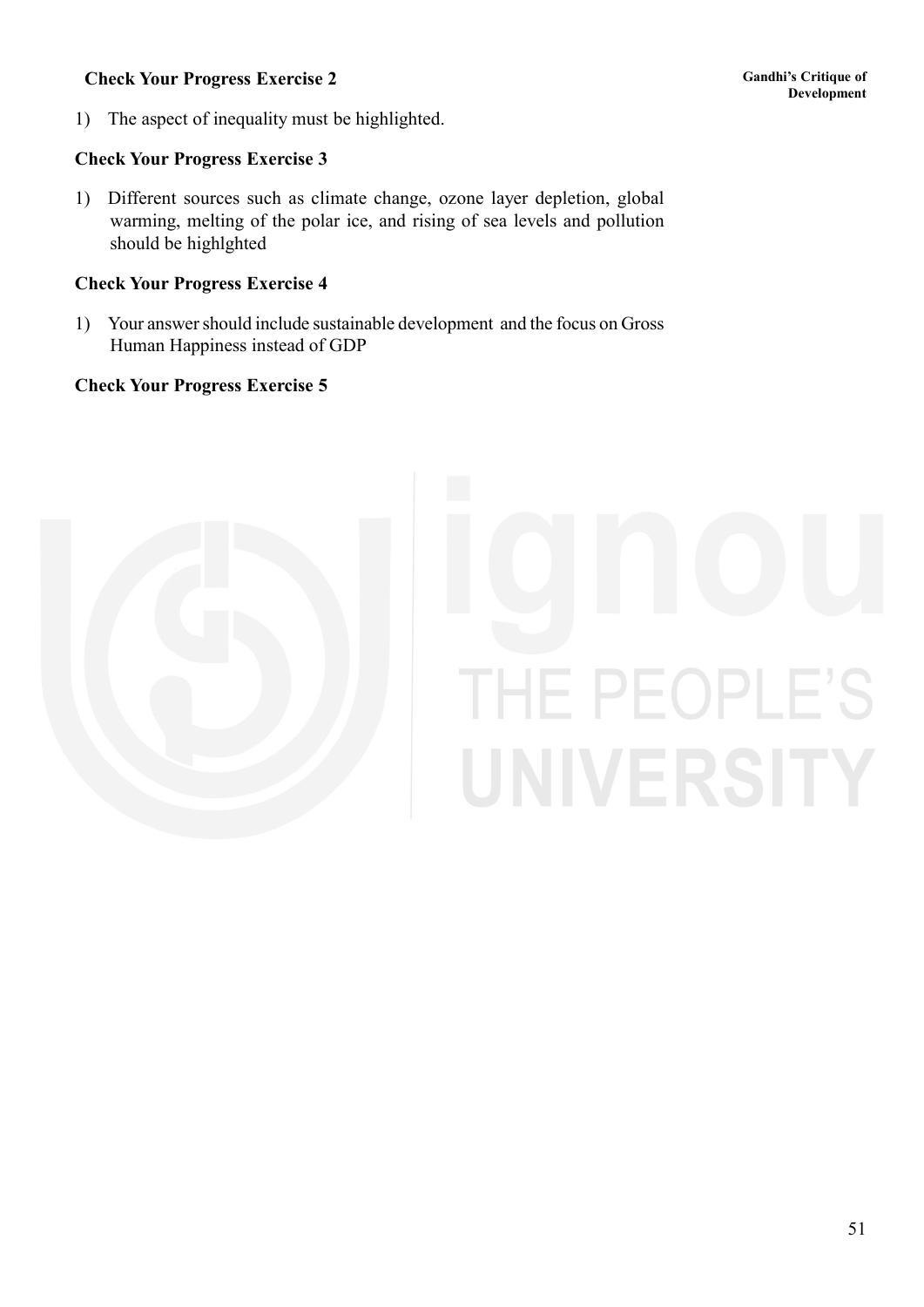**Check Your Progress Exercise 2**

1) The aspect of inequality must be highlighted.

**Check Your Progress Exercise 3**

1) Different sources such as climate change, ozone layer depletion, global warming, melting of the polar ice, and rising of sea levels and pollution should be highlghted

**Check Your Progress Exercise 4**

1) Your answer should include sustainable development and the focus on Gross Human Happiness instead of GDP

**Check Your Progress Exercise 5**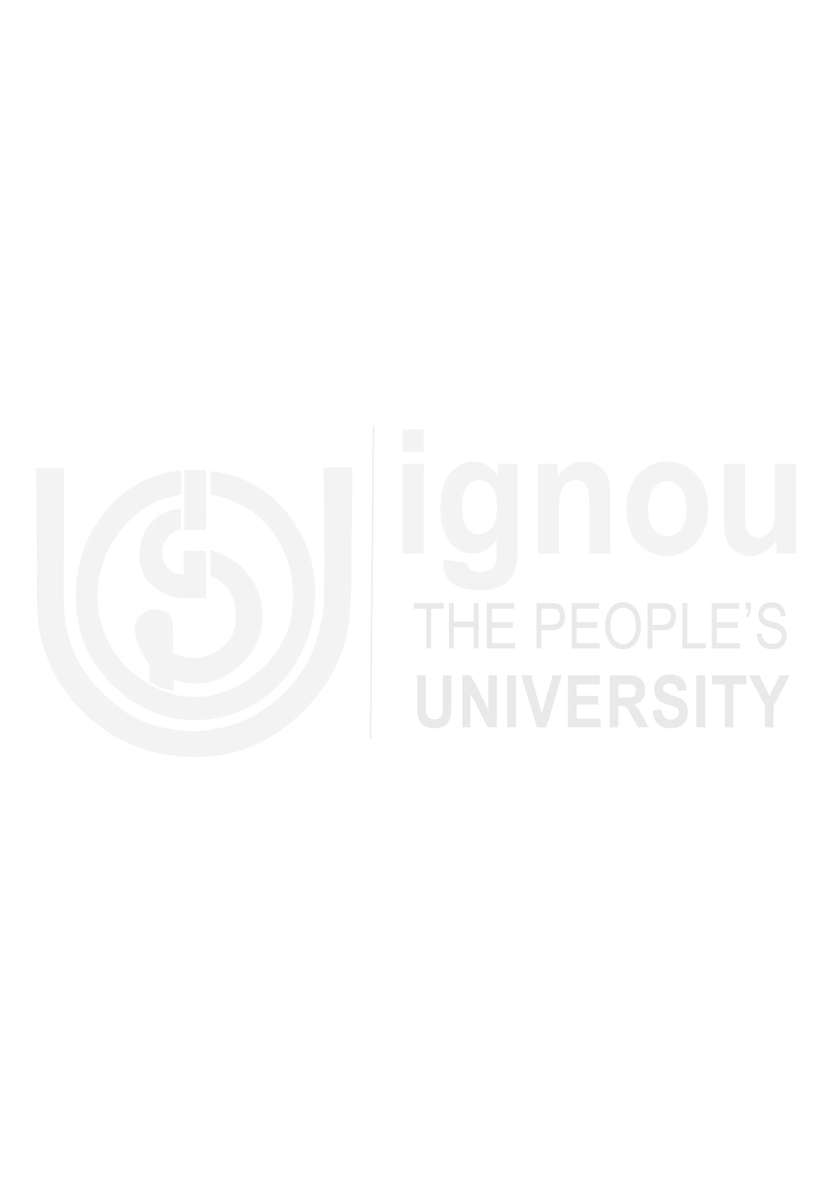ignou

THE PEOPLE'S

UNIVERSITY